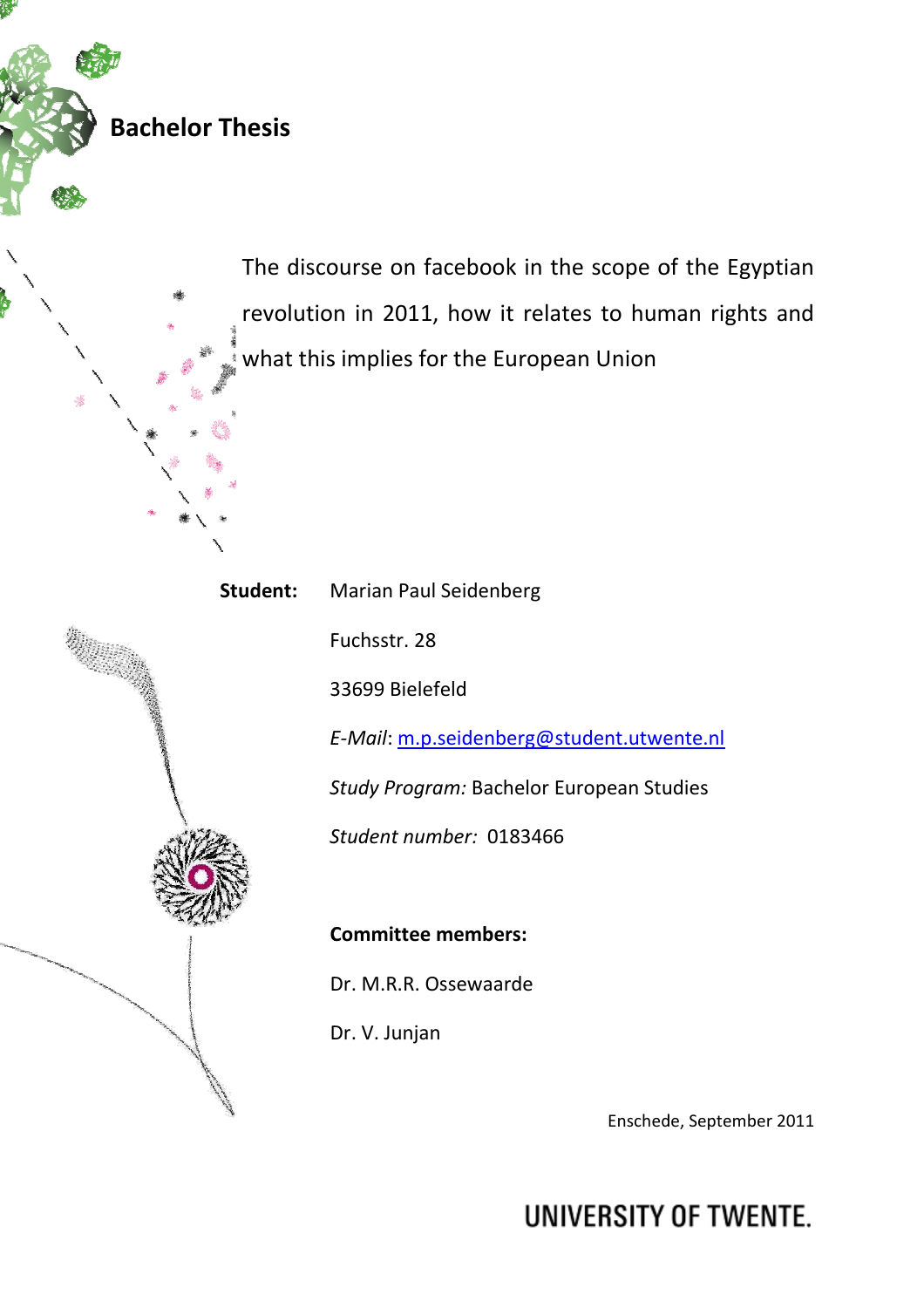# Bachelor Thesis

The discourse on facebook in the scope of the Egyptian revolution in 2011, how it relates to human rights and what this implies for the European Union

**Student:** Marian Paul Seidenberg

Fuchsstr. 28

33699 Bielefeld

*E-Mail*: m.p.seidenberg@student.utwente.nl

*Study Program:* Bachelor European Studies

*Student number:* 0183466

**Committee members:**

Dr. M.R.R. Ossewaarde

Dr. V. Junjan

Enschede, September 2011

UNIVERSITY OF TWENTE.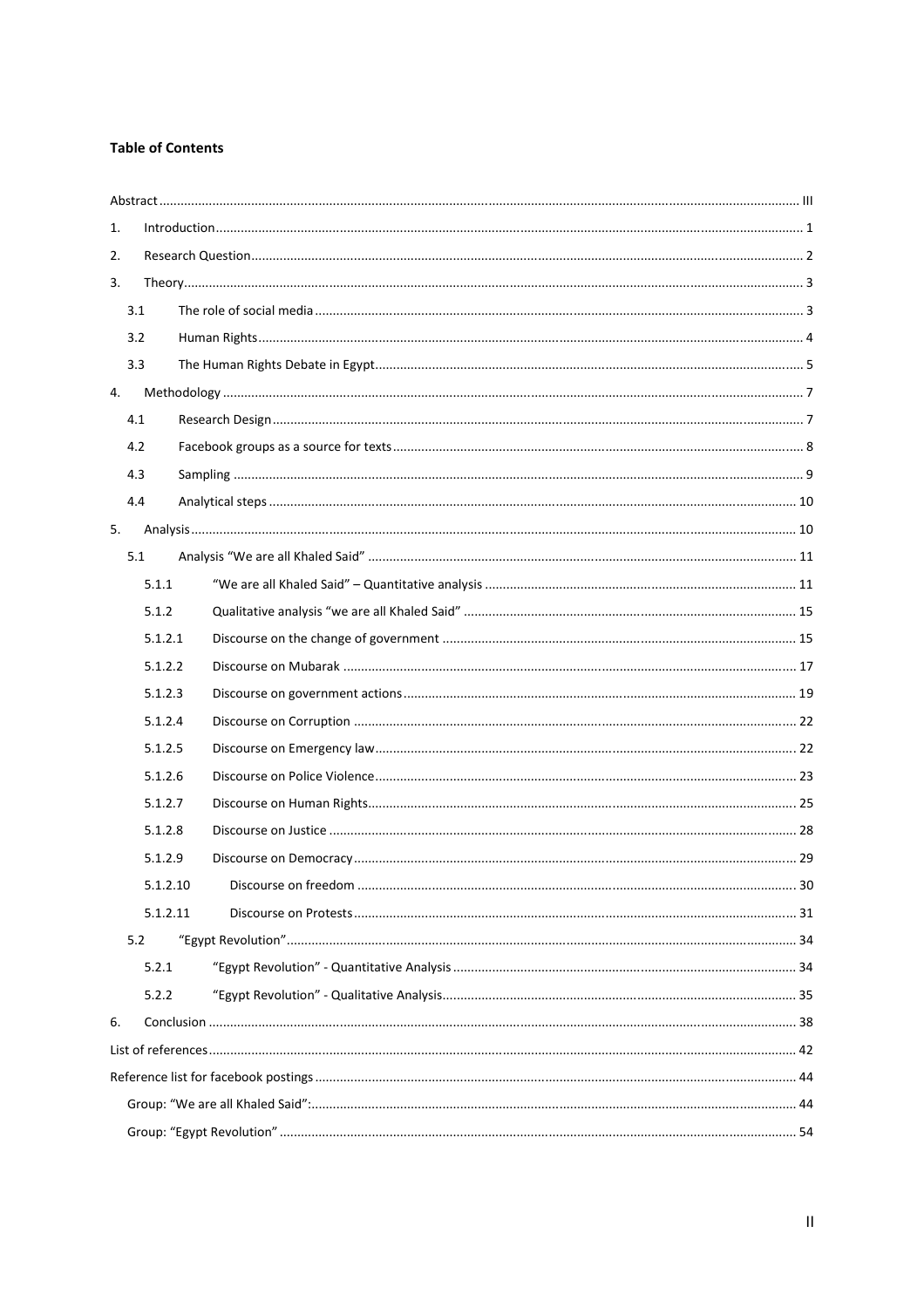**Table of Contents**

Abstract ..... III

1. Introduction ..... 1
2. Research Question ..... 2
3. Theory ..... 3
   - 3.1 The role of social media ..... 3
   - 3.2 Human Rights ..... 4
   - 3.3 The Human Rights Debate in Egypt ..... 5
4. Methodology ..... 7
   - 4.1 Research Design ..... 7
   - 4.2 Facebook groups as a source for texts ..... 8
   - 4.3 Sampling ..... 9
   - 4.4 Analytical steps ..... 10
5. Analysis ..... 10
   - 5.1 Analysis “We are all Khaled Said” ..... 11
     - 5.1.1 “We are all Khaled Said” – Quantitative analysis ..... 11
     - 5.1.2 Qualitative analysis “we are all Khaled Said” ..... 15
     - 5.1.2.1 Discourse on the change of government ..... 15
     - 5.1.2.2 Discourse on Mubarak ..... 17
     - 5.1.2.3 Discourse on government actions ..... 19
     - 5.1.2.4 Discourse on Corruption ..... 22
     - 5.1.2.5 Discourse on Emergency law ..... 22
     - 5.1.2.6 Discourse on Police Violence ..... 23
     - 5.1.2.7 Discourse on Human Rights ..... 25
     - 5.1.2.8 Discourse on Justice ..... 28
     - 5.1.2.9 Discourse on Democracy ..... 29
     - 5.1.2.10 Discourse on freedom ..... 30
     - 5.1.2.11 Discourse on Protests ..... 31
   - 5.2 “Egypt Revolution” ..... 34
     - 5.2.1 “Egypt Revolution” - Quantitative Analysis ..... 34
     - 5.2.2 “Egypt Revolution” - Qualitative Analysis ..... 35
6. Conclusion ..... 38

List of references ..... 42

Reference list for facebook postings ..... 44

- Group: “We are all Khaled Said”: ..... 44
- Group: “Egypt Revolution” ..... 54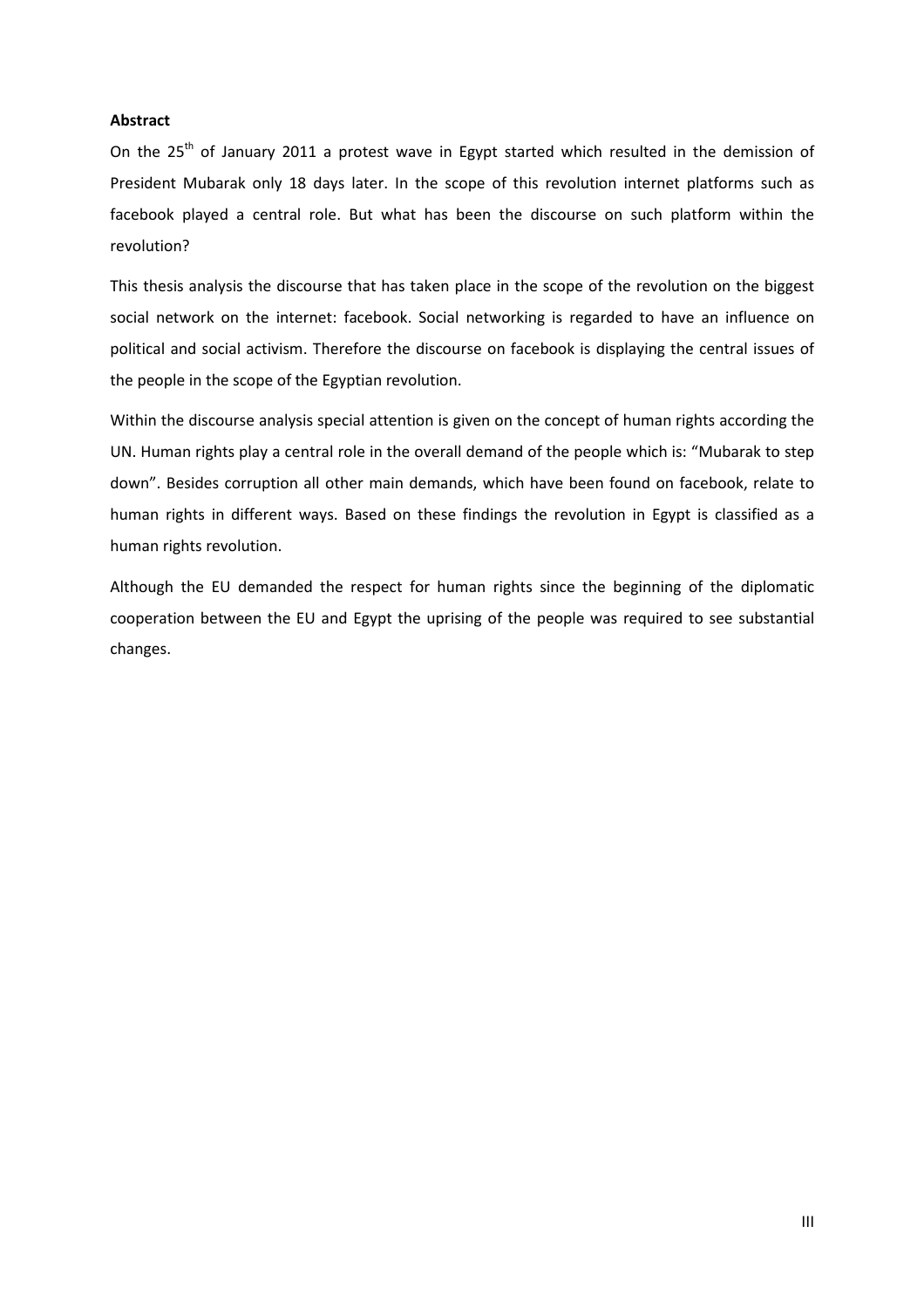**Abstract**

On the 25th of January 2011 a protest wave in Egypt started which resulted in the demission of President Mubarak only 18 days later. In the scope of this revolution internet platforms such as facebook played a central role. But what has been the discourse on such platform within the revolution?

This thesis analysis the discourse that has taken place in the scope of the revolution on the biggest social network on the internet: facebook. Social networking is regarded to have an influence on political and social activism. Therefore the discourse on facebook is displaying the central issues of the people in the scope of the Egyptian revolution.

Within the discourse analysis special attention is given on the concept of human rights according the UN. Human rights play a central role in the overall demand of the people which is: “Mubarak to step down”. Besides corruption all other main demands, which have been found on facebook, relate to human rights in different ways. Based on these findings the revolution in Egypt is classified as a human rights revolution.

Although the EU demanded the respect for human rights since the beginning of the diplomatic cooperation between the EU and Egypt the uprising of the people was required to see substantial changes.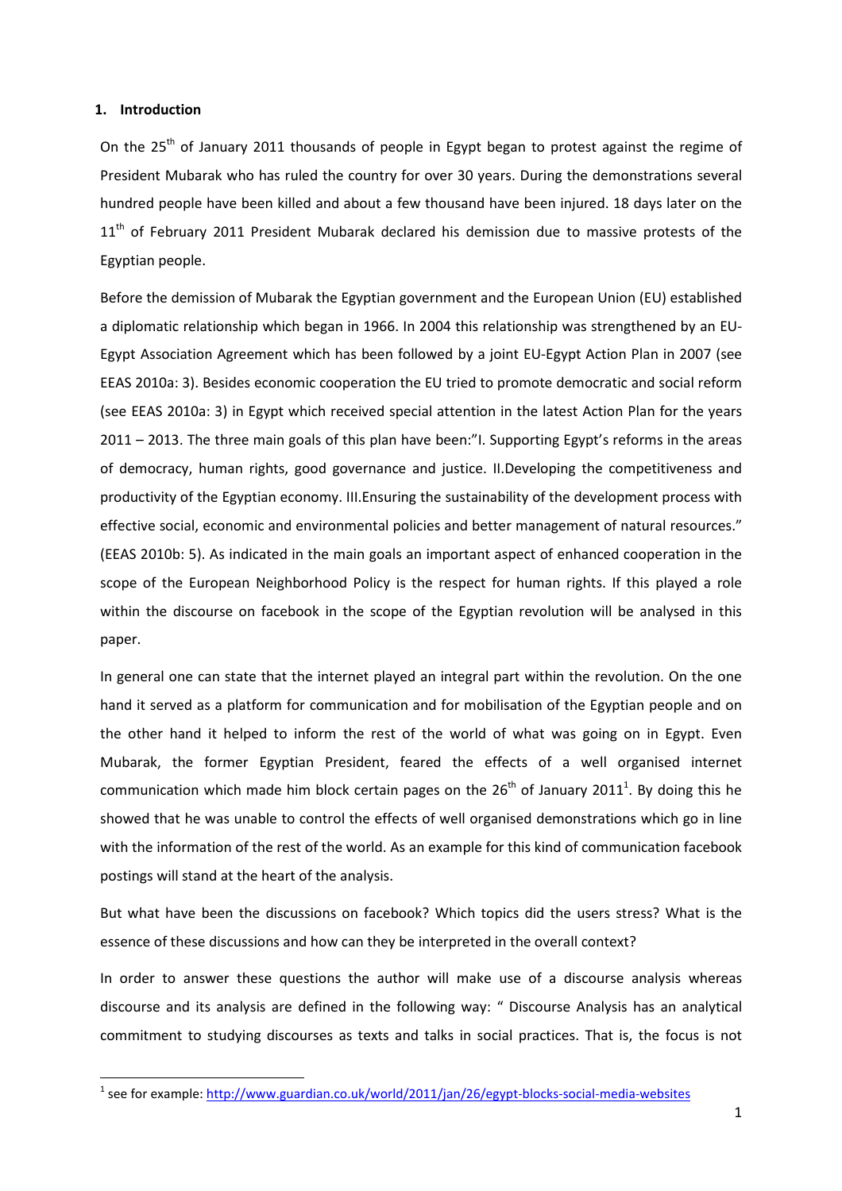## 1. Introduction

On the 25th of January 2011 thousands of people in Egypt began to protest against the regime of President Mubarak who has ruled the country for over 30 years. During the demonstrations several hundred people have been killed and about a few thousand have been injured. 18 days later on the 11th of February 2011 President Mubarak declared his demission due to massive protests of the Egyptian people.

Before the demission of Mubarak the Egyptian government and the European Union (EU) established a diplomatic relationship which began in 1966. In 2004 this relationship was strengthened by an EU-Egypt Association Agreement which has been followed by a joint EU-Egypt Action Plan in 2007 (see EEAS 2010a: 3). Besides economic cooperation the EU tried to promote democratic and social reform (see EEAS 2010a: 3) in Egypt which received special attention in the latest Action Plan for the years 2011 – 2013. The three main goals of this plan have been:"I. Supporting Egypt's reforms in the areas of democracy, human rights, good governance and justice. II.Developing the competitiveness and productivity of the Egyptian economy. III.Ensuring the sustainability of the development process with effective social, economic and environmental policies and better management of natural resources." (EEAS 2010b: 5). As indicated in the main goals an important aspect of enhanced cooperation in the scope of the European Neighborhood Policy is the respect for human rights. If this played a role within the discourse on facebook in the scope of the Egyptian revolution will be analysed in this paper.

In general one can state that the internet played an integral part within the revolution. On the one hand it served as a platform for communication and for mobilisation of the Egyptian people and on the other hand it helped to inform the rest of the world of what was going on in Egypt. Even Mubarak, the former Egyptian President, feared the effects of a well organised internet communication which made him block certain pages on the 26th of January 2011[1]. By doing this he showed that he was unable to control the effects of well organised demonstrations which go in line with the information of the rest of the world. As an example for this kind of communication facebook postings will stand at the heart of the analysis.

But what have been the discussions on facebook? Which topics did the users stress? What is the essence of these discussions and how can they be interpreted in the overall context?

In order to answer these questions the author will make use of a discourse analysis whereas discourse and its analysis are defined in the following way: " Discourse Analysis has an analytical commitment to studying discourses as texts and talks in social practices. That is, the focus is not

[1] see for example: http://www.guardian.co.uk/world/2011/jan/26/egypt-blocks-social-media-websites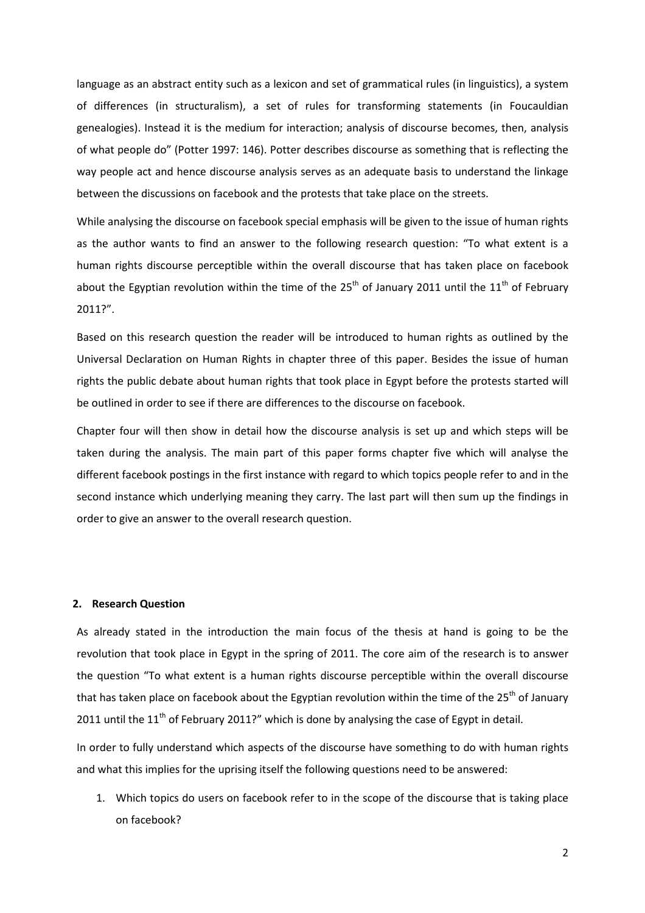language as an abstract entity such as a lexicon and set of grammatical rules (in linguistics), a system of differences (in structuralism), a set of rules for transforming statements (in Foucauldian genealogies). Instead it is the medium for interaction; analysis of discourse becomes, then, analysis of what people do" (Potter 1997: 146). Potter describes discourse as something that is reflecting the way people act and hence discourse analysis serves as an adequate basis to understand the linkage between the discussions on facebook and the protests that take place on the streets.

While analysing the discourse on facebook special emphasis will be given to the issue of human rights as the author wants to find an answer to the following research question: "To what extent is a human rights discourse perceptible within the overall discourse that has taken place on facebook about the Egyptian revolution within the time of the 25th of January 2011 until the 11th of February 2011?".

Based on this research question the reader will be introduced to human rights as outlined by the Universal Declaration on Human Rights in chapter three of this paper. Besides the issue of human rights the public debate about human rights that took place in Egypt before the protests started will be outlined in order to see if there are differences to the discourse on facebook.

Chapter four will then show in detail how the discourse analysis is set up and which steps will be taken during the analysis. The main part of this paper forms chapter five which will analyse the different facebook postings in the first instance with regard to which topics people refer to and in the second instance which underlying meaning they carry. The last part will then sum up the findings in order to give an answer to the overall research question.

## 2. Research Question

As already stated in the introduction the main focus of the thesis at hand is going to be the revolution that took place in Egypt in the spring of 2011. The core aim of the research is to answer the question "To what extent is a human rights discourse perceptible within the overall discourse that has taken place on facebook about the Egyptian revolution within the time of the 25th of January 2011 until the 11th of February 2011?" which is done by analysing the case of Egypt in detail.

In order to fully understand which aspects of the discourse have something to do with human rights and what this implies for the uprising itself the following questions need to be answered:

1. Which topics do users on facebook refer to in the scope of the discourse that is taking place on facebook?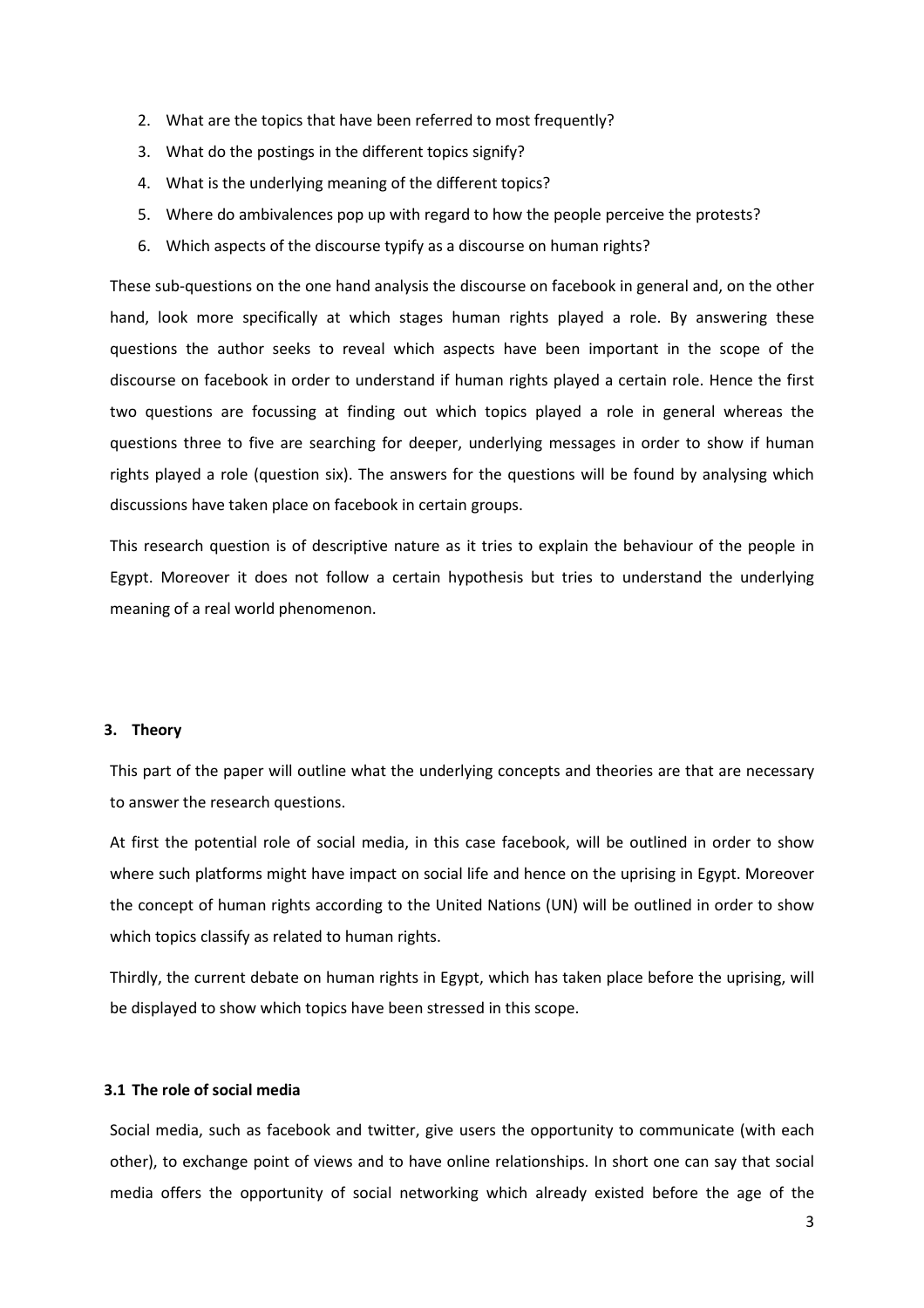2. What are the topics that have been referred to most frequently?
3. What do the postings in the different topics signify?
4. What is the underlying meaning of the different topics?
5. Where do ambivalences pop up with regard to how the people perceive the protests?
6. Which aspects of the discourse typify as a discourse on human rights?

These sub-questions on the one hand analysis the discourse on facebook in general and, on the other hand, look more specifically at which stages human rights played a role. By answering these questions the author seeks to reveal which aspects have been important in the scope of the discourse on facebook in order to understand if human rights played a certain role. Hence the first two questions are focussing at finding out which topics played a role in general whereas the questions three to five are searching for deeper, underlying messages in order to show if human rights played a role (question six). The answers for the questions will be found by analysing which discussions have taken place on facebook in certain groups.

This research question is of descriptive nature as it tries to explain the behaviour of the people in Egypt. Moreover it does not follow a certain hypothesis but tries to understand the underlying meaning of a real world phenomenon.

## 3. Theory

This part of the paper will outline what the underlying concepts and theories are that are necessary to answer the research questions.

At first the potential role of social media, in this case facebook, will be outlined in order to show where such platforms might have impact on social life and hence on the uprising in Egypt. Moreover the concept of human rights according to the United Nations (UN) will be outlined in order to show which topics classify as related to human rights.

Thirdly, the current debate on human rights in Egypt, which has taken place before the uprising, will be displayed to show which topics have been stressed in this scope.

### 3.1 The role of social media

Social media, such as facebook and twitter, give users the opportunity to communicate (with each other), to exchange point of views and to have online relationships. In short one can say that social media offers the opportunity of social networking which already existed before the age of the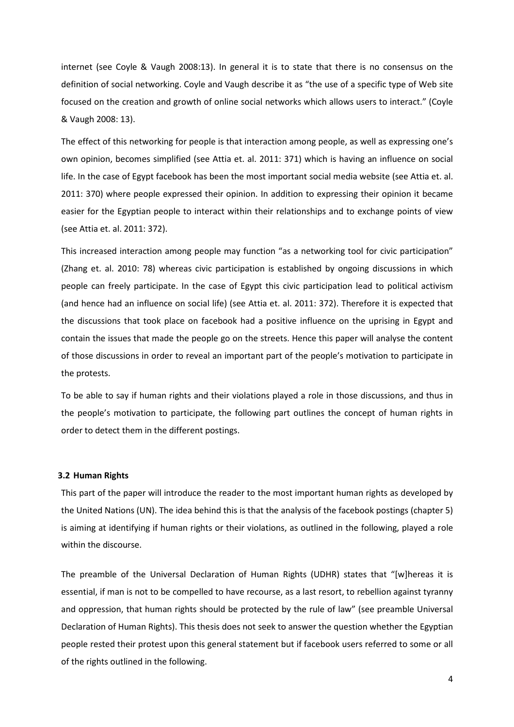internet (see Coyle & Vaugh 2008:13). In general it is to state that there is no consensus on the definition of social networking. Coyle and Vaugh describe it as "the use of a specific type of Web site focused on the creation and growth of online social networks which allows users to interact." (Coyle & Vaugh 2008: 13).

The effect of this networking for people is that interaction among people, as well as expressing one's own opinion, becomes simplified (see Attia et. al. 2011: 371) which is having an influence on social life. In the case of Egypt facebook has been the most important social media website (see Attia et. al. 2011: 370) where people expressed their opinion. In addition to expressing their opinion it became easier for the Egyptian people to interact within their relationships and to exchange points of view (see Attia et. al. 2011: 372).

This increased interaction among people may function "as a networking tool for civic participation" (Zhang et. al. 2010: 78) whereas civic participation is established by ongoing discussions in which people can freely participate. In the case of Egypt this civic participation lead to political activism (and hence had an influence on social life) (see Attia et. al. 2011: 372). Therefore it is expected that the discussions that took place on facebook had a positive influence on the uprising in Egypt and contain the issues that made the people go on the streets. Hence this paper will analyse the content of those discussions in order to reveal an important part of the people's motivation to participate in the protests.

To be able to say if human rights and their violations played a role in those discussions, and thus in the people's motivation to participate, the following part outlines the concept of human rights in order to detect them in the different postings.

### 3.2 Human Rights

This part of the paper will introduce the reader to the most important human rights as developed by the United Nations (UN). The idea behind this is that the analysis of the facebook postings (chapter 5) is aiming at identifying if human rights or their violations, as outlined in the following, played a role within the discourse.

The preamble of the Universal Declaration of Human Rights (UDHR) states that "[w]hereas it is essential, if man is not to be compelled to have recourse, as a last resort, to rebellion against tyranny and oppression, that human rights should be protected by the rule of law" (see preamble Universal Declaration of Human Rights). This thesis does not seek to answer the question whether the Egyptian people rested their protest upon this general statement but if facebook users referred to some or all of the rights outlined in the following.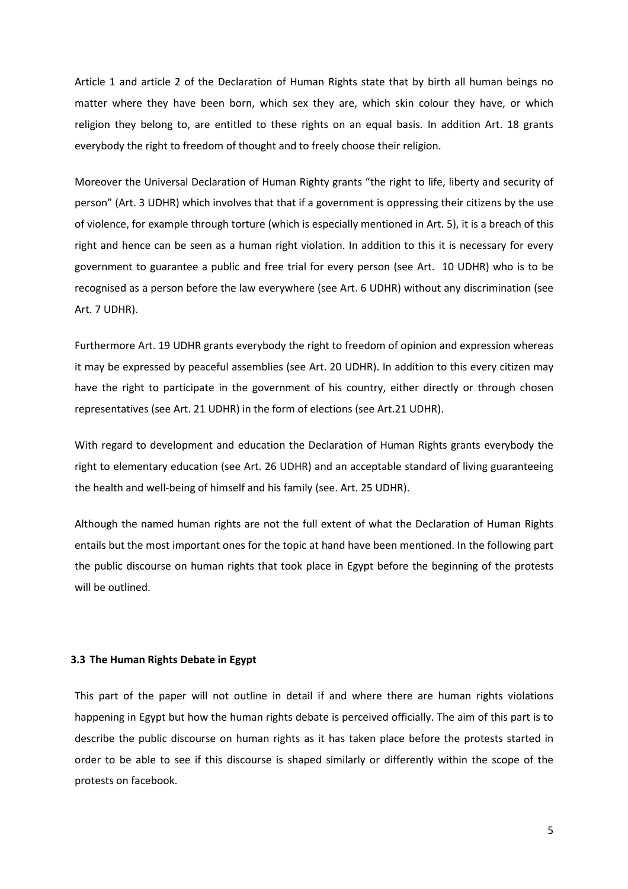Article 1 and article 2 of the Declaration of Human Rights state that by birth all human beings no matter where they have been born, which sex they are, which skin colour they have, or which religion they belong to, are entitled to these rights on an equal basis. In addition Art. 18 grants everybody the right to freedom of thought and to freely choose their religion.

Moreover the Universal Declaration of Human Righty grants "the right to life, liberty and security of person" (Art. 3 UDHR) which involves that that if a government is oppressing their citizens by the use of violence, for example through torture (which is especially mentioned in Art. 5), it is a breach of this right and hence can be seen as a human right violation. In addition to this it is necessary for every government to guarantee a public and free trial for every person (see Art. 10 UDHR) who is to be recognised as a person before the law everywhere (see Art. 6 UDHR) without any discrimination (see Art. 7 UDHR).

Furthermore Art. 19 UDHR grants everybody the right to freedom of opinion and expression whereas it may be expressed by peaceful assemblies (see Art. 20 UDHR). In addition to this every citizen may have the right to participate in the government of his country, either directly or through chosen representatives (see Art. 21 UDHR) in the form of elections (see Art.21 UDHR).

With regard to development and education the Declaration of Human Rights grants everybody the right to elementary education (see Art. 26 UDHR) and an acceptable standard of living guaranteeing the health and well-being of himself and his family (see. Art. 25 UDHR).

Although the named human rights are not the full extent of what the Declaration of Human Rights entails but the most important ones for the topic at hand have been mentioned. In the following part the public discourse on human rights that took place in Egypt before the beginning of the protests will be outlined.

### 3.3 The Human Rights Debate in Egypt

This part of the paper will not outline in detail if and where there are human rights violations happening in Egypt but how the human rights debate is perceived officially. The aim of this part is to describe the public discourse on human rights as it has taken place before the protests started in order to be able to see if this discourse is shaped similarly or differently within the scope of the protests on facebook.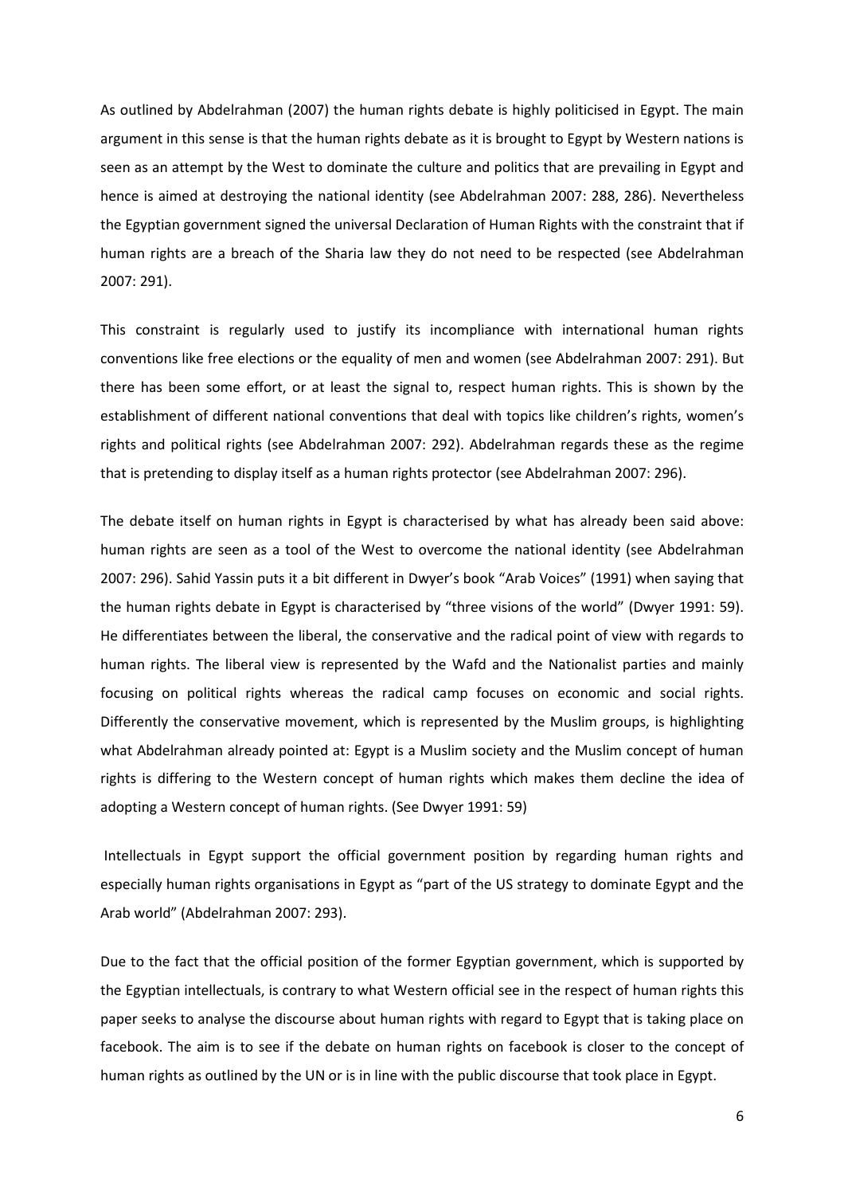As outlined by Abdelrahman (2007) the human rights debate is highly politicised in Egypt. The main argument in this sense is that the human rights debate as it is brought to Egypt by Western nations is seen as an attempt by the West to dominate the culture and politics that are prevailing in Egypt and hence is aimed at destroying the national identity (see Abdelrahman 2007: 288, 286). Nevertheless the Egyptian government signed the universal Declaration of Human Rights with the constraint that if human rights are a breach of the Sharia law they do not need to be respected (see Abdelrahman 2007: 291).

This constraint is regularly used to justify its incompliance with international human rights conventions like free elections or the equality of men and women (see Abdelrahman 2007: 291). But there has been some effort, or at least the signal to, respect human rights. This is shown by the establishment of different national conventions that deal with topics like children's rights, women's rights and political rights (see Abdelrahman 2007: 292). Abdelrahman regards these as the regime that is pretending to display itself as a human rights protector (see Abdelrahman 2007: 296).

The debate itself on human rights in Egypt is characterised by what has already been said above: human rights are seen as a tool of the West to overcome the national identity (see Abdelrahman 2007: 296). Sahid Yassin puts it a bit different in Dwyer's book "Arab Voices" (1991) when saying that the human rights debate in Egypt is characterised by "three visions of the world" (Dwyer 1991: 59). He differentiates between the liberal, the conservative and the radical point of view with regards to human rights. The liberal view is represented by the Wafd and the Nationalist parties and mainly focusing on political rights whereas the radical camp focuses on economic and social rights. Differently the conservative movement, which is represented by the Muslim groups, is highlighting what Abdelrahman already pointed at: Egypt is a Muslim society and the Muslim concept of human rights is differing to the Western concept of human rights which makes them decline the idea of adopting a Western concept of human rights. (See Dwyer 1991: 59)

Intellectuals in Egypt support the official government position by regarding human rights and especially human rights organisations in Egypt as "part of the US strategy to dominate Egypt and the Arab world" (Abdelrahman 2007: 293).

Due to the fact that the official position of the former Egyptian government, which is supported by the Egyptian intellectuals, is contrary to what Western official see in the respect of human rights this paper seeks to analyse the discourse about human rights with regard to Egypt that is taking place on facebook. The aim is to see if the debate on human rights on facebook is closer to the concept of human rights as outlined by the UN or is in line with the public discourse that took place in Egypt.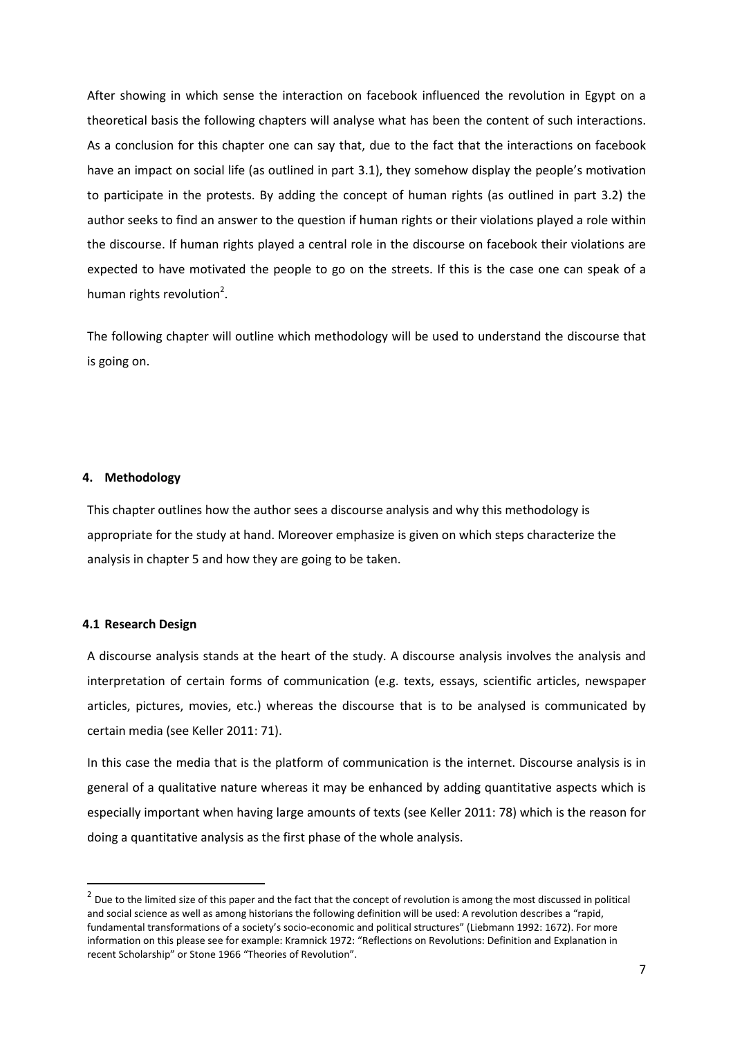After showing in which sense the interaction on facebook influenced the revolution in Egypt on a theoretical basis the following chapters will analyse what has been the content of such interactions. As a conclusion for this chapter one can say that, due to the fact that the interactions on facebook have an impact on social life (as outlined in part 3.1), they somehow display the people's motivation to participate in the protests. By adding the concept of human rights (as outlined in part 3.2) the author seeks to find an answer to the question if human rights or their violations played a role within the discourse. If human rights played a central role in the discourse on facebook their violations are expected to have motivated the people to go on the streets. If this is the case one can speak of a human rights revolution[2].

The following chapter will outline which methodology will be used to understand the discourse that is going on.

## 4. Methodology

This chapter outlines how the author sees a discourse analysis and why this methodology is appropriate for the study at hand. Moreover emphasize is given on which steps characterize the analysis in chapter 5 and how they are going to be taken.

### 4.1 Research Design

A discourse analysis stands at the heart of the study. A discourse analysis involves the analysis and interpretation of certain forms of communication (e.g. texts, essays, scientific articles, newspaper articles, pictures, movies, etc.) whereas the discourse that is to be analysed is communicated by certain media (see Keller 2011: 71).

In this case the media that is the platform of communication is the internet. Discourse analysis is in general of a qualitative nature whereas it may be enhanced by adding quantitative aspects which is especially important when having large amounts of texts (see Keller 2011: 78) which is the reason for doing a quantitative analysis as the first phase of the whole analysis.

---

[2] Due to the limited size of this paper and the fact that the concept of revolution is among the most discussed in political and social science as well as among historians the following definition will be used: A revolution describes a "rapid, fundamental transformations of a society's socio-economic and political structures" (Liebmann 1992: 1672). For more information on this please see for example: Kramnick 1972: "Reflections on Revolutions: Definition and Explanation in recent Scholarship" or Stone 1966 "Theories of Revolution".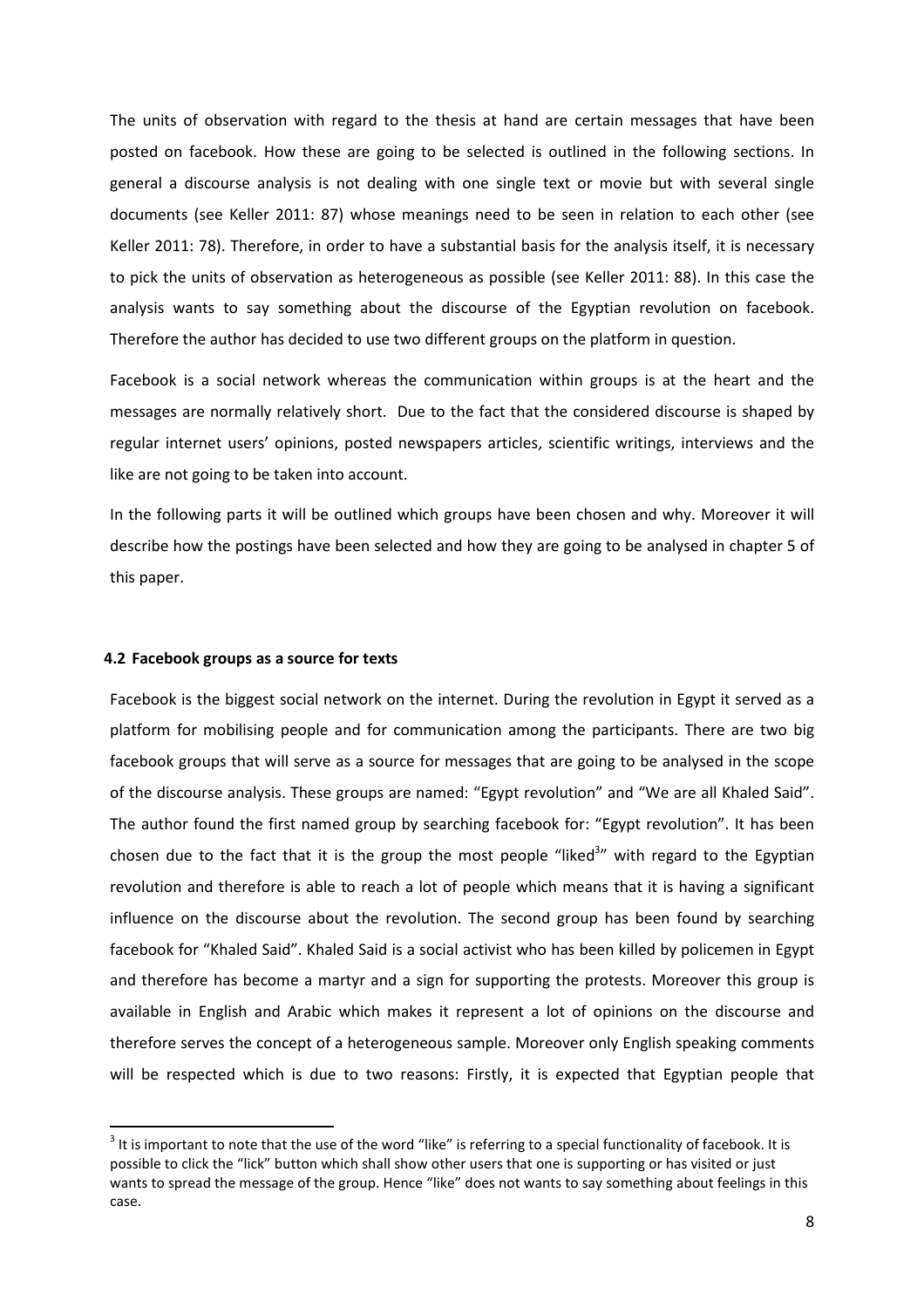The units of observation with regard to the thesis at hand are certain messages that have been posted on facebook. How these are going to be selected is outlined in the following sections. In general a discourse analysis is not dealing with one single text or movie but with several single documents (see Keller 2011: 87) whose meanings need to be seen in relation to each other (see Keller 2011: 78). Therefore, in order to have a substantial basis for the analysis itself, it is necessary to pick the units of observation as heterogeneous as possible (see Keller 2011: 88). In this case the analysis wants to say something about the discourse of the Egyptian revolution on facebook. Therefore the author has decided to use two different groups on the platform in question.

Facebook is a social network whereas the communication within groups is at the heart and the messages are normally relatively short. Due to the fact that the considered discourse is shaped by regular internet users' opinions, posted newspapers articles, scientific writings, interviews and the like are not going to be taken into account.

In the following parts it will be outlined which groups have been chosen and why. Moreover it will describe how the postings have been selected and how they are going to be analysed in chapter 5 of this paper.

### 4.2 Facebook groups as a source for texts

Facebook is the biggest social network on the internet. During the revolution in Egypt it served as a platform for mobilising people and for communication among the participants. There are two big facebook groups that will serve as a source for messages that are going to be analysed in the scope of the discourse analysis. These groups are named: "Egypt revolution" and "We are all Khaled Said". The author found the first named group by searching facebook for: "Egypt revolution". It has been chosen due to the fact that it is the group the most people "liked[3]" with regard to the Egyptian revolution and therefore is able to reach a lot of people which means that it is having a significant influence on the discourse about the revolution. The second group has been found by searching facebook for "Khaled Said". Khaled Said is a social activist who has been killed by policemen in Egypt and therefore has become a martyr and a sign for supporting the protests. Moreover this group is available in English and Arabic which makes it represent a lot of opinions on the discourse and therefore serves the concept of a heterogeneous sample. Moreover only English speaking comments will be respected which is due to two reasons: Firstly, it is expected that Egyptian people that

---

[3] It is important to note that the use of the word "like" is referring to a special functionality of facebook. It is possible to click the "lick" button which shall show other users that one is supporting or has visited or just wants to spread the message of the group. Hence "like" does not wants to say something about feelings in this case.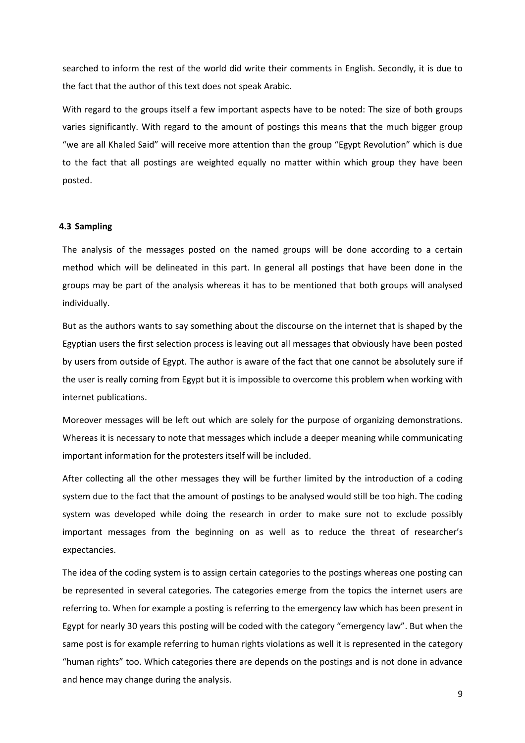searched to inform the rest of the world did write their comments in English. Secondly, it is due to the fact that the author of this text does not speak Arabic.

With regard to the groups itself a few important aspects have to be noted: The size of both groups varies significantly. With regard to the amount of postings this means that the much bigger group "we are all Khaled Said" will receive more attention than the group "Egypt Revolution" which is due to the fact that all postings are weighted equally no matter within which group they have been posted.

### 4.3 Sampling

The analysis of the messages posted on the named groups will be done according to a certain method which will be delineated in this part. In general all postings that have been done in the groups may be part of the analysis whereas it has to be mentioned that both groups will analysed individually.

But as the authors wants to say something about the discourse on the internet that is shaped by the Egyptian users the first selection process is leaving out all messages that obviously have been posted by users from outside of Egypt. The author is aware of the fact that one cannot be absolutely sure if the user is really coming from Egypt but it is impossible to overcome this problem when working with internet publications.

Moreover messages will be left out which are solely for the purpose of organizing demonstrations. Whereas it is necessary to note that messages which include a deeper meaning while communicating important information for the protesters itself will be included.

After collecting all the other messages they will be further limited by the introduction of a coding system due to the fact that the amount of postings to be analysed would still be too high. The coding system was developed while doing the research in order to make sure not to exclude possibly important messages from the beginning on as well as to reduce the threat of researcher's expectancies.

The idea of the coding system is to assign certain categories to the postings whereas one posting can be represented in several categories. The categories emerge from the topics the internet users are referring to. When for example a posting is referring to the emergency law which has been present in Egypt for nearly 30 years this posting will be coded with the category "emergency law". But when the same post is for example referring to human rights violations as well it is represented in the category "human rights" too. Which categories there are depends on the postings and is not done in advance and hence may change during the analysis.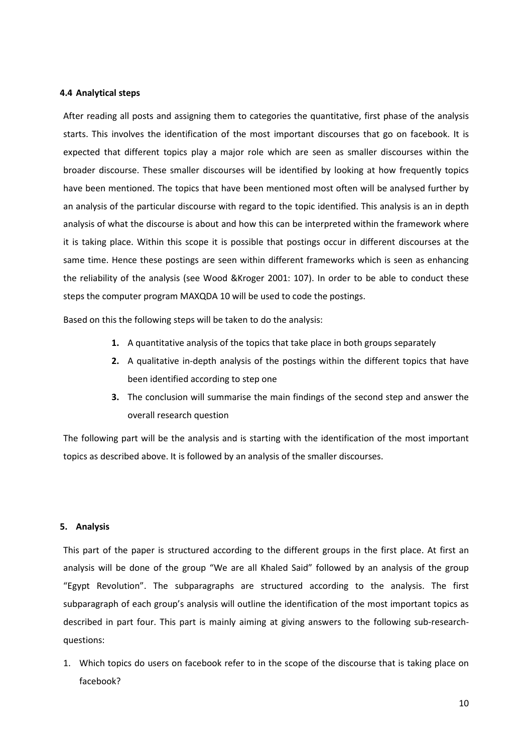#### 4.4 Analytical steps

After reading all posts and assigning them to categories the quantitative, first phase of the analysis starts. This involves the identification of the most important discourses that go on facebook. It is expected that different topics play a major role which are seen as smaller discourses within the broader discourse. These smaller discourses will be identified by looking at how frequently topics have been mentioned. The topics that have been mentioned most often will be analysed further by an analysis of the particular discourse with regard to the topic identified. This analysis is an in depth analysis of what the discourse is about and how this can be interpreted within the framework where it is taking place. Within this scope it is possible that postings occur in different discourses at the same time. Hence these postings are seen within different frameworks which is seen as enhancing the reliability of the analysis (see Wood &Kroger 2001: 107). In order to be able to conduct these steps the computer program MAXQDA 10 will be used to code the postings.

Based on this the following steps will be taken to do the analysis:

1. A quantitative analysis of the topics that take place in both groups separately
2. A qualitative in-depth analysis of the postings within the different topics that have been identified according to step one
3. The conclusion will summarise the main findings of the second step and answer the overall research question

The following part will be the analysis and is starting with the identification of the most important topics as described above. It is followed by an analysis of the smaller discourses.

## 5. Analysis

This part of the paper is structured according to the different groups in the first place. At first an analysis will be done of the group "We are all Khaled Said" followed by an analysis of the group "Egypt Revolution". The subparagraphs are structured according to the analysis. The first subparagraph of each group's analysis will outline the identification of the most important topics as described in part four. This part is mainly aiming at giving answers to the following sub-research-questions:

1. Which topics do users on facebook refer to in the scope of the discourse that is taking place on facebook?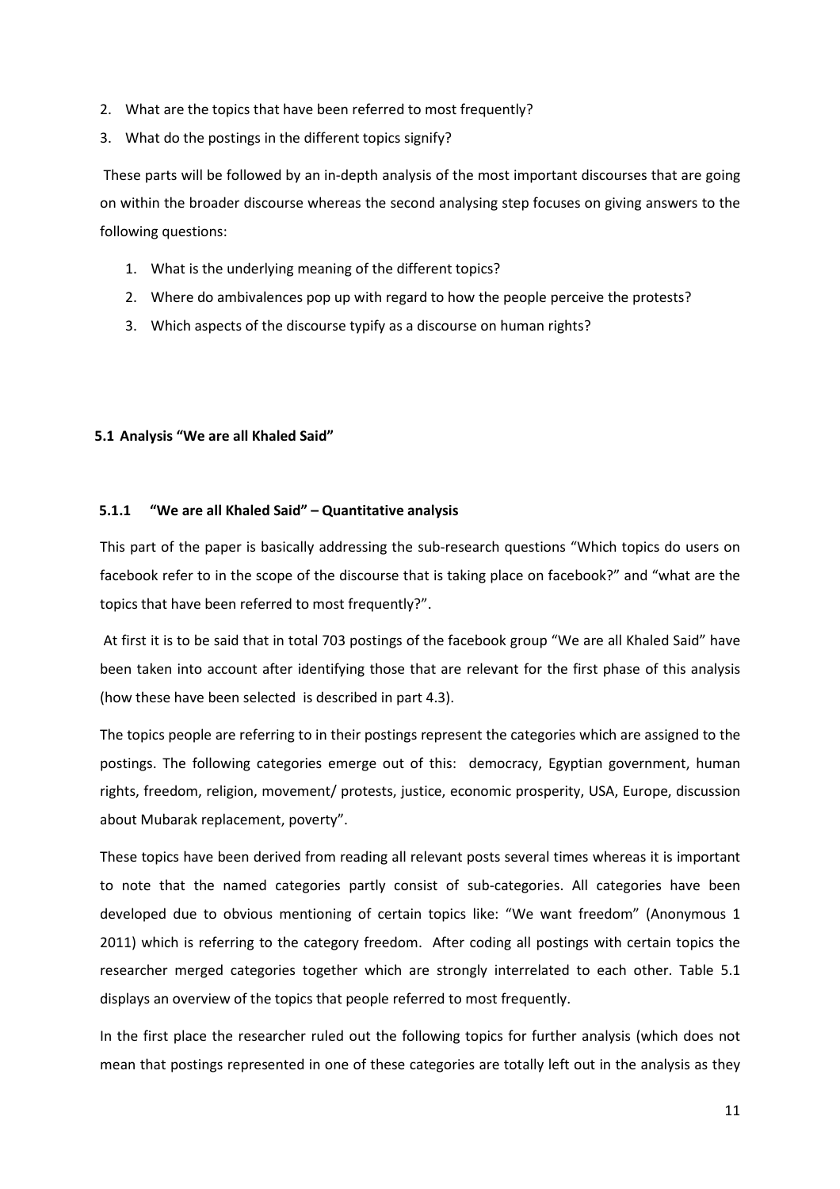2. What are the topics that have been referred to most frequently?
3. What do the postings in the different topics signify?

These parts will be followed by an in-depth analysis of the most important discourses that are going on within the broader discourse whereas the second analysing step focuses on giving answers to the following questions:

1. What is the underlying meaning of the different topics?
2. Where do ambivalences pop up with regard to how the people perceive the protests?
3. Which aspects of the discourse typify as a discourse on human rights?

### 5.1 Analysis "We are all Khaled Said"

#### 5.1.1 "We are all Khaled Said" – Quantitative analysis

This part of the paper is basically addressing the sub-research questions "Which topics do users on facebook refer to in the scope of the discourse that is taking place on facebook?" and "what are the topics that have been referred to most frequently?".

At first it is to be said that in total 703 postings of the facebook group "We are all Khaled Said" have been taken into account after identifying those that are relevant for the first phase of this analysis (how these have been selected is described in part 4.3).

The topics people are referring to in their postings represent the categories which are assigned to the postings. The following categories emerge out of this: democracy, Egyptian government, human rights, freedom, religion, movement/ protests, justice, economic prosperity, USA, Europe, discussion about Mubarak replacement, poverty".

These topics have been derived from reading all relevant posts several times whereas it is important to note that the named categories partly consist of sub-categories. All categories have been developed due to obvious mentioning of certain topics like: "We want freedom" (Anonymous 1 2011) which is referring to the category freedom. After coding all postings with certain topics the researcher merged categories together which are strongly interrelated to each other. Table 5.1 displays an overview of the topics that people referred to most frequently.

In the first place the researcher ruled out the following topics for further analysis (which does not mean that postings represented in one of these categories are totally left out in the analysis as they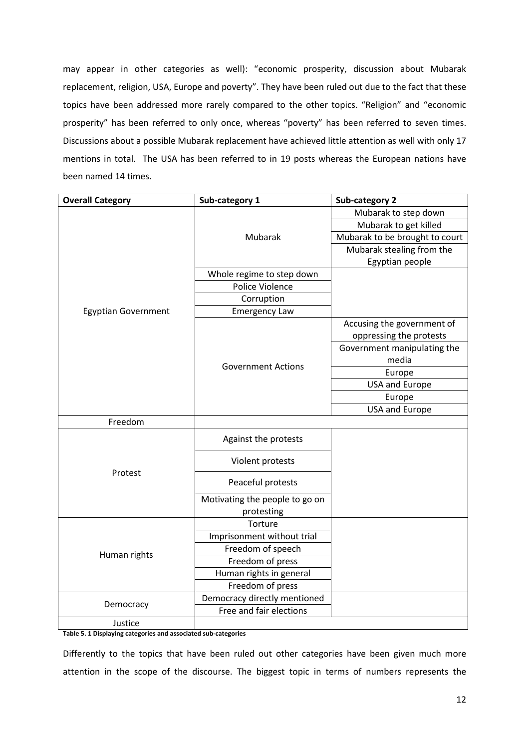may appear in other categories as well): "economic prosperity, discussion about Mubarak replacement, religion, USA, Europe and poverty". They have been ruled out due to the fact that these topics have been addressed more rarely compared to the other topics. "Religion" and "economic prosperity" has been referred to only once, whereas "poverty" has been referred to seven times. Discussions about a possible Mubarak replacement have achieved little attention as well with only 17 mentions in total. The USA has been referred to in 19 posts whereas the European nations have been named 14 times.

| Overall Category | Sub-category 1 | Sub-category 2 |
|---|---|---|
| Egyptian Government | Mubarak | Mubarak to step down |
| | | Mubarak to get killed |
| | | Mubarak to be brought to court |
| | | Mubarak stealing from the Egyptian people |
| | Whole regime to step down | |
| | Police Violence | |
| | Corruption | |
| | Emergency Law | |
| | Government Actions | Accusing the government of oppressing the protests |
| | | Government manipulating the media |
| | | Europe |
| | | USA and Europe |
| | | Europe |
| | | USA and Europe |
| Freedom | | |
| Protest | Against the protests | |
| | Violent protests | |
| | Peaceful protests | |
| | Motivating the people to go on protesting | |
| Human rights | Torture | |
| | Imprisonment without trial | |
| | Freedom of speech | |
| | Freedom of press | |
| | Human rights in general | |
| | Freedom of press | |
| Democracy | Democracy directly mentioned | |
| | Free and fair elections | |
| Justice | | |

**Table 5. 1 Displaying categories and associated sub-categories**

Differently to the topics that have been ruled out other categories have been given much more attention in the scope of the discourse. The biggest topic in terms of numbers represents the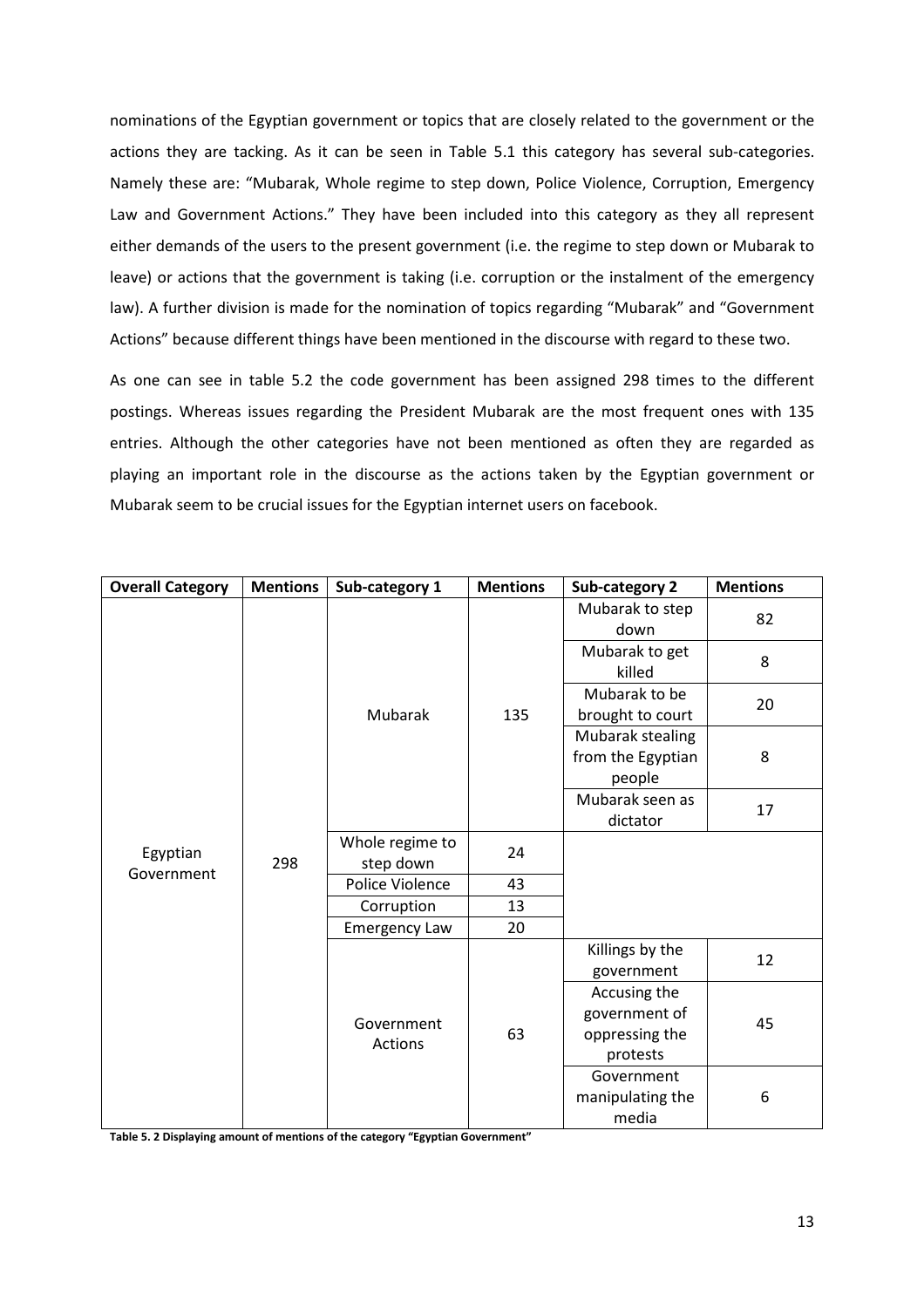nominations of the Egyptian government or topics that are closely related to the government or the actions they are tacking. As it can be seen in Table 5.1 this category has several sub-categories. Namely these are: "Mubarak, Whole regime to step down, Police Violence, Corruption, Emergency Law and Government Actions." They have been included into this category as they all represent either demands of the users to the present government (i.e. the regime to step down or Mubarak to leave) or actions that the government is taking (i.e. corruption or the instalment of the emergency law). A further division is made for the nomination of topics regarding "Mubarak" and "Government Actions" because different things have been mentioned in the discourse with regard to these two.

As one can see in table 5.2 the code government has been assigned 298 times to the different postings. Whereas issues regarding the President Mubarak are the most frequent ones with 135 entries. Although the other categories have not been mentioned as often they are regarded as playing an important role in the discourse as the actions taken by the Egyptian government or Mubarak seem to be crucial issues for the Egyptian internet users on facebook.

| Overall Category | Mentions | Sub-category 1 | Mentions | Sub-category 2 | Mentions |
|---|---|---|---|---|---|
| Egyptian Government | 298 | Mubarak | 135 | Mubarak to step down | 82 |
| | | | | Mubarak to get killed | 8 |
| | | | | Mubarak to be brought to court | 20 |
| | | | | Mubarak stealing from the Egyptian people | 8 |
| | | | | Mubarak seen as dictator | 17 |
| | | Whole regime to step down | 24 | | |
| | | Police Violence | 43 | | |
| | | Corruption | 13 | | |
| | | Emergency Law | 20 | | |
| | | Government Actions | 63 | Killings by the government | 12 |
| | | | | Accusing the government of oppressing the protests | 45 |
| | | | | Government manipulating the media | 6 |

**Table 5. 2 Displaying amount of mentions of the category "Egyptian Government"**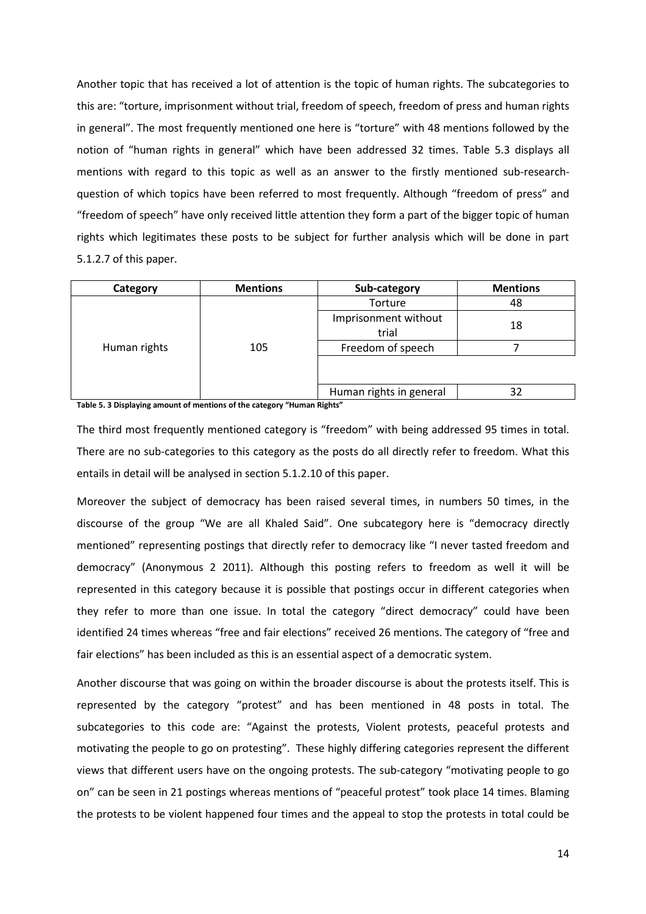Another topic that has received a lot of attention is the topic of human rights. The subcategories to this are: "torture, imprisonment without trial, freedom of speech, freedom of press and human rights in general". The most frequently mentioned one here is "torture" with 48 mentions followed by the notion of "human rights in general" which have been addressed 32 times. Table 5.3 displays all mentions with regard to this topic as well as an answer to the firstly mentioned sub-research-question of which topics have been referred to most frequently. Although "freedom of press" and "freedom of speech" have only received little attention they form a part of the bigger topic of human rights which legitimates these posts to be subject for further analysis which will be done in part 5.1.2.7 of this paper.

| Category | Mentions | Sub-category | Mentions |
|---|---|---|---|
| Human rights | 105 | Torture | 48 |
| | | Imprisonment without trial | 18 |
| | | Freedom of speech | 7 |
| | | | |
| | | Human rights in general | 32 |

**Table 5. 3 Displaying amount of mentions of the category "Human Rights"**

The third most frequently mentioned category is "freedom" with being addressed 95 times in total. There are no sub-categories to this category as the posts do all directly refer to freedom. What this entails in detail will be analysed in section 5.1.2.10 of this paper.

Moreover the subject of democracy has been raised several times, in numbers 50 times, in the discourse of the group "We are all Khaled Said". One subcategory here is "democracy directly mentioned" representing postings that directly refer to democracy like "I never tasted freedom and democracy" (Anonymous 2 2011). Although this posting refers to freedom as well it will be represented in this category because it is possible that postings occur in different categories when they refer to more than one issue. In total the category "direct democracy" could have been identified 24 times whereas "free and fair elections" received 26 mentions. The category of "free and fair elections" has been included as this is an essential aspect of a democratic system.

Another discourse that was going on within the broader discourse is about the protests itself. This is represented by the category "protest" and has been mentioned in 48 posts in total. The subcategories to this code are: "Against the protests, Violent protests, peaceful protests and motivating the people to go on protesting". These highly differing categories represent the different views that different users have on the ongoing protests. The sub-category "motivating people to go on" can be seen in 21 postings whereas mentions of "peaceful protest" took place 14 times. Blaming the protests to be violent happened four times and the appeal to stop the protests in total could be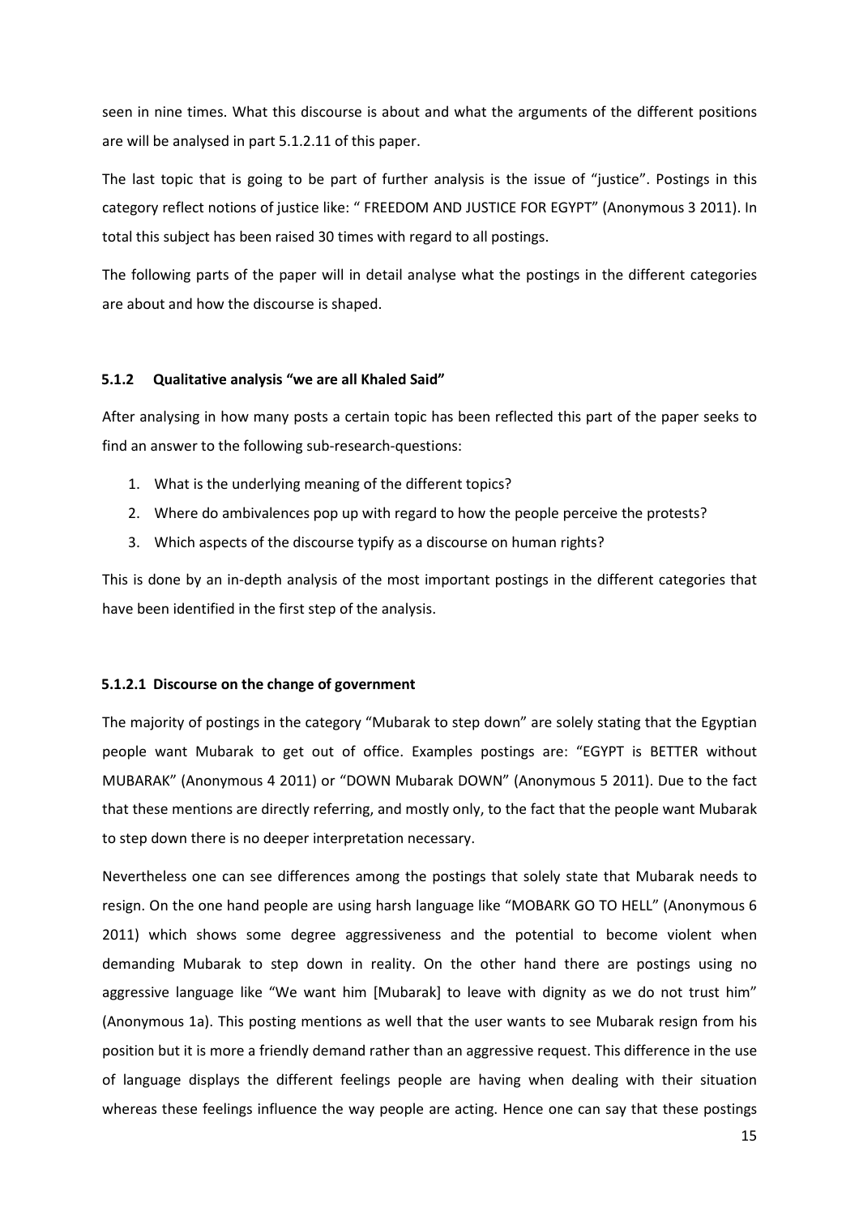seen in nine times. What this discourse is about and what the arguments of the different positions are will be analysed in part 5.1.2.11 of this paper.

The last topic that is going to be part of further analysis is the issue of "justice". Postings in this category reflect notions of justice like: " FREEDOM AND JUSTICE FOR EGYPT" (Anonymous 3 2011). In total this subject has been raised 30 times with regard to all postings.

The following parts of the paper will in detail analyse what the postings in the different categories are about and how the discourse is shaped.

### 5.1.2 Qualitative analysis "we are all Khaled Said"

After analysing in how many posts a certain topic has been reflected this part of the paper seeks to find an answer to the following sub-research-questions:

1. What is the underlying meaning of the different topics?
2. Where do ambivalences pop up with regard to how the people perceive the protests?
3. Which aspects of the discourse typify as a discourse on human rights?

This is done by an in-depth analysis of the most important postings in the different categories that have been identified in the first step of the analysis.

#### 5.1.2.1 Discourse on the change of government

The majority of postings in the category "Mubarak to step down" are solely stating that the Egyptian people want Mubarak to get out of office. Examples postings are: "EGYPT is BETTER without MUBARAK" (Anonymous 4 2011) or "DOWN Mubarak DOWN" (Anonymous 5 2011). Due to the fact that these mentions are directly referring, and mostly only, to the fact that the people want Mubarak to step down there is no deeper interpretation necessary.

Nevertheless one can see differences among the postings that solely state that Mubarak needs to resign. On the one hand people are using harsh language like "MOBARK GO TO HELL" (Anonymous 6 2011) which shows some degree aggressiveness and the potential to become violent when demanding Mubarak to step down in reality. On the other hand there are postings using no aggressive language like "We want him [Mubarak] to leave with dignity as we do not trust him" (Anonymous 1a). This posting mentions as well that the user wants to see Mubarak resign from his position but it is more a friendly demand rather than an aggressive request. This difference in the use of language displays the different feelings people are having when dealing with their situation whereas these feelings influence the way people are acting. Hence one can say that these postings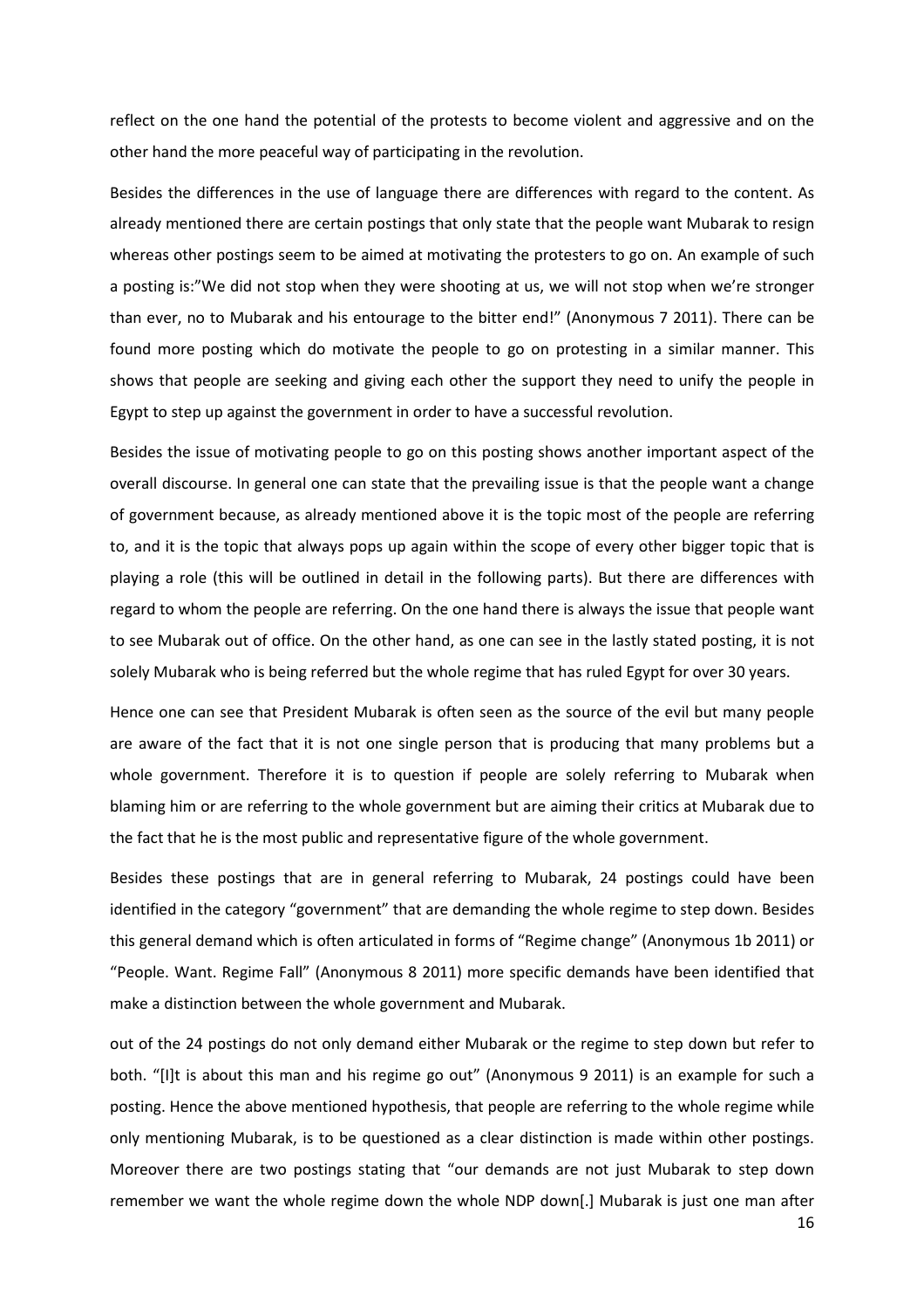reflect on the one hand the potential of the protests to become violent and aggressive and on the other hand the more peaceful way of participating in the revolution.

Besides the differences in the use of language there are differences with regard to the content. As already mentioned there are certain postings that only state that the people want Mubarak to resign whereas other postings seem to be aimed at motivating the protesters to go on. An example of such a posting is:"We did not stop when they were shooting at us, we will not stop when we're stronger than ever, no to Mubarak and his entourage to the bitter end!" (Anonymous 7 2011). There can be found more posting which do motivate the people to go on protesting in a similar manner. This shows that people are seeking and giving each other the support they need to unify the people in Egypt to step up against the government in order to have a successful revolution.

Besides the issue of motivating people to go on this posting shows another important aspect of the overall discourse. In general one can state that the prevailing issue is that the people want a change of government because, as already mentioned above it is the topic most of the people are referring to, and it is the topic that always pops up again within the scope of every other bigger topic that is playing a role (this will be outlined in detail in the following parts). But there are differences with regard to whom the people are referring. On the one hand there is always the issue that people want to see Mubarak out of office. On the other hand, as one can see in the lastly stated posting, it is not solely Mubarak who is being referred but the whole regime that has ruled Egypt for over 30 years.

Hence one can see that President Mubarak is often seen as the source of the evil but many people are aware of the fact that it is not one single person that is producing that many problems but a whole government. Therefore it is to question if people are solely referring to Mubarak when blaming him or are referring to the whole government but are aiming their critics at Mubarak due to the fact that he is the most public and representative figure of the whole government.

Besides these postings that are in general referring to Mubarak, 24 postings could have been identified in the category "government" that are demanding the whole regime to step down. Besides this general demand which is often articulated in forms of "Regime change" (Anonymous 1b 2011) or "People. Want. Regime Fall" (Anonymous 8 2011) more specific demands have been identified that make a distinction between the whole government and Mubarak.

out of the 24 postings do not only demand either Mubarak or the regime to step down but refer to both. "[I]t is about this man and his regime go out" (Anonymous 9 2011) is an example for such a posting. Hence the above mentioned hypothesis, that people are referring to the whole regime while only mentioning Mubarak, is to be questioned as a clear distinction is made within other postings. Moreover there are two postings stating that "our demands are not just Mubarak to step down remember we want the whole regime down the whole NDP down[.] Mubarak is just one man after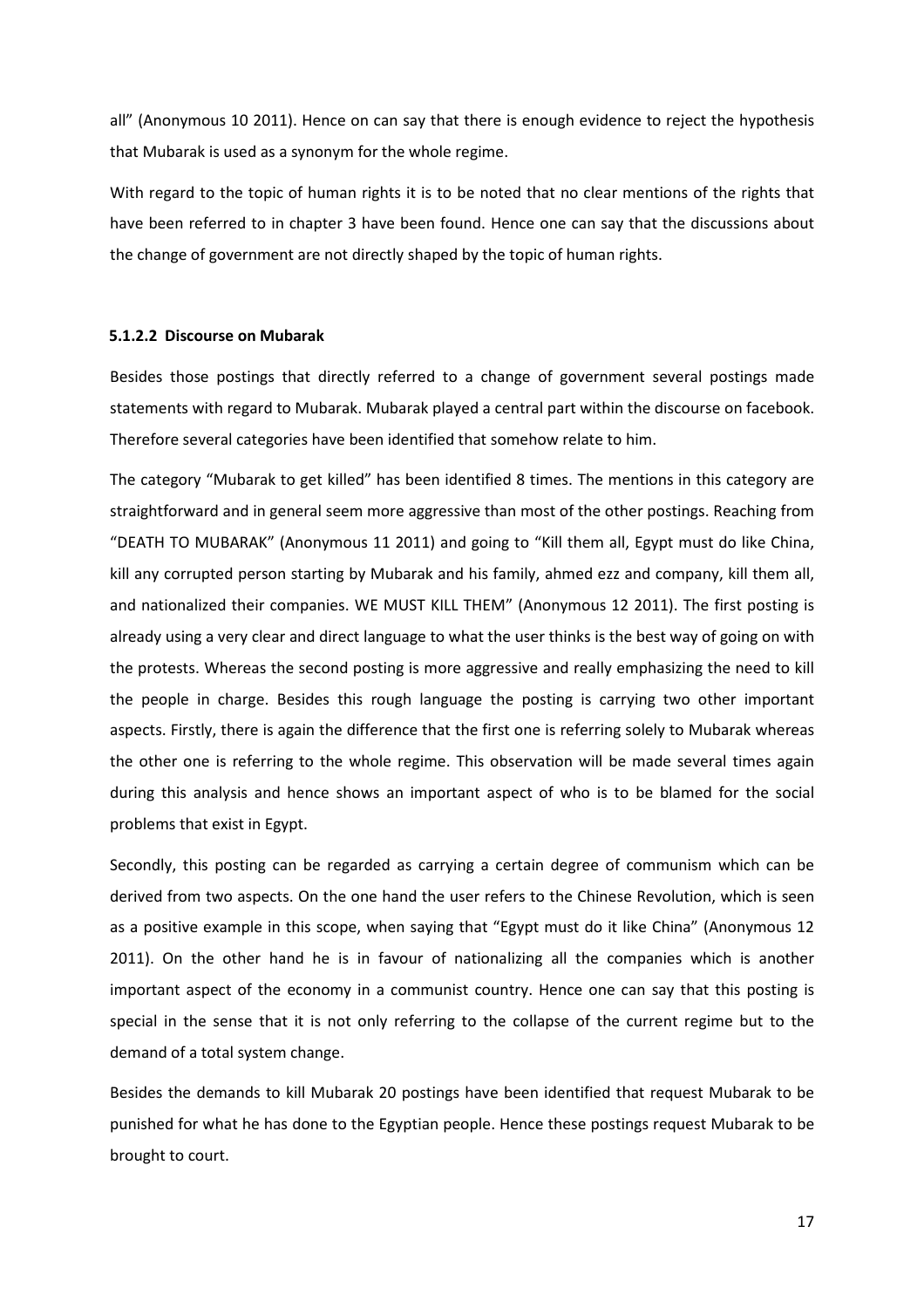all" (Anonymous 10 2011). Hence on can say that there is enough evidence to reject the hypothesis that Mubarak is used as a synonym for the whole regime.

With regard to the topic of human rights it is to be noted that no clear mentions of the rights that have been referred to in chapter 3 have been found. Hence one can say that the discussions about the change of government are not directly shaped by the topic of human rights.

#### 5.1.2.2 Discourse on Mubarak

Besides those postings that directly referred to a change of government several postings made statements with regard to Mubarak. Mubarak played a central part within the discourse on facebook. Therefore several categories have been identified that somehow relate to him.

The category "Mubarak to get killed" has been identified 8 times. The mentions in this category are straightforward and in general seem more aggressive than most of the other postings. Reaching from "DEATH TO MUBARAK" (Anonymous 11 2011) and going to "Kill them all, Egypt must do like China, kill any corrupted person starting by Mubarak and his family, ahmed ezz and company, kill them all, and nationalized their companies. WE MUST KILL THEM" (Anonymous 12 2011). The first posting is already using a very clear and direct language to what the user thinks is the best way of going on with the protests. Whereas the second posting is more aggressive and really emphasizing the need to kill the people in charge. Besides this rough language the posting is carrying two other important aspects. Firstly, there is again the difference that the first one is referring solely to Mubarak whereas the other one is referring to the whole regime. This observation will be made several times again during this analysis and hence shows an important aspect of who is to be blamed for the social problems that exist in Egypt.

Secondly, this posting can be regarded as carrying a certain degree of communism which can be derived from two aspects. On the one hand the user refers to the Chinese Revolution, which is seen as a positive example in this scope, when saying that "Egypt must do it like China" (Anonymous 12 2011). On the other hand he is in favour of nationalizing all the companies which is another important aspect of the economy in a communist country. Hence one can say that this posting is special in the sense that it is not only referring to the collapse of the current regime but to the demand of a total system change.

Besides the demands to kill Mubarak 20 postings have been identified that request Mubarak to be punished for what he has done to the Egyptian people. Hence these postings request Mubarak to be brought to court.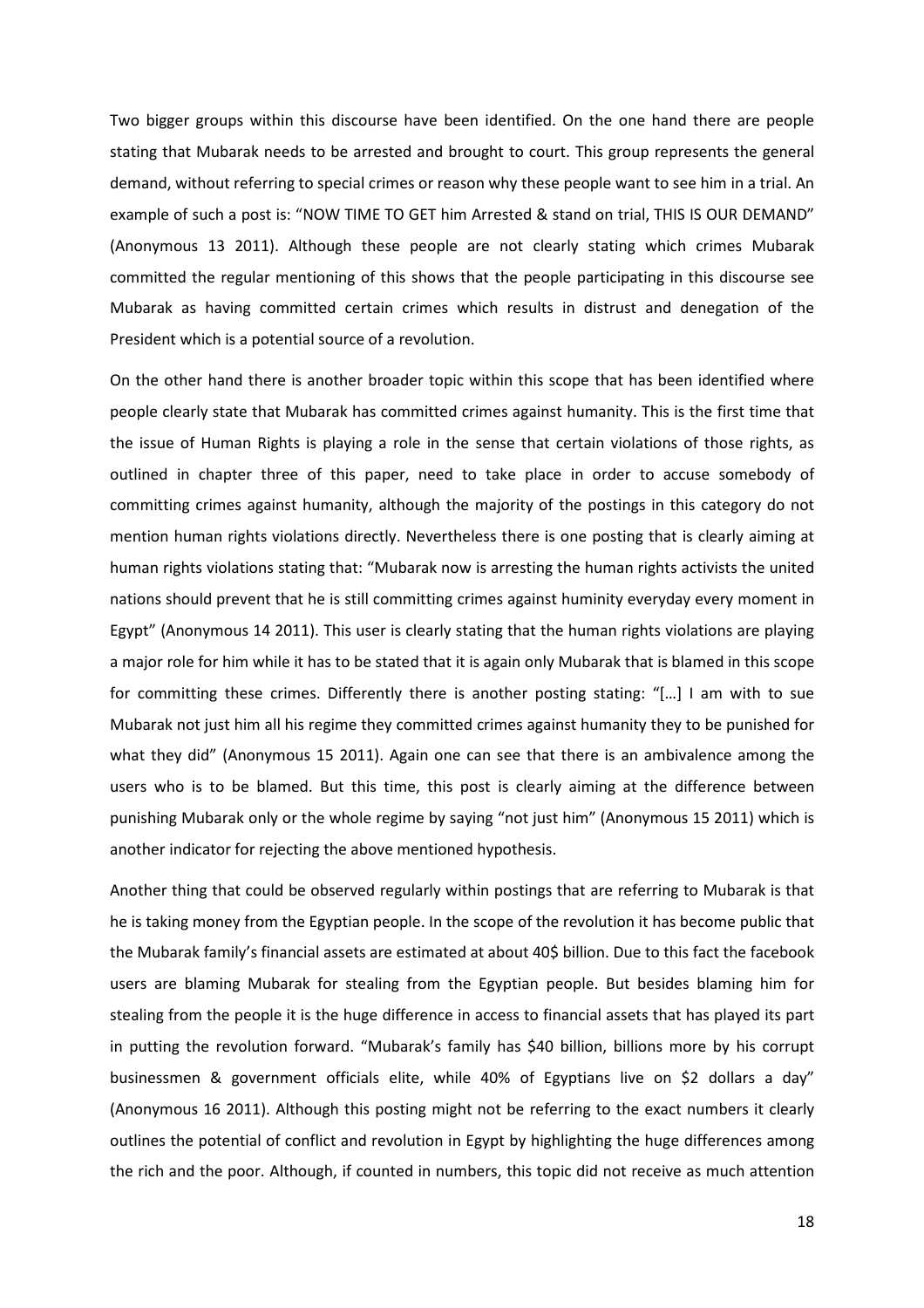Two bigger groups within this discourse have been identified. On the one hand there are people stating that Mubarak needs to be arrested and brought to court. This group represents the general demand, without referring to special crimes or reason why these people want to see him in a trial. An example of such a post is: "NOW TIME TO GET him Arrested & stand on trial, THIS IS OUR DEMAND" (Anonymous 13 2011). Although these people are not clearly stating which crimes Mubarak committed the regular mentioning of this shows that the people participating in this discourse see Mubarak as having committed certain crimes which results in distrust and denegation of the President which is a potential source of a revolution.

On the other hand there is another broader topic within this scope that has been identified where people clearly state that Mubarak has committed crimes against humanity. This is the first time that the issue of Human Rights is playing a role in the sense that certain violations of those rights, as outlined in chapter three of this paper, need to take place in order to accuse somebody of committing crimes against humanity, although the majority of the postings in this category do not mention human rights violations directly. Nevertheless there is one posting that is clearly aiming at human rights violations stating that: "Mubarak now is arresting the human rights activists the united nations should prevent that he is still committing crimes against huminity everyday every moment in Egypt" (Anonymous 14 2011). This user is clearly stating that the human rights violations are playing a major role for him while it has to be stated that it is again only Mubarak that is blamed in this scope for committing these crimes. Differently there is another posting stating: "[…] I am with to sue Mubarak not just him all his regime they committed crimes against humanity they to be punished for what they did" (Anonymous 15 2011). Again one can see that there is an ambivalence among the users who is to be blamed. But this time, this post is clearly aiming at the difference between punishing Mubarak only or the whole regime by saying "not just him" (Anonymous 15 2011) which is another indicator for rejecting the above mentioned hypothesis.

Another thing that could be observed regularly within postings that are referring to Mubarak is that he is taking money from the Egyptian people. In the scope of the revolution it has become public that the Mubarak family's financial assets are estimated at about 40$ billion. Due to this fact the facebook users are blaming Mubarak for stealing from the Egyptian people. But besides blaming him for stealing from the people it is the huge difference in access to financial assets that has played its part in putting the revolution forward. "Mubarak's family has $40 billion, billions more by his corrupt businessmen & government officials elite, while 40% of Egyptians live on $2 dollars a day" (Anonymous 16 2011). Although this posting might not be referring to the exact numbers it clearly outlines the potential of conflict and revolution in Egypt by highlighting the huge differences among the rich and the poor. Although, if counted in numbers, this topic did not receive as much attention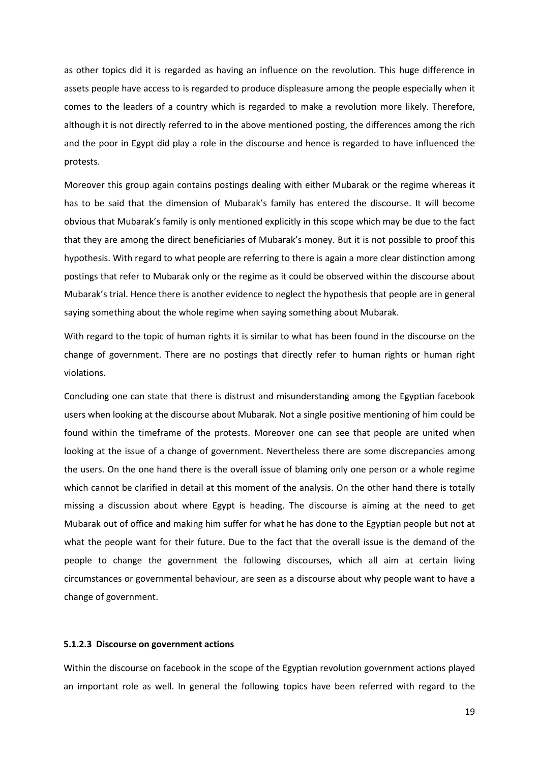as other topics did it is regarded as having an influence on the revolution. This huge difference in assets people have access to is regarded to produce displeasure among the people especially when it comes to the leaders of a country which is regarded to make a revolution more likely. Therefore, although it is not directly referred to in the above mentioned posting, the differences among the rich and the poor in Egypt did play a role in the discourse and hence is regarded to have influenced the protests.

Moreover this group again contains postings dealing with either Mubarak or the regime whereas it has to be said that the dimension of Mubarak's family has entered the discourse. It will become obvious that Mubarak's family is only mentioned explicitly in this scope which may be due to the fact that they are among the direct beneficiaries of Mubarak's money. But it is not possible to proof this hypothesis. With regard to what people are referring to there is again a more clear distinction among postings that refer to Mubarak only or the regime as it could be observed within the discourse about Mubarak's trial. Hence there is another evidence to neglect the hypothesis that people are in general saying something about the whole regime when saying something about Mubarak.

With regard to the topic of human rights it is similar to what has been found in the discourse on the change of government. There are no postings that directly refer to human rights or human right violations.

Concluding one can state that there is distrust and misunderstanding among the Egyptian facebook users when looking at the discourse about Mubarak. Not a single positive mentioning of him could be found within the timeframe of the protests. Moreover one can see that people are united when looking at the issue of a change of government. Nevertheless there are some discrepancies among the users. On the one hand there is the overall issue of blaming only one person or a whole regime which cannot be clarified in detail at this moment of the analysis. On the other hand there is totally missing a discussion about where Egypt is heading. The discourse is aiming at the need to get Mubarak out of office and making him suffer for what he has done to the Egyptian people but not at what the people want for their future. Due to the fact that the overall issue is the demand of the people to change the government the following discourses, which all aim at certain living circumstances or governmental behaviour, are seen as a discourse about why people want to have a change of government.

#### 5.1.2.3 Discourse on government actions

Within the discourse on facebook in the scope of the Egyptian revolution government actions played an important role as well. In general the following topics have been referred with regard to the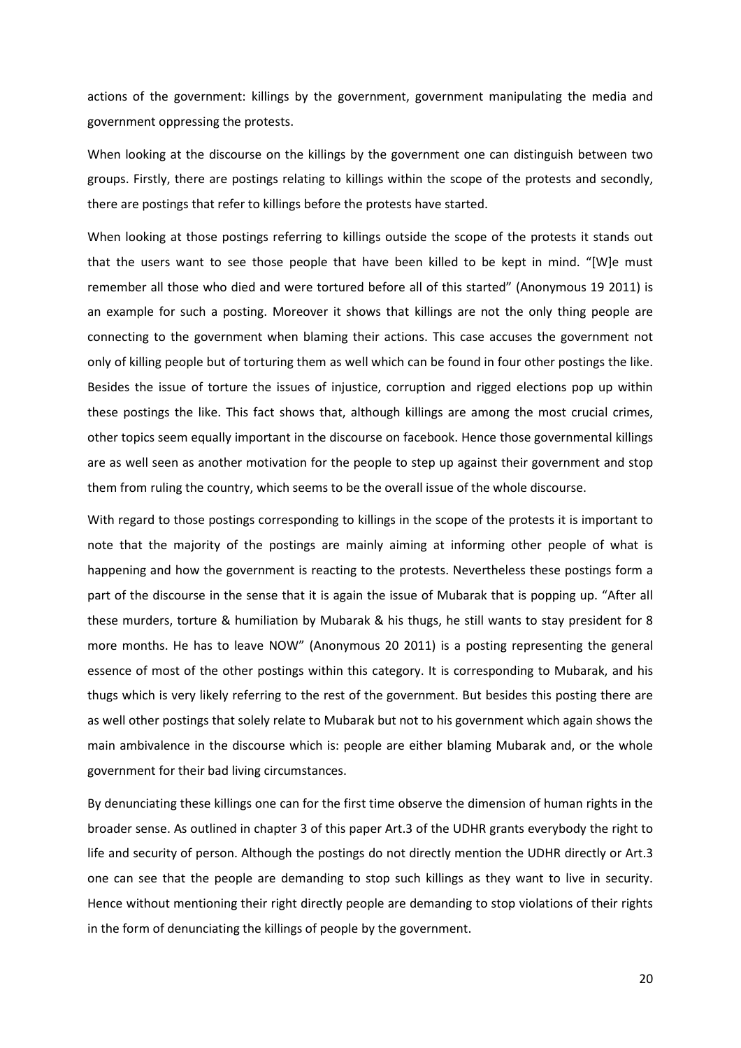actions of the government: killings by the government, government manipulating the media and government oppressing the protests.

When looking at the discourse on the killings by the government one can distinguish between two groups. Firstly, there are postings relating to killings within the scope of the protests and secondly, there are postings that refer to killings before the protests have started.

When looking at those postings referring to killings outside the scope of the protests it stands out that the users want to see those people that have been killed to be kept in mind. "[W]e must remember all those who died and were tortured before all of this started" (Anonymous 19 2011) is an example for such a posting. Moreover it shows that killings are not the only thing people are connecting to the government when blaming their actions. This case accuses the government not only of killing people but of torturing them as well which can be found in four other postings the like. Besides the issue of torture the issues of injustice, corruption and rigged elections pop up within these postings the like. This fact shows that, although killings are among the most crucial crimes, other topics seem equally important in the discourse on facebook. Hence those governmental killings are as well seen as another motivation for the people to step up against their government and stop them from ruling the country, which seems to be the overall issue of the whole discourse.

With regard to those postings corresponding to killings in the scope of the protests it is important to note that the majority of the postings are mainly aiming at informing other people of what is happening and how the government is reacting to the protests. Nevertheless these postings form a part of the discourse in the sense that it is again the issue of Mubarak that is popping up. "After all these murders, torture & humiliation by Mubarak & his thugs, he still wants to stay president for 8 more months. He has to leave NOW" (Anonymous 20 2011) is a posting representing the general essence of most of the other postings within this category. It is corresponding to Mubarak, and his thugs which is very likely referring to the rest of the government. But besides this posting there are as well other postings that solely relate to Mubarak but not to his government which again shows the main ambivalence in the discourse which is: people are either blaming Mubarak and, or the whole government for their bad living circumstances.

By denunciating these killings one can for the first time observe the dimension of human rights in the broader sense. As outlined in chapter 3 of this paper Art.3 of the UDHR grants everybody the right to life and security of person. Although the postings do not directly mention the UDHR directly or Art.3 one can see that the people are demanding to stop such killings as they want to live in security. Hence without mentioning their right directly people are demanding to stop violations of their rights in the form of denunciating the killings of people by the government.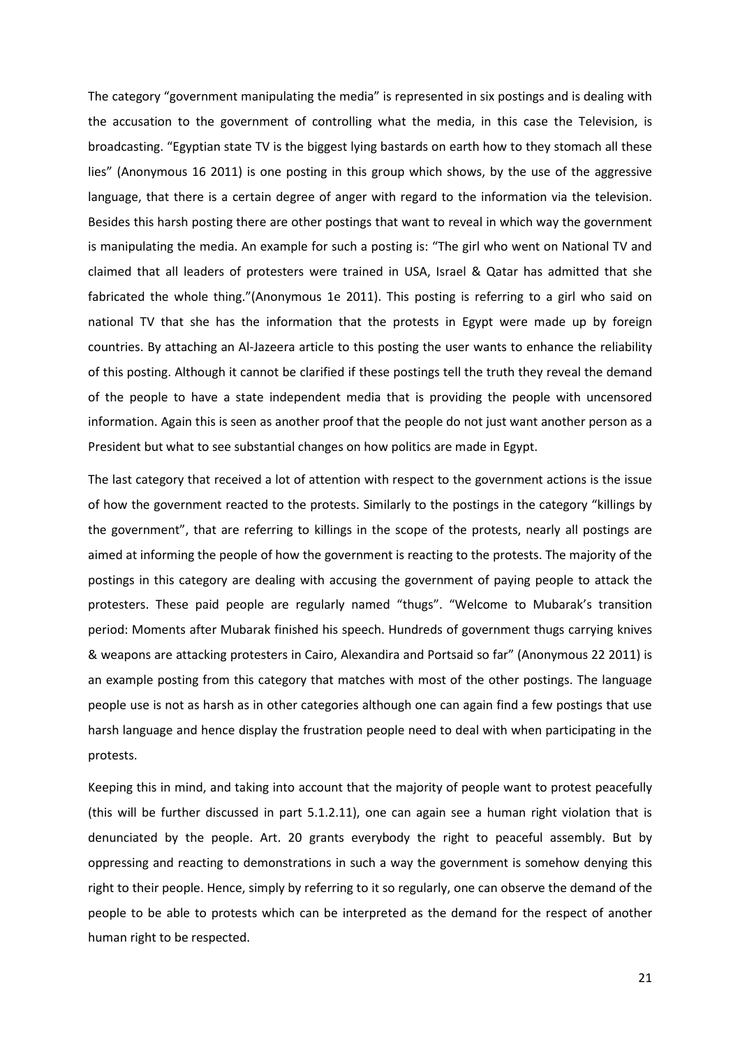The category “government manipulating the media” is represented in six postings and is dealing with the accusation to the government of controlling what the media, in this case the Television, is broadcasting. “Egyptian state TV is the biggest lying bastards on earth how to they stomach all these lies” (Anonymous 16 2011) is one posting in this group which shows, by the use of the aggressive language, that there is a certain degree of anger with regard to the information via the television. Besides this harsh posting there are other postings that want to reveal in which way the government is manipulating the media. An example for such a posting is: “The girl who went on National TV and claimed that all leaders of protesters were trained in USA, Israel & Qatar has admitted that she fabricated the whole thing.”(Anonymous 1e 2011). This posting is referring to a girl who said on national TV that she has the information that the protests in Egypt were made up by foreign countries. By attaching an Al-Jazeera article to this posting the user wants to enhance the reliability of this posting. Although it cannot be clarified if these postings tell the truth they reveal the demand of the people to have a state independent media that is providing the people with uncensored information. Again this is seen as another proof that the people do not just want another person as a President but what to see substantial changes on how politics are made in Egypt.

The last category that received a lot of attention with respect to the government actions is the issue of how the government reacted to the protests. Similarly to the postings in the category “killings by the government”, that are referring to killings in the scope of the protests, nearly all postings are aimed at informing the people of how the government is reacting to the protests. The majority of the postings in this category are dealing with accusing the government of paying people to attack the protesters. These paid people are regularly named “thugs”. “Welcome to Mubarak’s transition period: Moments after Mubarak finished his speech. Hundreds of government thugs carrying knives & weapons are attacking protesters in Cairo, Alexandira and Portsaid so far” (Anonymous 22 2011) is an example posting from this category that matches with most of the other postings. The language people use is not as harsh as in other categories although one can again find a few postings that use harsh language and hence display the frustration people need to deal with when participating in the protests.

Keeping this in mind, and taking into account that the majority of people want to protest peacefully (this will be further discussed in part 5.1.2.11), one can again see a human right violation that is denunciated by the people. Art. 20 grants everybody the right to peaceful assembly. But by oppressing and reacting to demonstrations in such a way the government is somehow denying this right to their people. Hence, simply by referring to it so regularly, one can observe the demand of the people to be able to protests which can be interpreted as the demand for the respect of another human right to be respected.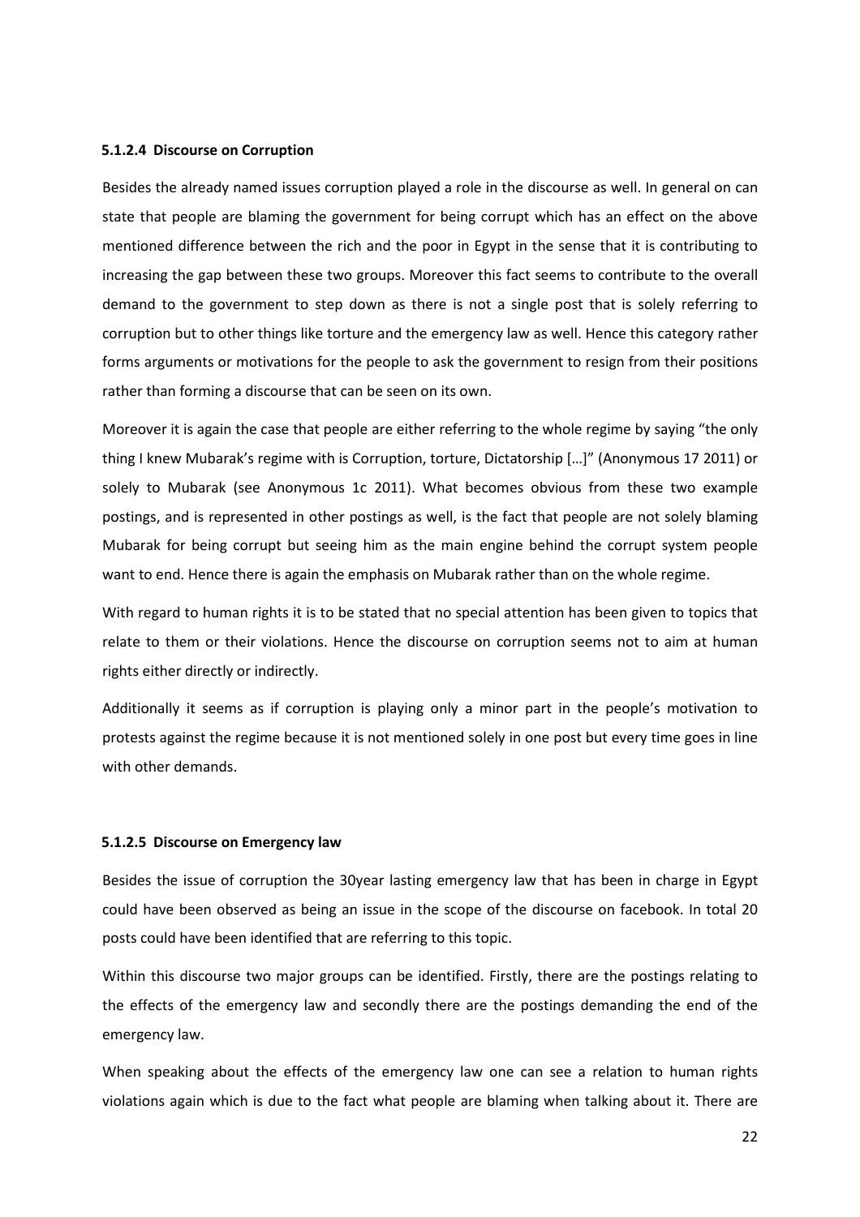#### 5.1.2.4 Discourse on Corruption

Besides the already named issues corruption played a role in the discourse as well. In general on can state that people are blaming the government for being corrupt which has an effect on the above mentioned difference between the rich and the poor in Egypt in the sense that it is contributing to increasing the gap between these two groups. Moreover this fact seems to contribute to the overall demand to the government to step down as there is not a single post that is solely referring to corruption but to other things like torture and the emergency law as well. Hence this category rather forms arguments or motivations for the people to ask the government to resign from their positions rather than forming a discourse that can be seen on its own.

Moreover it is again the case that people are either referring to the whole regime by saying "the only thing I knew Mubarak's regime with is Corruption, torture, Dictatorship […]" (Anonymous 17 2011) or solely to Mubarak (see Anonymous 1c 2011). What becomes obvious from these two example postings, and is represented in other postings as well, is the fact that people are not solely blaming Mubarak for being corrupt but seeing him as the main engine behind the corrupt system people want to end. Hence there is again the emphasis on Mubarak rather than on the whole regime.

With regard to human rights it is to be stated that no special attention has been given to topics that relate to them or their violations. Hence the discourse on corruption seems not to aim at human rights either directly or indirectly.

Additionally it seems as if corruption is playing only a minor part in the people's motivation to protests against the regime because it is not mentioned solely in one post but every time goes in line with other demands.

#### 5.1.2.5 Discourse on Emergency law

Besides the issue of corruption the 30year lasting emergency law that has been in charge in Egypt could have been observed as being an issue in the scope of the discourse on facebook. In total 20 posts could have been identified that are referring to this topic.

Within this discourse two major groups can be identified. Firstly, there are the postings relating to the effects of the emergency law and secondly there are the postings demanding the end of the emergency law.

When speaking about the effects of the emergency law one can see a relation to human rights violations again which is due to the fact what people are blaming when talking about it. There are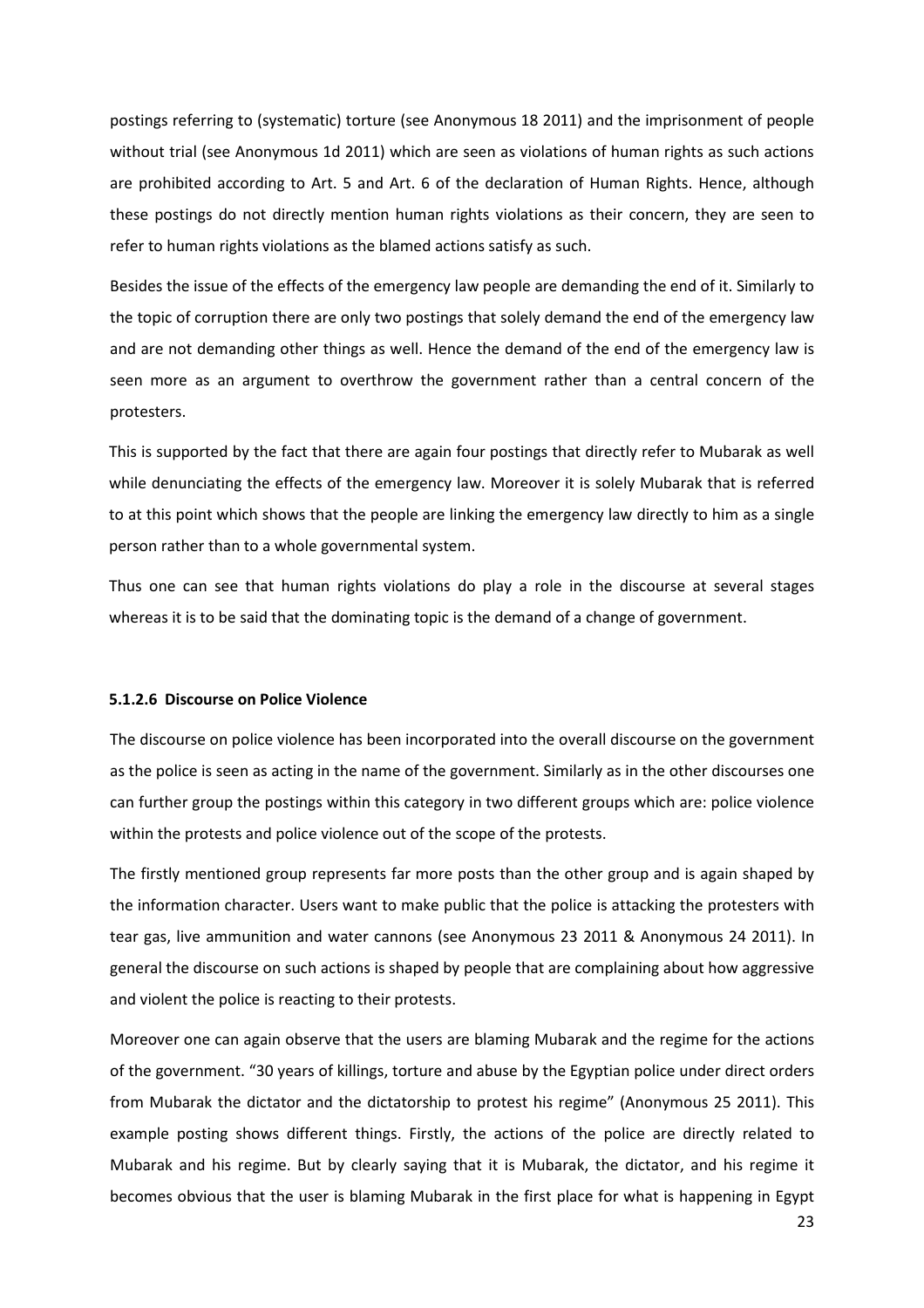postings referring to (systematic) torture (see Anonymous 18 2011) and the imprisonment of people without trial (see Anonymous 1d 2011) which are seen as violations of human rights as such actions are prohibited according to Art. 5 and Art. 6 of the declaration of Human Rights. Hence, although these postings do not directly mention human rights violations as their concern, they are seen to refer to human rights violations as the blamed actions satisfy as such.

Besides the issue of the effects of the emergency law people are demanding the end of it. Similarly to the topic of corruption there are only two postings that solely demand the end of the emergency law and are not demanding other things as well. Hence the demand of the end of the emergency law is seen more as an argument to overthrow the government rather than a central concern of the protesters.

This is supported by the fact that there are again four postings that directly refer to Mubarak as well while denunciating the effects of the emergency law. Moreover it is solely Mubarak that is referred to at this point which shows that the people are linking the emergency law directly to him as a single person rather than to a whole governmental system.

Thus one can see that human rights violations do play a role in the discourse at several stages whereas it is to be said that the dominating topic is the demand of a change of government.

#### 5.1.2.6 Discourse on Police Violence

The discourse on police violence has been incorporated into the overall discourse on the government as the police is seen as acting in the name of the government. Similarly as in the other discourses one can further group the postings within this category in two different groups which are: police violence within the protests and police violence out of the scope of the protests.

The firstly mentioned group represents far more posts than the other group and is again shaped by the information character. Users want to make public that the police is attacking the protesters with tear gas, live ammunition and water cannons (see Anonymous 23 2011 & Anonymous 24 2011). In general the discourse on such actions is shaped by people that are complaining about how aggressive and violent the police is reacting to their protests.

Moreover one can again observe that the users are blaming Mubarak and the regime for the actions of the government. "30 years of killings, torture and abuse by the Egyptian police under direct orders from Mubarak the dictator and the dictatorship to protest his regime" (Anonymous 25 2011). This example posting shows different things. Firstly, the actions of the police are directly related to Mubarak and his regime. But by clearly saying that it is Mubarak, the dictator, and his regime it becomes obvious that the user is blaming Mubarak in the first place for what is happening in Egypt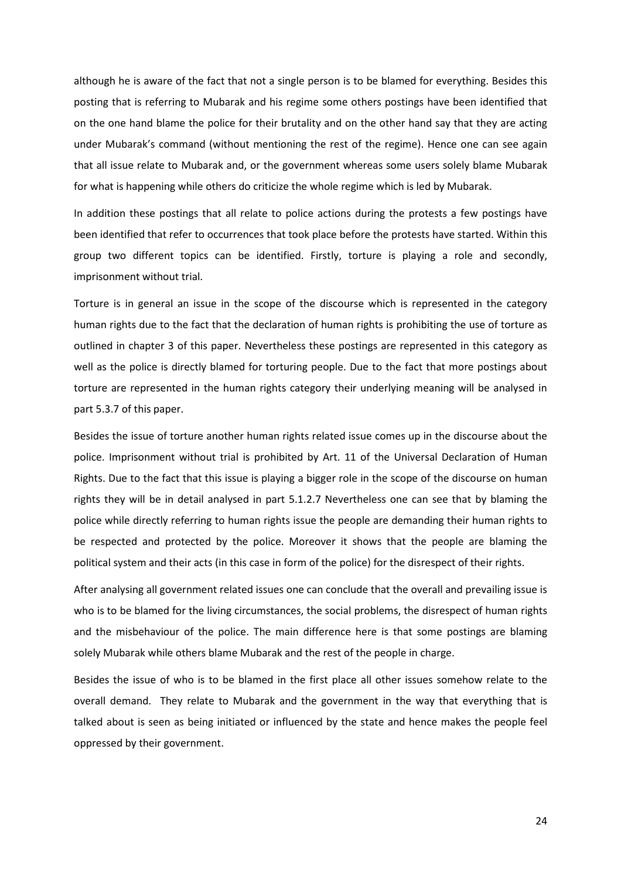although he is aware of the fact that not a single person is to be blamed for everything. Besides this posting that is referring to Mubarak and his regime some others postings have been identified that on the one hand blame the police for their brutality and on the other hand say that they are acting under Mubarak's command (without mentioning the rest of the regime). Hence one can see again that all issue relate to Mubarak and, or the government whereas some users solely blame Mubarak for what is happening while others do criticize the whole regime which is led by Mubarak.

In addition these postings that all relate to police actions during the protests a few postings have been identified that refer to occurrences that took place before the protests have started. Within this group two different topics can be identified. Firstly, torture is playing a role and secondly, imprisonment without trial.

Torture is in general an issue in the scope of the discourse which is represented in the category human rights due to the fact that the declaration of human rights is prohibiting the use of torture as outlined in chapter 3 of this paper. Nevertheless these postings are represented in this category as well as the police is directly blamed for torturing people. Due to the fact that more postings about torture are represented in the human rights category their underlying meaning will be analysed in part 5.3.7 of this paper.

Besides the issue of torture another human rights related issue comes up in the discourse about the police. Imprisonment without trial is prohibited by Art. 11 of the Universal Declaration of Human Rights. Due to the fact that this issue is playing a bigger role in the scope of the discourse on human rights they will be in detail analysed in part 5.1.2.7 Nevertheless one can see that by blaming the police while directly referring to human rights issue the people are demanding their human rights to be respected and protected by the police. Moreover it shows that the people are blaming the political system and their acts (in this case in form of the police) for the disrespect of their rights.

After analysing all government related issues one can conclude that the overall and prevailing issue is who is to be blamed for the living circumstances, the social problems, the disrespect of human rights and the misbehaviour of the police. The main difference here is that some postings are blaming solely Mubarak while others blame Mubarak and the rest of the people in charge.

Besides the issue of who is to be blamed in the first place all other issues somehow relate to the overall demand. They relate to Mubarak and the government in the way that everything that is talked about is seen as being initiated or influenced by the state and hence makes the people feel oppressed by their government.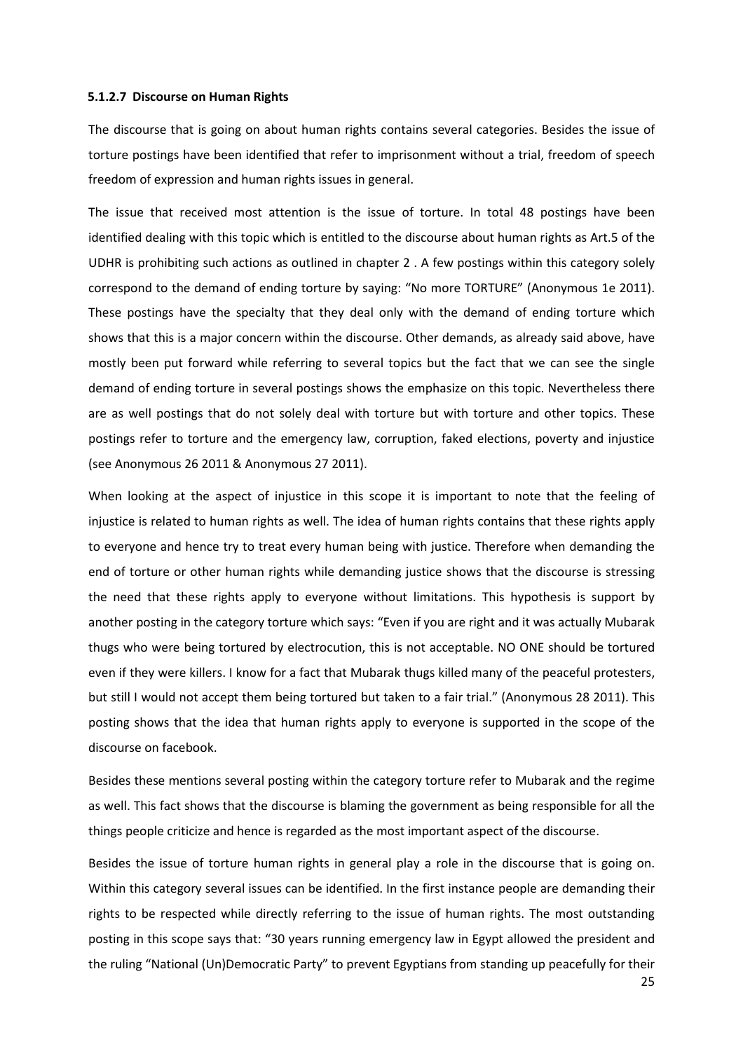#### 5.1.2.7 Discourse on Human Rights

The discourse that is going on about human rights contains several categories. Besides the issue of torture postings have been identified that refer to imprisonment without a trial, freedom of speech freedom of expression and human rights issues in general.

The issue that received most attention is the issue of torture. In total 48 postings have been identified dealing with this topic which is entitled to the discourse about human rights as Art.5 of the UDHR is prohibiting such actions as outlined in chapter 2 . A few postings within this category solely correspond to the demand of ending torture by saying: “No more TORTURE” (Anonymous 1e 2011). These postings have the specialty that they deal only with the demand of ending torture which shows that this is a major concern within the discourse. Other demands, as already said above, have mostly been put forward while referring to several topics but the fact that we can see the single demand of ending torture in several postings shows the emphasize on this topic. Nevertheless there are as well postings that do not solely deal with torture but with torture and other topics. These postings refer to torture and the emergency law, corruption, faked elections, poverty and injustice (see Anonymous 26 2011 & Anonymous 27 2011).

When looking at the aspect of injustice in this scope it is important to note that the feeling of injustice is related to human rights as well. The idea of human rights contains that these rights apply to everyone and hence try to treat every human being with justice. Therefore when demanding the end of torture or other human rights while demanding justice shows that the discourse is stressing the need that these rights apply to everyone without limitations. This hypothesis is support by another posting in the category torture which says: “Even if you are right and it was actually Mubarak thugs who were being tortured by electrocution, this is not acceptable. NO ONE should be tortured even if they were killers. I know for a fact that Mubarak thugs killed many of the peaceful protesters, but still I would not accept them being tortured but taken to a fair trial.” (Anonymous 28 2011). This posting shows that the idea that human rights apply to everyone is supported in the scope of the discourse on facebook.

Besides these mentions several posting within the category torture refer to Mubarak and the regime as well. This fact shows that the discourse is blaming the government as being responsible for all the things people criticize and hence is regarded as the most important aspect of the discourse.

Besides the issue of torture human rights in general play a role in the discourse that is going on. Within this category several issues can be identified. In the first instance people are demanding their rights to be respected while directly referring to the issue of human rights. The most outstanding posting in this scope says that: “30 years running emergency law in Egypt allowed the president and the ruling “National (Un)Democratic Party” to prevent Egyptians from standing up peacefully for their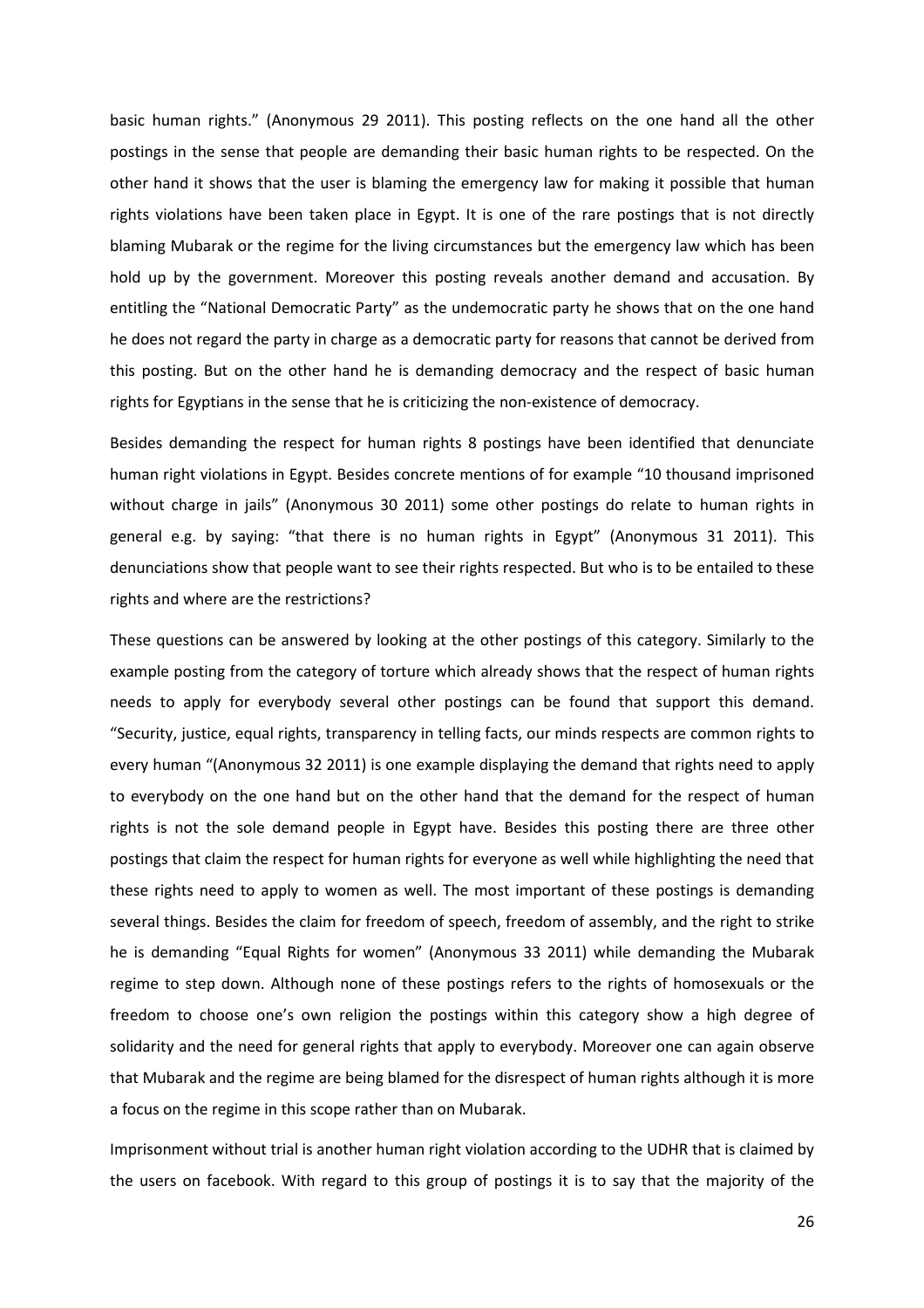basic human rights." (Anonymous 29 2011). This posting reflects on the one hand all the other postings in the sense that people are demanding their basic human rights to be respected. On the other hand it shows that the user is blaming the emergency law for making it possible that human rights violations have been taken place in Egypt. It is one of the rare postings that is not directly blaming Mubarak or the regime for the living circumstances but the emergency law which has been hold up by the government. Moreover this posting reveals another demand and accusation. By entitling the "National Democratic Party" as the undemocratic party he shows that on the one hand he does not regard the party in charge as a democratic party for reasons that cannot be derived from this posting. But on the other hand he is demanding democracy and the respect of basic human rights for Egyptians in the sense that he is criticizing the non-existence of democracy.

Besides demanding the respect for human rights 8 postings have been identified that denunciate human right violations in Egypt. Besides concrete mentions of for example "10 thousand imprisoned without charge in jails" (Anonymous 30 2011) some other postings do relate to human rights in general e.g. by saying: "that there is no human rights in Egypt" (Anonymous 31 2011). This denunciations show that people want to see their rights respected. But who is to be entailed to these rights and where are the restrictions?

These questions can be answered by looking at the other postings of this category. Similarly to the example posting from the category of torture which already shows that the respect of human rights needs to apply for everybody several other postings can be found that support this demand. "Security, justice, equal rights, transparency in telling facts, our minds respects are common rights to every human "(Anonymous 32 2011) is one example displaying the demand that rights need to apply to everybody on the one hand but on the other hand that the demand for the respect of human rights is not the sole demand people in Egypt have. Besides this posting there are three other postings that claim the respect for human rights for everyone as well while highlighting the need that these rights need to apply to women as well. The most important of these postings is demanding several things. Besides the claim for freedom of speech, freedom of assembly, and the right to strike he is demanding "Equal Rights for women" (Anonymous 33 2011) while demanding the Mubarak regime to step down. Although none of these postings refers to the rights of homosexuals or the freedom to choose one's own religion the postings within this category show a high degree of solidarity and the need for general rights that apply to everybody. Moreover one can again observe that Mubarak and the regime are being blamed for the disrespect of human rights although it is more a focus on the regime in this scope rather than on Mubarak.

Imprisonment without trial is another human right violation according to the UDHR that is claimed by the users on facebook. With regard to this group of postings it is to say that the majority of the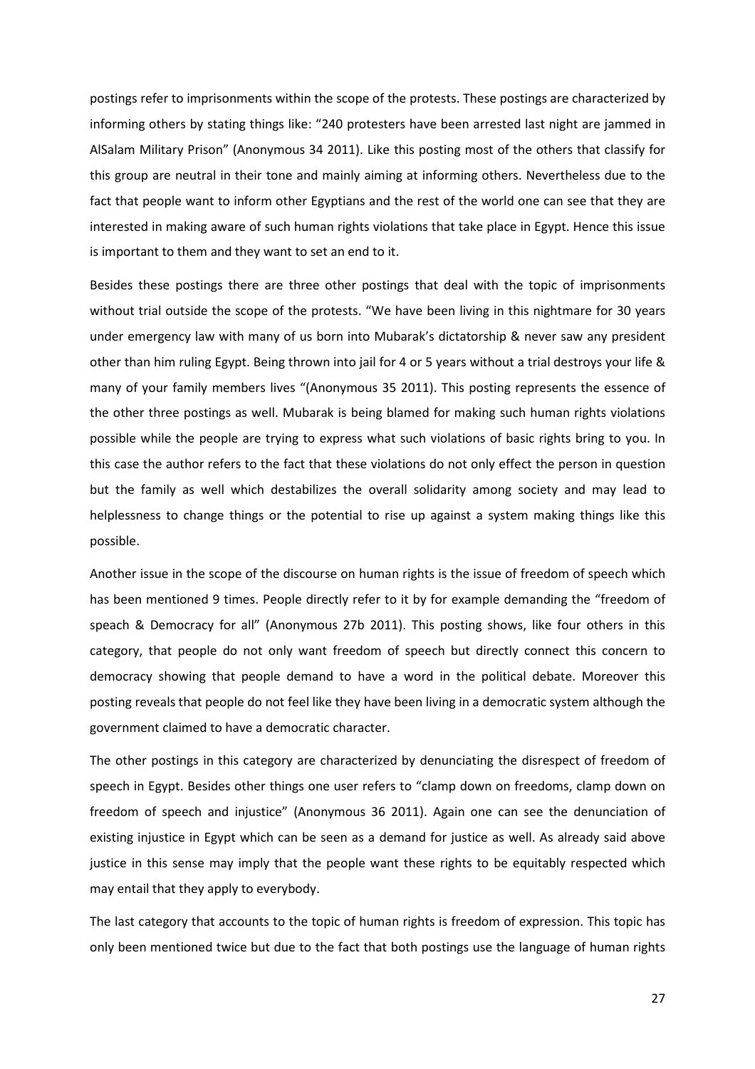postings refer to imprisonments within the scope of the protests. These postings are characterized by informing others by stating things like: "240 protesters have been arrested last night are jammed in AlSalam Military Prison" (Anonymous 34 2011). Like this posting most of the others that classify for this group are neutral in their tone and mainly aiming at informing others. Nevertheless due to the fact that people want to inform other Egyptians and the rest of the world one can see that they are interested in making aware of such human rights violations that take place in Egypt. Hence this issue is important to them and they want to set an end to it.

Besides these postings there are three other postings that deal with the topic of imprisonments without trial outside the scope of the protests. "We have been living in this nightmare for 30 years under emergency law with many of us born into Mubarak's dictatorship & never saw any president other than him ruling Egypt. Being thrown into jail for 4 or 5 years without a trial destroys your life & many of your family members lives "(Anonymous 35 2011). This posting represents the essence of the other three postings as well. Mubarak is being blamed for making such human rights violations possible while the people are trying to express what such violations of basic rights bring to you. In this case the author refers to the fact that these violations do not only effect the person in question but the family as well which destabilizes the overall solidarity among society and may lead to helplessness to change things or the potential to rise up against a system making things like this possible.

Another issue in the scope of the discourse on human rights is the issue of freedom of speech which has been mentioned 9 times. People directly refer to it by for example demanding the "freedom of speach & Democracy for all" (Anonymous 27b 2011). This posting shows, like four others in this category, that people do not only want freedom of speech but directly connect this concern to democracy showing that people demand to have a word in the political debate. Moreover this posting reveals that people do not feel like they have been living in a democratic system although the government claimed to have a democratic character.

The other postings in this category are characterized by denunciating the disrespect of freedom of speech in Egypt. Besides other things one user refers to "clamp down on freedoms, clamp down on freedom of speech and injustice" (Anonymous 36 2011). Again one can see the denunciation of existing injustice in Egypt which can be seen as a demand for justice as well. As already said above justice in this sense may imply that the people want these rights to be equitably respected which may entail that they apply to everybody.

The last category that accounts to the topic of human rights is freedom of expression. This topic has only been mentioned twice but due to the fact that both postings use the language of human rights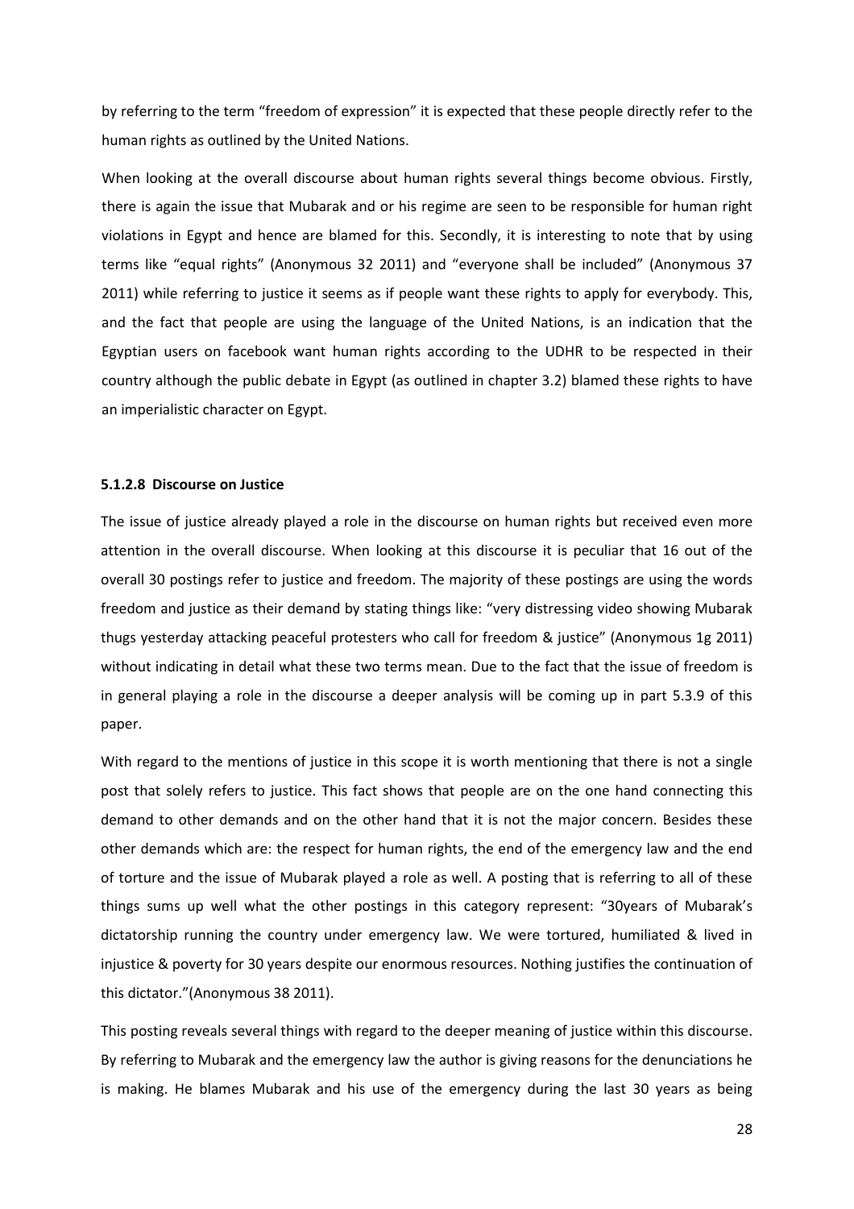by referring to the term "freedom of expression" it is expected that these people directly refer to the human rights as outlined by the United Nations.

When looking at the overall discourse about human rights several things become obvious. Firstly, there is again the issue that Mubarak and or his regime are seen to be responsible for human right violations in Egypt and hence are blamed for this. Secondly, it is interesting to note that by using terms like "equal rights" (Anonymous 32 2011) and "everyone shall be included" (Anonymous 37 2011) while referring to justice it seems as if people want these rights to apply for everybody. This, and the fact that people are using the language of the United Nations, is an indication that the Egyptian users on facebook want human rights according to the UDHR to be respected in their country although the public debate in Egypt (as outlined in chapter 3.2) blamed these rights to have an imperialistic character on Egypt.

#### 5.1.2.8 Discourse on Justice

The issue of justice already played a role in the discourse on human rights but received even more attention in the overall discourse. When looking at this discourse it is peculiar that 16 out of the overall 30 postings refer to justice and freedom. The majority of these postings are using the words freedom and justice as their demand by stating things like: "very distressing video showing Mubarak thugs yesterday attacking peaceful protesters who call for freedom & justice" (Anonymous 1g 2011) without indicating in detail what these two terms mean. Due to the fact that the issue of freedom is in general playing a role in the discourse a deeper analysis will be coming up in part 5.3.9 of this paper.

With regard to the mentions of justice in this scope it is worth mentioning that there is not a single post that solely refers to justice. This fact shows that people are on the one hand connecting this demand to other demands and on the other hand that it is not the major concern. Besides these other demands which are: the respect for human rights, the end of the emergency law and the end of torture and the issue of Mubarak played a role as well. A posting that is referring to all of these things sums up well what the other postings in this category represent: "30years of Mubarak's dictatorship running the country under emergency law. We were tortured, humiliated & lived in injustice & poverty for 30 years despite our enormous resources. Nothing justifies the continuation of this dictator."(Anonymous 38 2011).

This posting reveals several things with regard to the deeper meaning of justice within this discourse. By referring to Mubarak and the emergency law the author is giving reasons for the denunciations he is making. He blames Mubarak and his use of the emergency during the last 30 years as being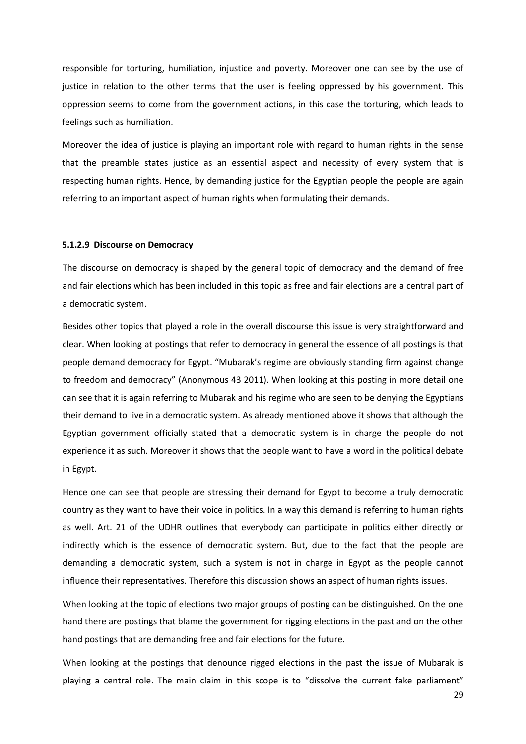responsible for torturing, humiliation, injustice and poverty. Moreover one can see by the use of justice in relation to the other terms that the user is feeling oppressed by his government. This oppression seems to come from the government actions, in this case the torturing, which leads to feelings such as humiliation.

Moreover the idea of justice is playing an important role with regard to human rights in the sense that the preamble states justice as an essential aspect and necessity of every system that is respecting human rights. Hence, by demanding justice for the Egyptian people the people are again referring to an important aspect of human rights when formulating their demands.

#### 5.1.2.9 Discourse on Democracy

The discourse on democracy is shaped by the general topic of democracy and the demand of free and fair elections which has been included in this topic as free and fair elections are a central part of a democratic system.

Besides other topics that played a role in the overall discourse this issue is very straightforward and clear. When looking at postings that refer to democracy in general the essence of all postings is that people demand democracy for Egypt. "Mubarak's regime are obviously standing firm against change to freedom and democracy" (Anonymous 43 2011). When looking at this posting in more detail one can see that it is again referring to Mubarak and his regime who are seen to be denying the Egyptians their demand to live in a democratic system. As already mentioned above it shows that although the Egyptian government officially stated that a democratic system is in charge the people do not experience it as such. Moreover it shows that the people want to have a word in the political debate in Egypt.

Hence one can see that people are stressing their demand for Egypt to become a truly democratic country as they want to have their voice in politics. In a way this demand is referring to human rights as well. Art. 21 of the UDHR outlines that everybody can participate in politics either directly or indirectly which is the essence of democratic system. But, due to the fact that the people are demanding a democratic system, such a system is not in charge in Egypt as the people cannot influence their representatives. Therefore this discussion shows an aspect of human rights issues.

When looking at the topic of elections two major groups of posting can be distinguished. On the one hand there are postings that blame the government for rigging elections in the past and on the other hand postings that are demanding free and fair elections for the future.

When looking at the postings that denounce rigged elections in the past the issue of Mubarak is playing a central role. The main claim in this scope is to "dissolve the current fake parliament"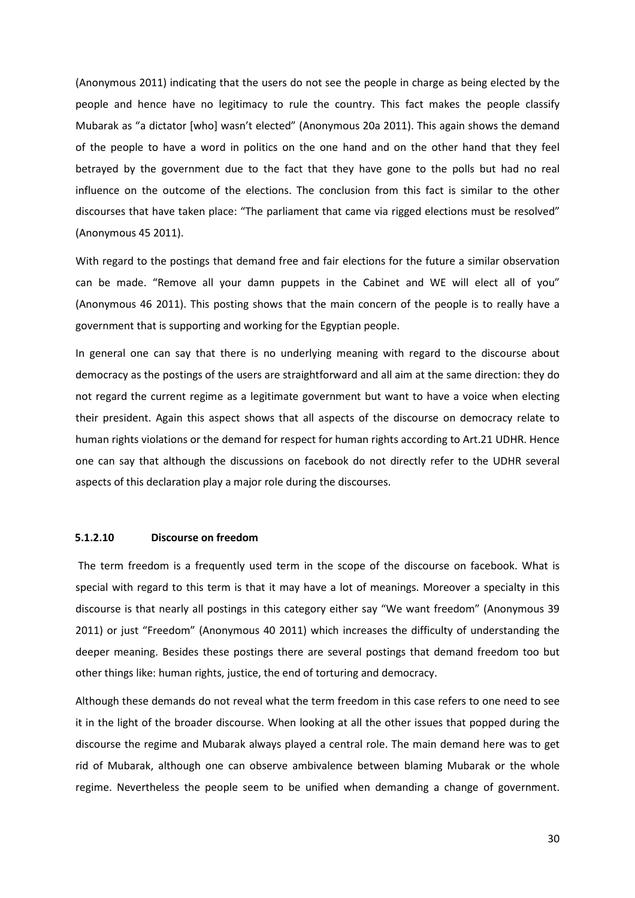(Anonymous 2011) indicating that the users do not see the people in charge as being elected by the people and hence have no legitimacy to rule the country. This fact makes the people classify Mubarak as "a dictator [who] wasn't elected" (Anonymous 20a 2011). This again shows the demand of the people to have a word in politics on the one hand and on the other hand that they feel betrayed by the government due to the fact that they have gone to the polls but had no real influence on the outcome of the elections. The conclusion from this fact is similar to the other discourses that have taken place: "The parliament that came via rigged elections must be resolved" (Anonymous 45 2011).

With regard to the postings that demand free and fair elections for the future a similar observation can be made. "Remove all your damn puppets in the Cabinet and WE will elect all of you" (Anonymous 46 2011). This posting shows that the main concern of the people is to really have a government that is supporting and working for the Egyptian people.

In general one can say that there is no underlying meaning with regard to the discourse about democracy as the postings of the users are straightforward and all aim at the same direction: they do not regard the current regime as a legitimate government but want to have a voice when electing their president. Again this aspect shows that all aspects of the discourse on democracy relate to human rights violations or the demand for respect for human rights according to Art.21 UDHR. Hence one can say that although the discussions on facebook do not directly refer to the UDHR several aspects of this declaration play a major role during the discourses.

#### 5.1.2.10 Discourse on freedom

The term freedom is a frequently used term in the scope of the discourse on facebook. What is special with regard to this term is that it may have a lot of meanings. Moreover a specialty in this discourse is that nearly all postings in this category either say "We want freedom" (Anonymous 39 2011) or just "Freedom" (Anonymous 40 2011) which increases the difficulty of understanding the deeper meaning. Besides these postings there are several postings that demand freedom too but other things like: human rights, justice, the end of torturing and democracy.

Although these demands do not reveal what the term freedom in this case refers to one need to see it in the light of the broader discourse. When looking at all the other issues that popped during the discourse the regime and Mubarak always played a central role. The main demand here was to get rid of Mubarak, although one can observe ambivalence between blaming Mubarak or the whole regime. Nevertheless the people seem to be unified when demanding a change of government.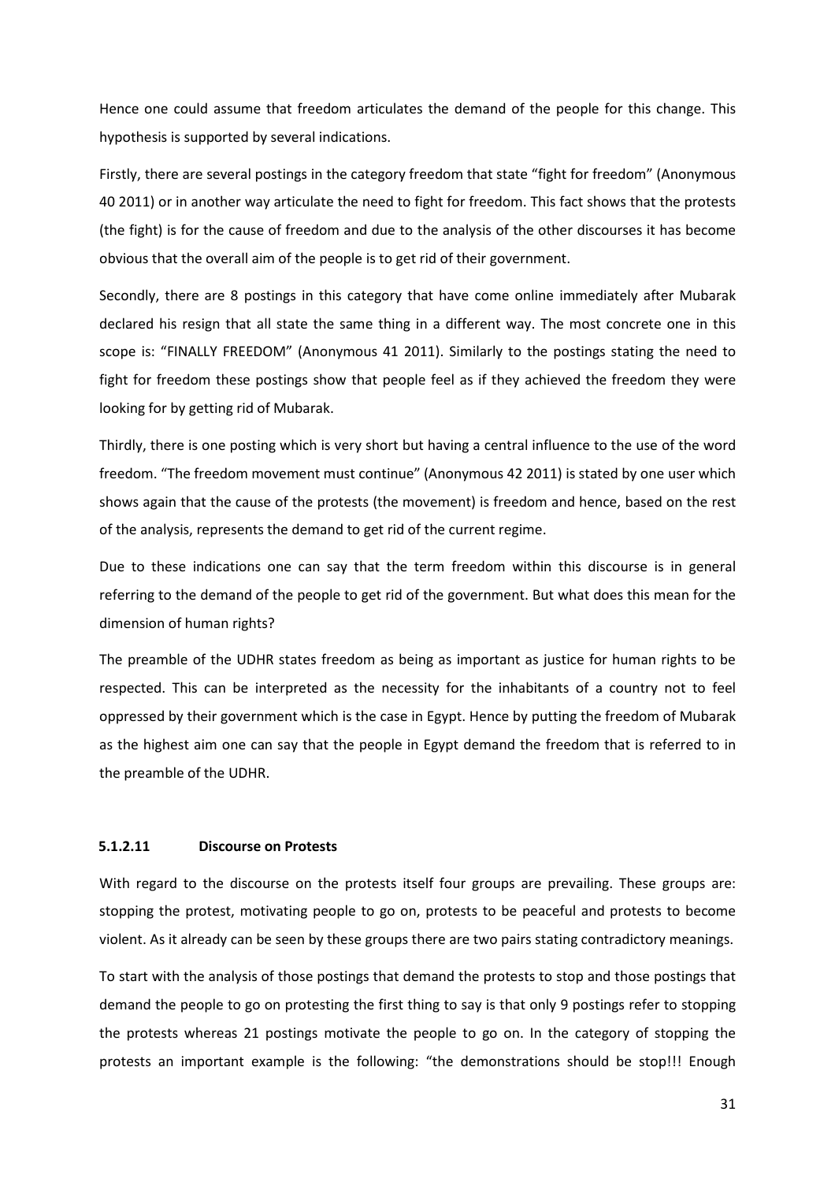Hence one could assume that freedom articulates the demand of the people for this change. This hypothesis is supported by several indications.

Firstly, there are several postings in the category freedom that state "fight for freedom" (Anonymous 40 2011) or in another way articulate the need to fight for freedom. This fact shows that the protests (the fight) is for the cause of freedom and due to the analysis of the other discourses it has become obvious that the overall aim of the people is to get rid of their government.

Secondly, there are 8 postings in this category that have come online immediately after Mubarak declared his resign that all state the same thing in a different way. The most concrete one in this scope is: "FINALLY FREEDOM" (Anonymous 41 2011). Similarly to the postings stating the need to fight for freedom these postings show that people feel as if they achieved the freedom they were looking for by getting rid of Mubarak.

Thirdly, there is one posting which is very short but having a central influence to the use of the word freedom. "The freedom movement must continue" (Anonymous 42 2011) is stated by one user which shows again that the cause of the protests (the movement) is freedom and hence, based on the rest of the analysis, represents the demand to get rid of the current regime.

Due to these indications one can say that the term freedom within this discourse is in general referring to the demand of the people to get rid of the government. But what does this mean for the dimension of human rights?

The preamble of the UDHR states freedom as being as important as justice for human rights to be respected. This can be interpreted as the necessity for the inhabitants of a country not to feel oppressed by their government which is the case in Egypt. Hence by putting the freedom of Mubarak as the highest aim one can say that the people in Egypt demand the freedom that is referred to in the preamble of the UDHR.

#### 5.1.2.11 Discourse on Protests

With regard to the discourse on the protests itself four groups are prevailing. These groups are: stopping the protest, motivating people to go on, protests to be peaceful and protests to become violent. As it already can be seen by these groups there are two pairs stating contradictory meanings.

To start with the analysis of those postings that demand the protests to stop and those postings that demand the people to go on protesting the first thing to say is that only 9 postings refer to stopping the protests whereas 21 postings motivate the people to go on. In the category of stopping the protests an important example is the following: "the demonstrations should be stop!!! Enough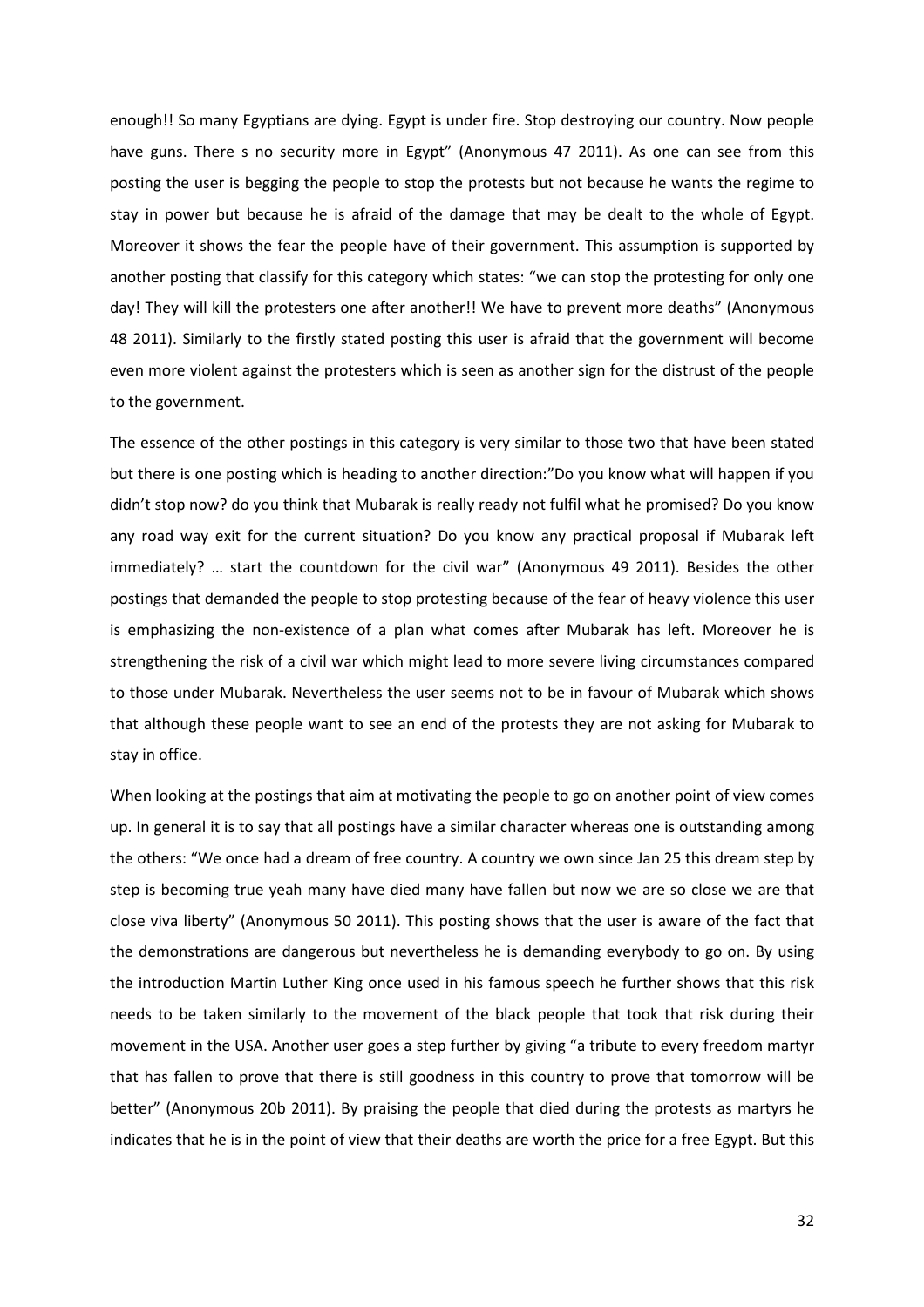enough!! So many Egyptians are dying. Egypt is under fire. Stop destroying our country. Now people have guns. There s no security more in Egypt" (Anonymous 47 2011). As one can see from this posting the user is begging the people to stop the protests but not because he wants the regime to stay in power but because he is afraid of the damage that may be dealt to the whole of Egypt. Moreover it shows the fear the people have of their government. This assumption is supported by another posting that classify for this category which states: "we can stop the protesting for only one day! They will kill the protesters one after another!! We have to prevent more deaths" (Anonymous 48 2011). Similarly to the firstly stated posting this user is afraid that the government will become even more violent against the protesters which is seen as another sign for the distrust of the people to the government.

The essence of the other postings in this category is very similar to those two that have been stated but there is one posting which is heading to another direction:"Do you know what will happen if you didn't stop now? do you think that Mubarak is really ready not fulfil what he promised? Do you know any road way exit for the current situation? Do you know any practical proposal if Mubarak left immediately? … start the countdown for the civil war" (Anonymous 49 2011). Besides the other postings that demanded the people to stop protesting because of the fear of heavy violence this user is emphasizing the non-existence of a plan what comes after Mubarak has left. Moreover he is strengthening the risk of a civil war which might lead to more severe living circumstances compared to those under Mubarak. Nevertheless the user seems not to be in favour of Mubarak which shows that although these people want to see an end of the protests they are not asking for Mubarak to stay in office.

When looking at the postings that aim at motivating the people to go on another point of view comes up. In general it is to say that all postings have a similar character whereas one is outstanding among the others: "We once had a dream of free country. A country we own since Jan 25 this dream step by step is becoming true yeah many have died many have fallen but now we are so close we are that close viva liberty" (Anonymous 50 2011). This posting shows that the user is aware of the fact that the demonstrations are dangerous but nevertheless he is demanding everybody to go on. By using the introduction Martin Luther King once used in his famous speech he further shows that this risk needs to be taken similarly to the movement of the black people that took that risk during their movement in the USA. Another user goes a step further by giving "a tribute to every freedom martyr that has fallen to prove that there is still goodness in this country to prove that tomorrow will be better" (Anonymous 20b 2011). By praising the people that died during the protests as martyrs he indicates that he is in the point of view that their deaths are worth the price for a free Egypt. But this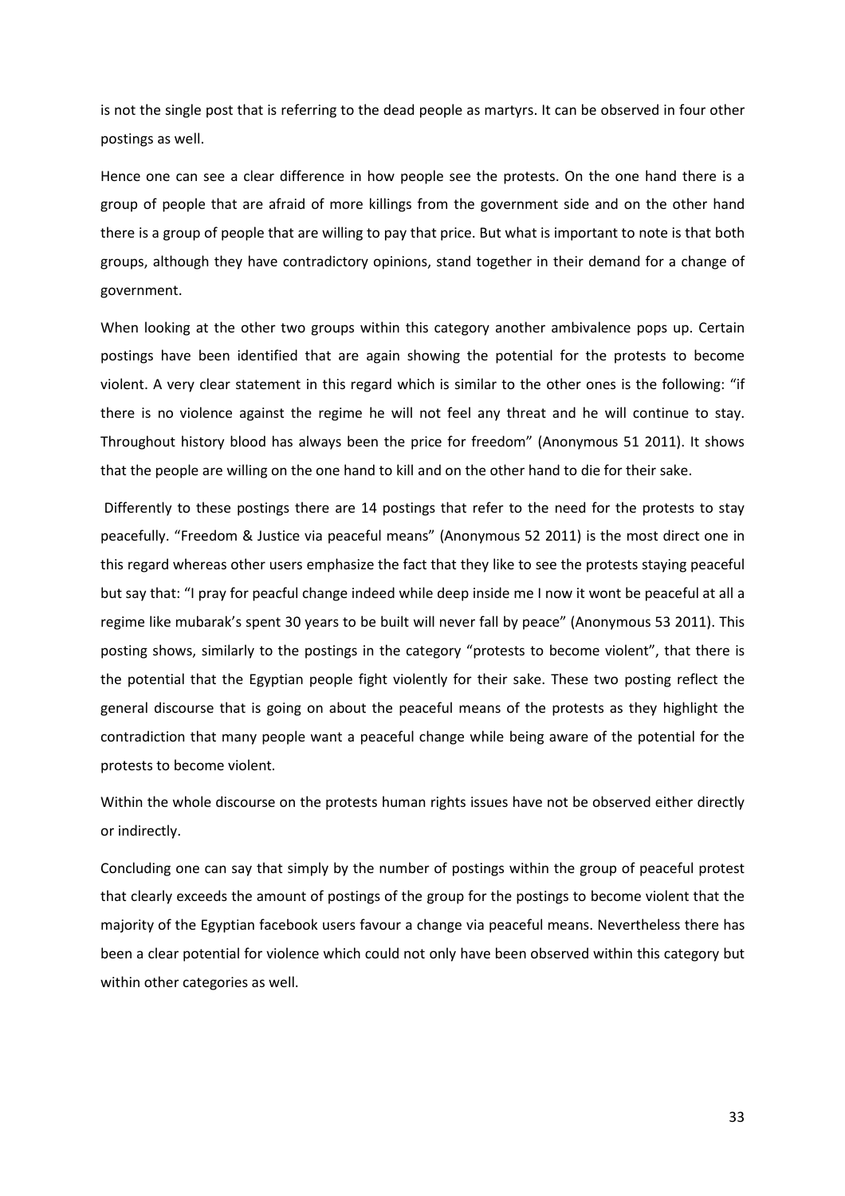is not the single post that is referring to the dead people as martyrs. It can be observed in four other postings as well.

Hence one can see a clear difference in how people see the protests. On the one hand there is a group of people that are afraid of more killings from the government side and on the other hand there is a group of people that are willing to pay that price. But what is important to note is that both groups, although they have contradictory opinions, stand together in their demand for a change of government.

When looking at the other two groups within this category another ambivalence pops up. Certain postings have been identified that are again showing the potential for the protests to become violent. A very clear statement in this regard which is similar to the other ones is the following: "if there is no violence against the regime he will not feel any threat and he will continue to stay. Throughout history blood has always been the price for freedom" (Anonymous 51 2011). It shows that the people are willing on the one hand to kill and on the other hand to die for their sake.

Differently to these postings there are 14 postings that refer to the need for the protests to stay peacefully. "Freedom & Justice via peaceful means" (Anonymous 52 2011) is the most direct one in this regard whereas other users emphasize the fact that they like to see the protests staying peaceful but say that: "I pray for peacful change indeed while deep inside me I now it wont be peaceful at all a regime like mubarak's spent 30 years to be built will never fall by peace" (Anonymous 53 2011). This posting shows, similarly to the postings in the category "protests to become violent", that there is the potential that the Egyptian people fight violently for their sake. These two posting reflect the general discourse that is going on about the peaceful means of the protests as they highlight the contradiction that many people want a peaceful change while being aware of the potential for the protests to become violent.

Within the whole discourse on the protests human rights issues have not be observed either directly or indirectly.

Concluding one can say that simply by the number of postings within the group of peaceful protest that clearly exceeds the amount of postings of the group for the postings to become violent that the majority of the Egyptian facebook users favour a change via peaceful means. Nevertheless there has been a clear potential for violence which could not only have been observed within this category but within other categories as well.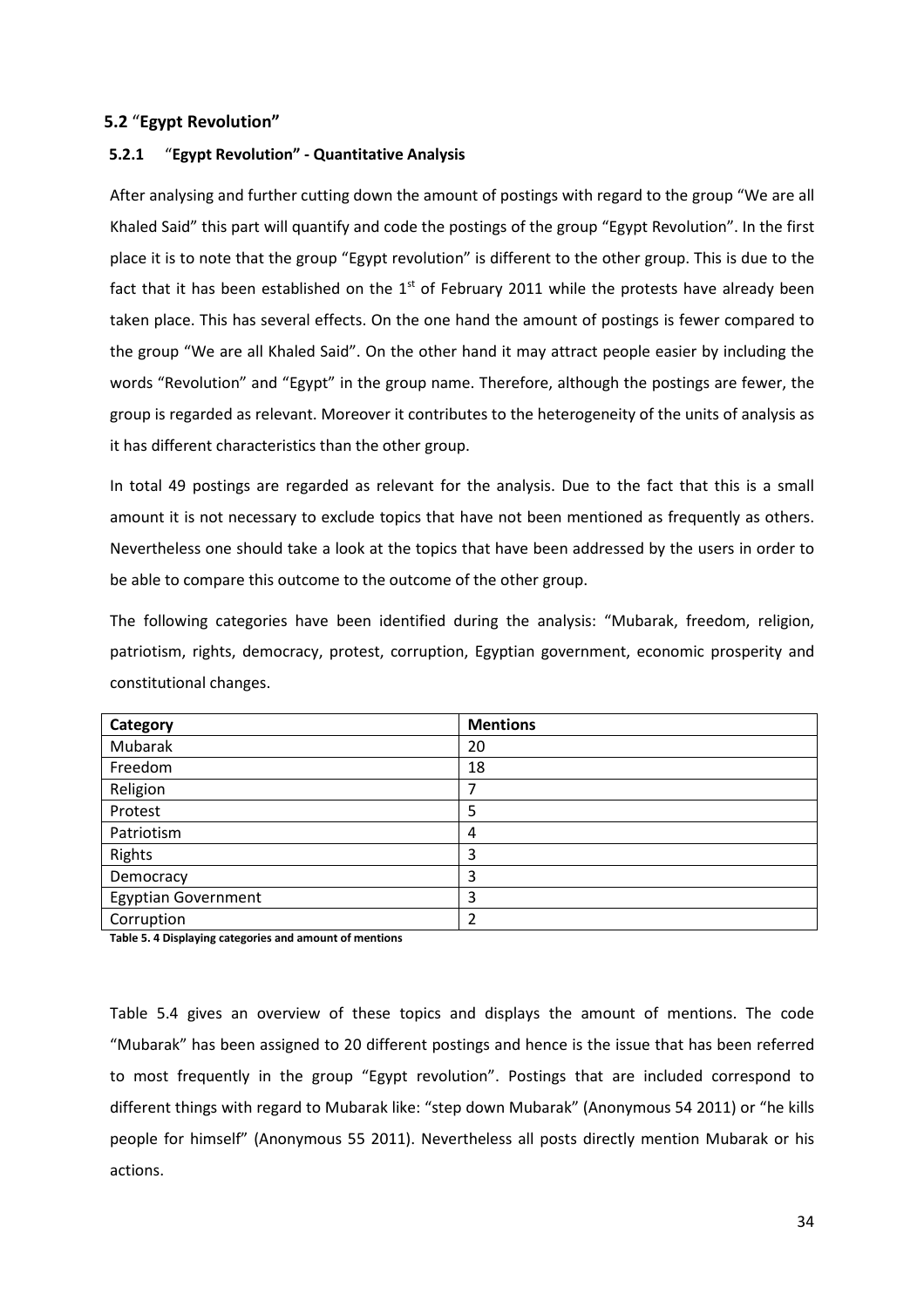## 5.2 "Egypt Revolution"

### 5.2.1 "Egypt Revolution" - Quantitative Analysis

After analysing and further cutting down the amount of postings with regard to the group "We are all Khaled Said" this part will quantify and code the postings of the group "Egypt Revolution". In the first place it is to note that the group "Egypt revolution" is different to the other group. This is due to the fact that it has been established on the 1st of February 2011 while the protests have already been taken place. This has several effects. On the one hand the amount of postings is fewer compared to the group "We are all Khaled Said". On the other hand it may attract people easier by including the words "Revolution" and "Egypt" in the group name. Therefore, although the postings are fewer, the group is regarded as relevant. Moreover it contributes to the heterogeneity of the units of analysis as it has different characteristics than the other group.

In total 49 postings are regarded as relevant for the analysis. Due to the fact that this is a small amount it is not necessary to exclude topics that have not been mentioned as frequently as others. Nevertheless one should take a look at the topics that have been addressed by the users in order to be able to compare this outcome to the outcome of the other group.

The following categories have been identified during the analysis: "Mubarak, freedom, religion, patriotism, rights, democracy, protest, corruption, Egyptian government, economic prosperity and constitutional changes.

| Category | Mentions |
|---|---|
| Mubarak | 20 |
| Freedom | 18 |
| Religion | 7 |
| Protest | 5 |
| Patriotism | 4 |
| Rights | 3 |
| Democracy | 3 |
| Egyptian Government | 3 |
| Corruption | 2 |

**Table 5. 4 Displaying categories and amount of mentions**

Table 5.4 gives an overview of these topics and displays the amount of mentions. The code "Mubarak" has been assigned to 20 different postings and hence is the issue that has been referred to most frequently in the group "Egypt revolution". Postings that are included correspond to different things with regard to Mubarak like: "step down Mubarak" (Anonymous 54 2011) or "he kills people for himself" (Anonymous 55 2011). Nevertheless all posts directly mention Mubarak or his actions.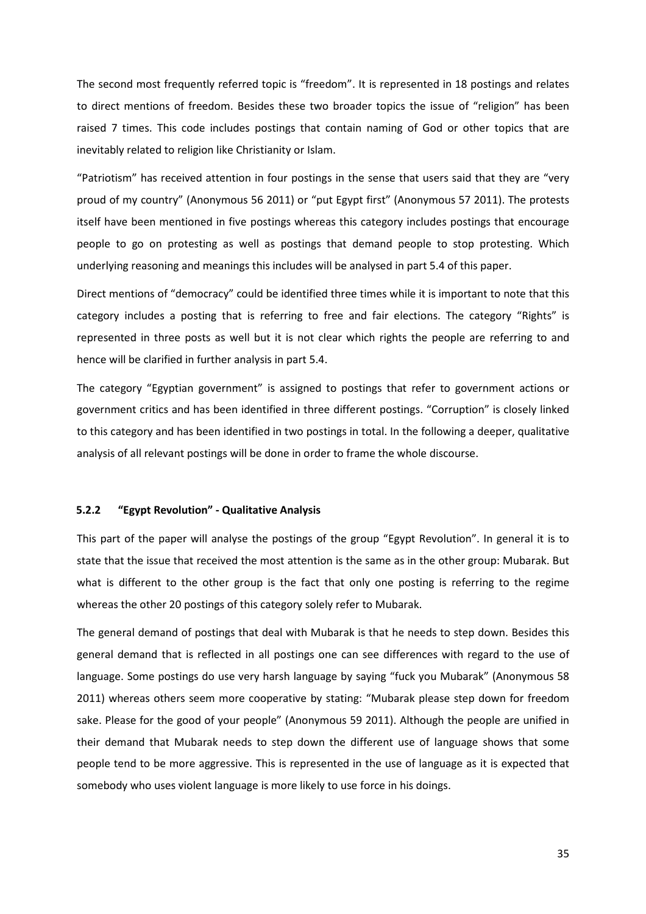The second most frequently referred topic is "freedom". It is represented in 18 postings and relates to direct mentions of freedom. Besides these two broader topics the issue of "religion" has been raised 7 times. This code includes postings that contain naming of God or other topics that are inevitably related to religion like Christianity or Islam.

"Patriotism" has received attention in four postings in the sense that users said that they are "very proud of my country" (Anonymous 56 2011) or "put Egypt first" (Anonymous 57 2011). The protests itself have been mentioned in five postings whereas this category includes postings that encourage people to go on protesting as well as postings that demand people to stop protesting. Which underlying reasoning and meanings this includes will be analysed in part 5.4 of this paper.

Direct mentions of "democracy" could be identified three times while it is important to note that this category includes a posting that is referring to free and fair elections. The category "Rights" is represented in three posts as well but it is not clear which rights the people are referring to and hence will be clarified in further analysis in part 5.4.

The category "Egyptian government" is assigned to postings that refer to government actions or government critics and has been identified in three different postings. "Corruption" is closely linked to this category and has been identified in two postings in total. In the following a deeper, qualitative analysis of all relevant postings will be done in order to frame the whole discourse.

### 5.2.2 "Egypt Revolution" - Qualitative Analysis

This part of the paper will analyse the postings of the group "Egypt Revolution". In general it is to state that the issue that received the most attention is the same as in the other group: Mubarak. But what is different to the other group is the fact that only one posting is referring to the regime whereas the other 20 postings of this category solely refer to Mubarak.

The general demand of postings that deal with Mubarak is that he needs to step down. Besides this general demand that is reflected in all postings one can see differences with regard to the use of language. Some postings do use very harsh language by saying "fuck you Mubarak" (Anonymous 58 2011) whereas others seem more cooperative by stating: "Mubarak please step down for freedom sake. Please for the good of your people" (Anonymous 59 2011). Although the people are unified in their demand that Mubarak needs to step down the different use of language shows that some people tend to be more aggressive. This is represented in the use of language as it is expected that somebody who uses violent language is more likely to use force in his doings.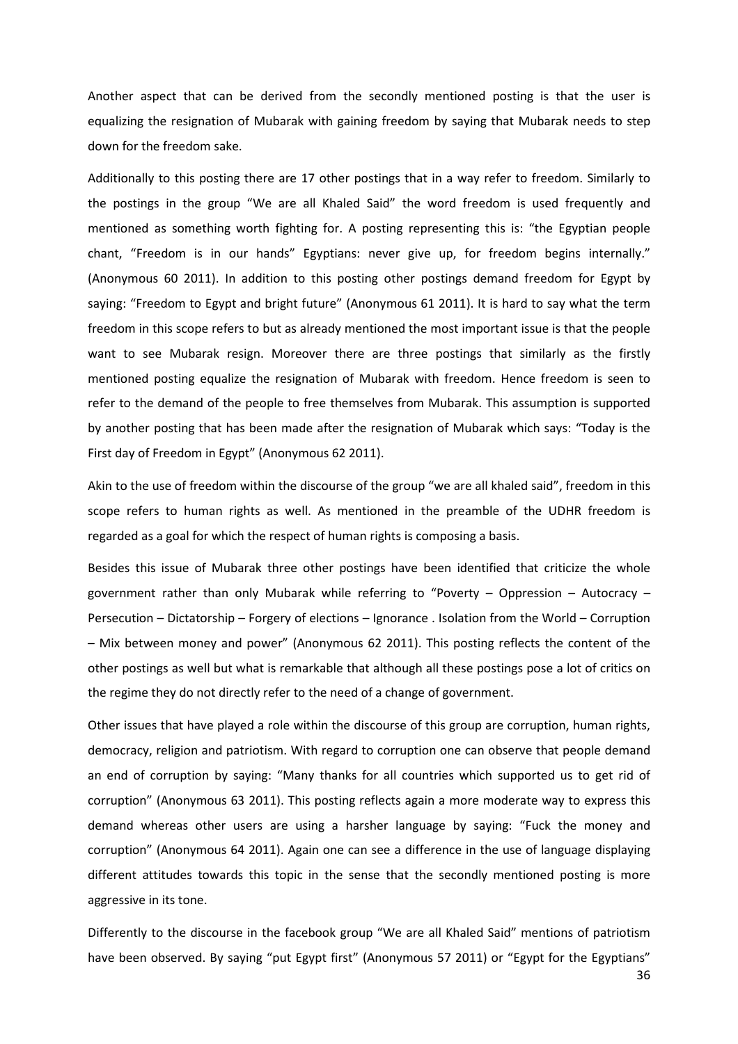Another aspect that can be derived from the secondly mentioned posting is that the user is equalizing the resignation of Mubarak with gaining freedom by saying that Mubarak needs to step down for the freedom sake.

Additionally to this posting there are 17 other postings that in a way refer to freedom. Similarly to the postings in the group "We are all Khaled Said" the word freedom is used frequently and mentioned as something worth fighting for. A posting representing this is: "the Egyptian people chant, "Freedom is in our hands" Egyptians: never give up, for freedom begins internally." (Anonymous 60 2011). In addition to this posting other postings demand freedom for Egypt by saying: "Freedom to Egypt and bright future" (Anonymous 61 2011). It is hard to say what the term freedom in this scope refers to but as already mentioned the most important issue is that the people want to see Mubarak resign. Moreover there are three postings that similarly as the firstly mentioned posting equalize the resignation of Mubarak with freedom. Hence freedom is seen to refer to the demand of the people to free themselves from Mubarak. This assumption is supported by another posting that has been made after the resignation of Mubarak which says: "Today is the First day of Freedom in Egypt" (Anonymous 62 2011).

Akin to the use of freedom within the discourse of the group "we are all khaled said", freedom in this scope refers to human rights as well. As mentioned in the preamble of the UDHR freedom is regarded as a goal for which the respect of human rights is composing a basis.

Besides this issue of Mubarak three other postings have been identified that criticize the whole government rather than only Mubarak while referring to "Poverty – Oppression – Autocracy – Persecution – Dictatorship – Forgery of elections – Ignorance . Isolation from the World – Corruption – Mix between money and power" (Anonymous 62 2011). This posting reflects the content of the other postings as well but what is remarkable that although all these postings pose a lot of critics on the regime they do not directly refer to the need of a change of government.

Other issues that have played a role within the discourse of this group are corruption, human rights, democracy, religion and patriotism. With regard to corruption one can observe that people demand an end of corruption by saying: "Many thanks for all countries which supported us to get rid of corruption" (Anonymous 63 2011). This posting reflects again a more moderate way to express this demand whereas other users are using a harsher language by saying: "Fuck the money and corruption" (Anonymous 64 2011). Again one can see a difference in the use of language displaying different attitudes towards this topic in the sense that the secondly mentioned posting is more aggressive in its tone.

Differently to the discourse in the facebook group "We are all Khaled Said" mentions of patriotism have been observed. By saying "put Egypt first" (Anonymous 57 2011) or "Egypt for the Egyptians"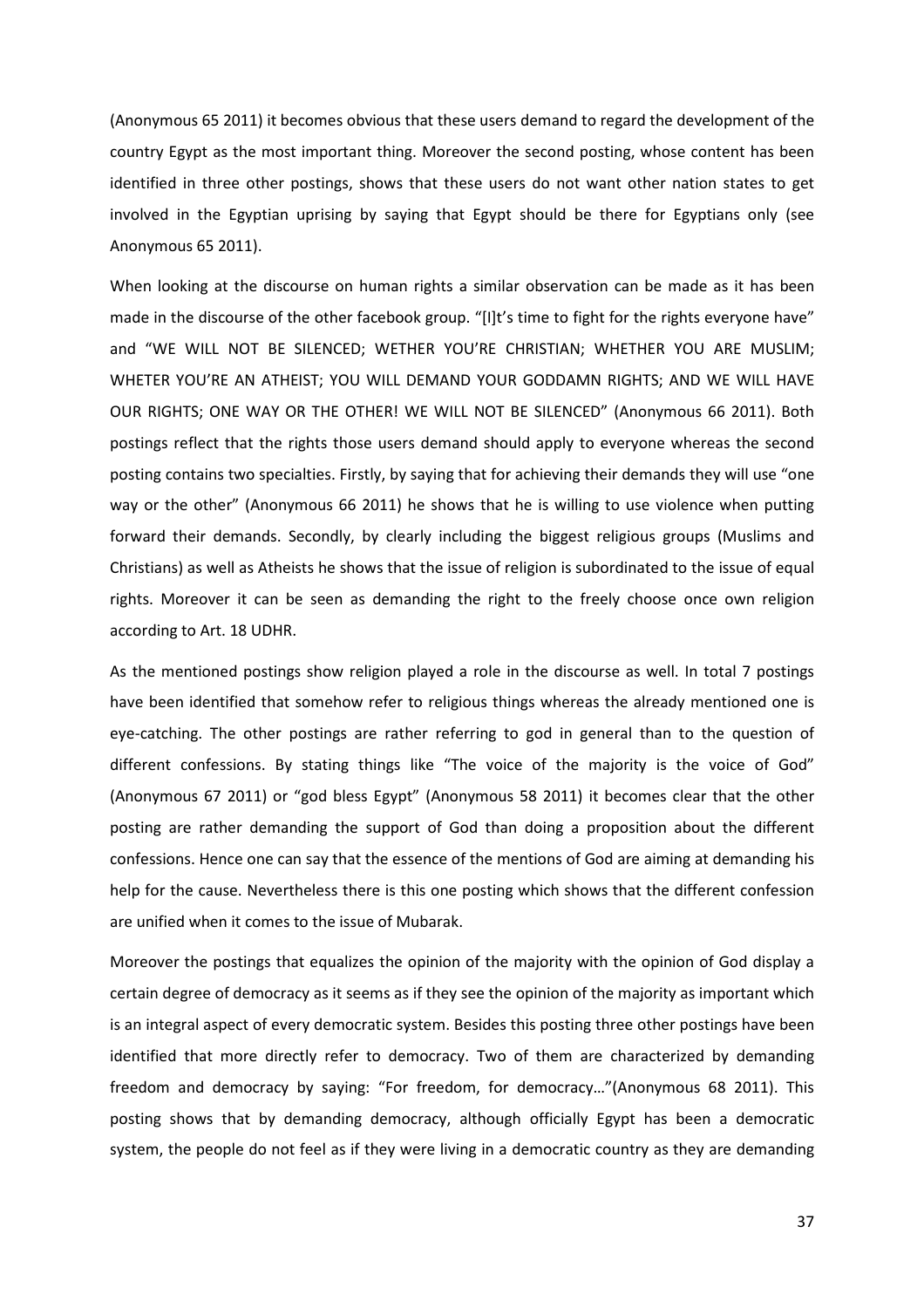(Anonymous 65 2011) it becomes obvious that these users demand to regard the development of the country Egypt as the most important thing. Moreover the second posting, whose content has been identified in three other postings, shows that these users do not want other nation states to get involved in the Egyptian uprising by saying that Egypt should be there for Egyptians only (see Anonymous 65 2011).

When looking at the discourse on human rights a similar observation can be made as it has been made in the discourse of the other facebook group. "[I]t's time to fight for the rights everyone have" and "WE WILL NOT BE SILENCED; WETHER YOU'RE CHRISTIAN; WHETHER YOU ARE MUSLIM; WHETER YOU'RE AN ATHEIST; YOU WILL DEMAND YOUR GODDAMN RIGHTS; AND WE WILL HAVE OUR RIGHTS; ONE WAY OR THE OTHER! WE WILL NOT BE SILENCED" (Anonymous 66 2011). Both postings reflect that the rights those users demand should apply to everyone whereas the second posting contains two specialties. Firstly, by saying that for achieving their demands they will use "one way or the other" (Anonymous 66 2011) he shows that he is willing to use violence when putting forward their demands. Secondly, by clearly including the biggest religious groups (Muslims and Christians) as well as Atheists he shows that the issue of religion is subordinated to the issue of equal rights. Moreover it can be seen as demanding the right to the freely choose once own religion according to Art. 18 UDHR.

As the mentioned postings show religion played a role in the discourse as well. In total 7 postings have been identified that somehow refer to religious things whereas the already mentioned one is eye-catching. The other postings are rather referring to god in general than to the question of different confessions. By stating things like "The voice of the majority is the voice of God" (Anonymous 67 2011) or "god bless Egypt" (Anonymous 58 2011) it becomes clear that the other posting are rather demanding the support of God than doing a proposition about the different confessions. Hence one can say that the essence of the mentions of God are aiming at demanding his help for the cause. Nevertheless there is this one posting which shows that the different confession are unified when it comes to the issue of Mubarak.

Moreover the postings that equalizes the opinion of the majority with the opinion of God display a certain degree of democracy as it seems as if they see the opinion of the majority as important which is an integral aspect of every democratic system. Besides this posting three other postings have been identified that more directly refer to democracy. Two of them are characterized by demanding freedom and democracy by saying: "For freedom, for democracy…"(Anonymous 68 2011). This posting shows that by demanding democracy, although officially Egypt has been a democratic system, the people do not feel as if they were living in a democratic country as they are demanding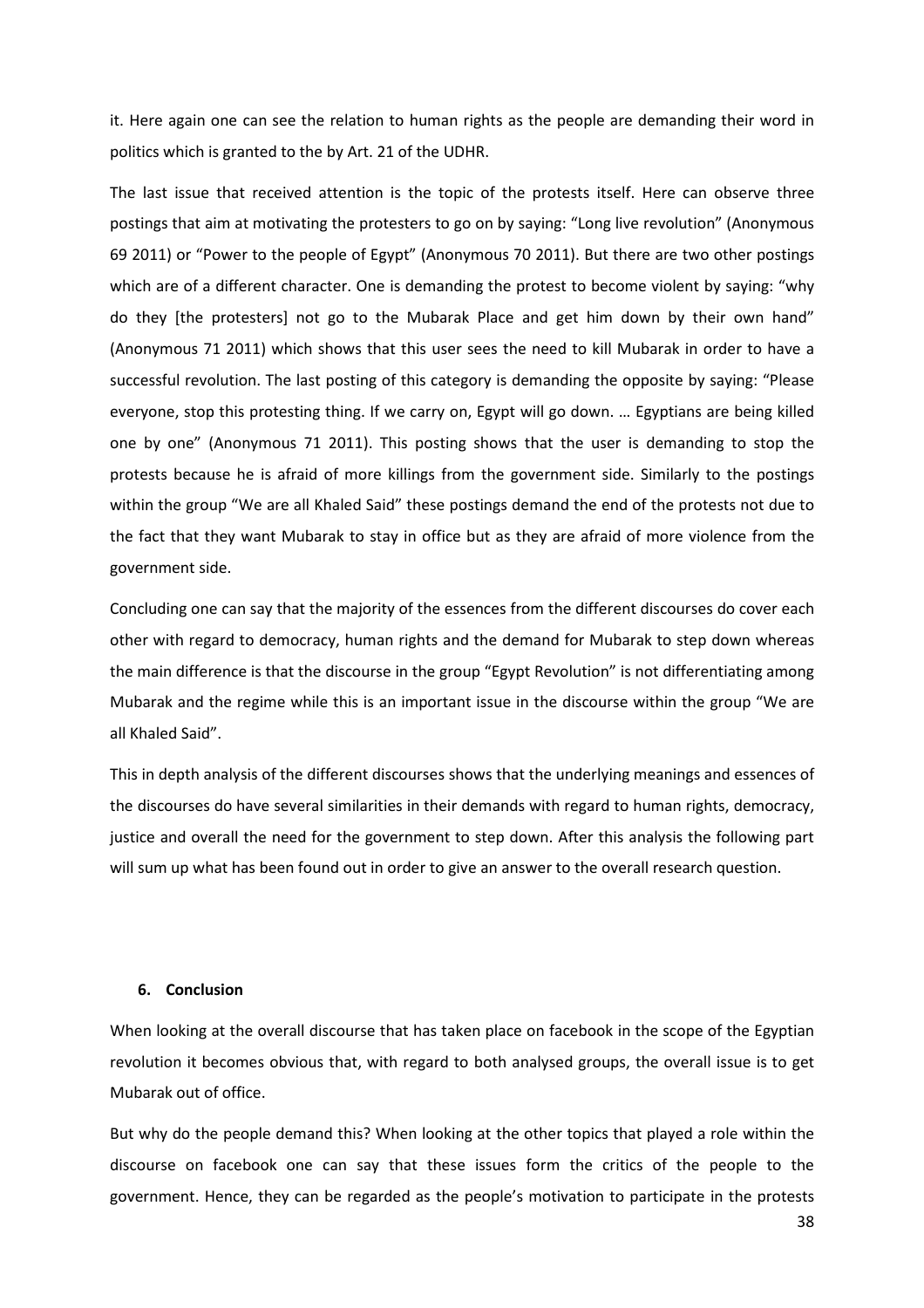it. Here again one can see the relation to human rights as the people are demanding their word in politics which is granted to the by Art. 21 of the UDHR.

The last issue that received attention is the topic of the protests itself. Here can observe three postings that aim at motivating the protesters to go on by saying: "Long live revolution" (Anonymous 69 2011) or "Power to the people of Egypt" (Anonymous 70 2011). But there are two other postings which are of a different character. One is demanding the protest to become violent by saying: "why do they [the protesters] not go to the Mubarak Place and get him down by their own hand" (Anonymous 71 2011) which shows that this user sees the need to kill Mubarak in order to have a successful revolution. The last posting of this category is demanding the opposite by saying: "Please everyone, stop this protesting thing. If we carry on, Egypt will go down. … Egyptians are being killed one by one" (Anonymous 71 2011). This posting shows that the user is demanding to stop the protests because he is afraid of more killings from the government side. Similarly to the postings within the group "We are all Khaled Said" these postings demand the end of the protests not due to the fact that they want Mubarak to stay in office but as they are afraid of more violence from the government side.

Concluding one can say that the majority of the essences from the different discourses do cover each other with regard to democracy, human rights and the demand for Mubarak to step down whereas the main difference is that the discourse in the group "Egypt Revolution" is not differentiating among Mubarak and the regime while this is an important issue in the discourse within the group "We are all Khaled Said".

This in depth analysis of the different discourses shows that the underlying meanings and essences of the discourses do have several similarities in their demands with regard to human rights, democracy, justice and overall the need for the government to step down. After this analysis the following part will sum up what has been found out in order to give an answer to the overall research question.

## 6. Conclusion

When looking at the overall discourse that has taken place on facebook in the scope of the Egyptian revolution it becomes obvious that, with regard to both analysed groups, the overall issue is to get Mubarak out of office.

But why do the people demand this? When looking at the other topics that played a role within the discourse on facebook one can say that these issues form the critics of the people to the government. Hence, they can be regarded as the people's motivation to participate in the protests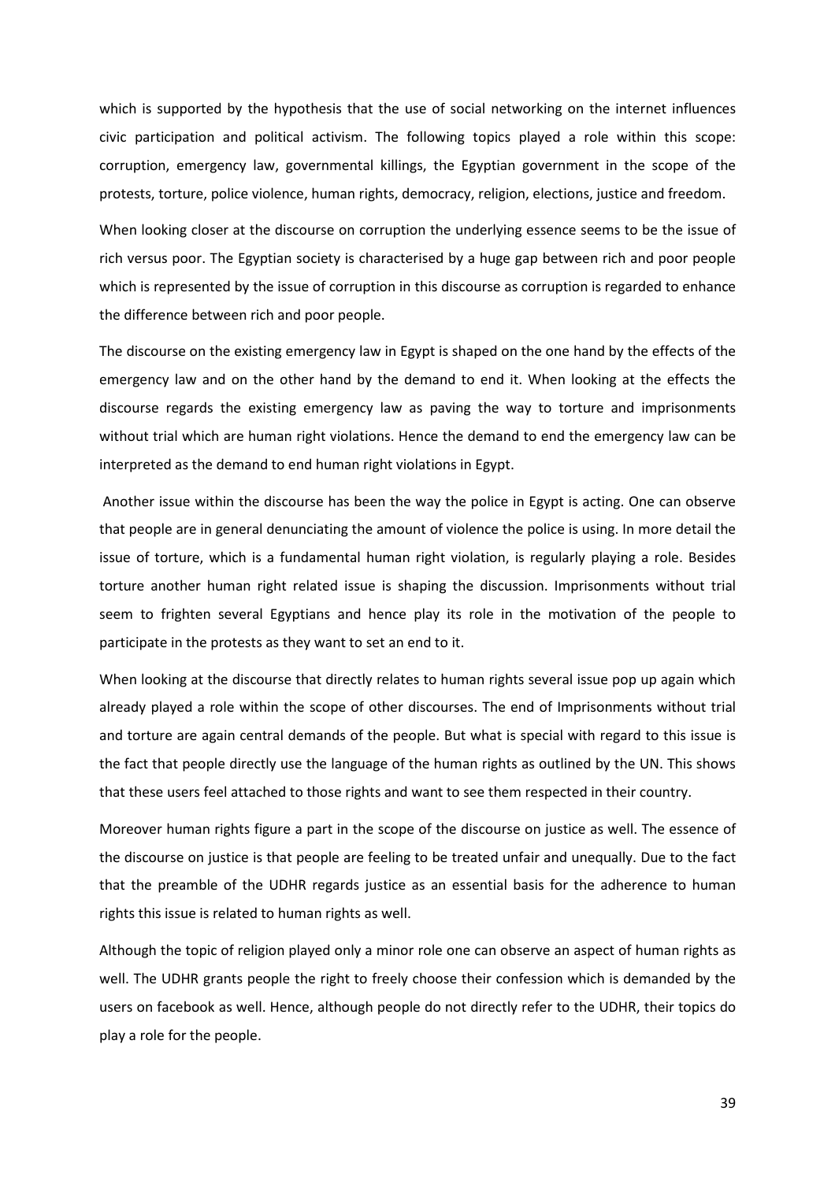which is supported by the hypothesis that the use of social networking on the internet influences civic participation and political activism. The following topics played a role within this scope: corruption, emergency law, governmental killings, the Egyptian government in the scope of the protests, torture, police violence, human rights, democracy, religion, elections, justice and freedom.

When looking closer at the discourse on corruption the underlying essence seems to be the issue of rich versus poor. The Egyptian society is characterised by a huge gap between rich and poor people which is represented by the issue of corruption in this discourse as corruption is regarded to enhance the difference between rich and poor people.

The discourse on the existing emergency law in Egypt is shaped on the one hand by the effects of the emergency law and on the other hand by the demand to end it. When looking at the effects the discourse regards the existing emergency law as paving the way to torture and imprisonments without trial which are human right violations. Hence the demand to end the emergency law can be interpreted as the demand to end human right violations in Egypt.

Another issue within the discourse has been the way the police in Egypt is acting. One can observe that people are in general denunciating the amount of violence the police is using. In more detail the issue of torture, which is a fundamental human right violation, is regularly playing a role. Besides torture another human right related issue is shaping the discussion. Imprisonments without trial seem to frighten several Egyptians and hence play its role in the motivation of the people to participate in the protests as they want to set an end to it.

When looking at the discourse that directly relates to human rights several issue pop up again which already played a role within the scope of other discourses. The end of Imprisonments without trial and torture are again central demands of the people. But what is special with regard to this issue is the fact that people directly use the language of the human rights as outlined by the UN. This shows that these users feel attached to those rights and want to see them respected in their country.

Moreover human rights figure a part in the scope of the discourse on justice as well. The essence of the discourse on justice is that people are feeling to be treated unfair and unequally. Due to the fact that the preamble of the UDHR regards justice as an essential basis for the adherence to human rights this issue is related to human rights as well.

Although the topic of religion played only a minor role one can observe an aspect of human rights as well. The UDHR grants people the right to freely choose their confession which is demanded by the users on facebook as well. Hence, although people do not directly refer to the UDHR, their topics do play a role for the people.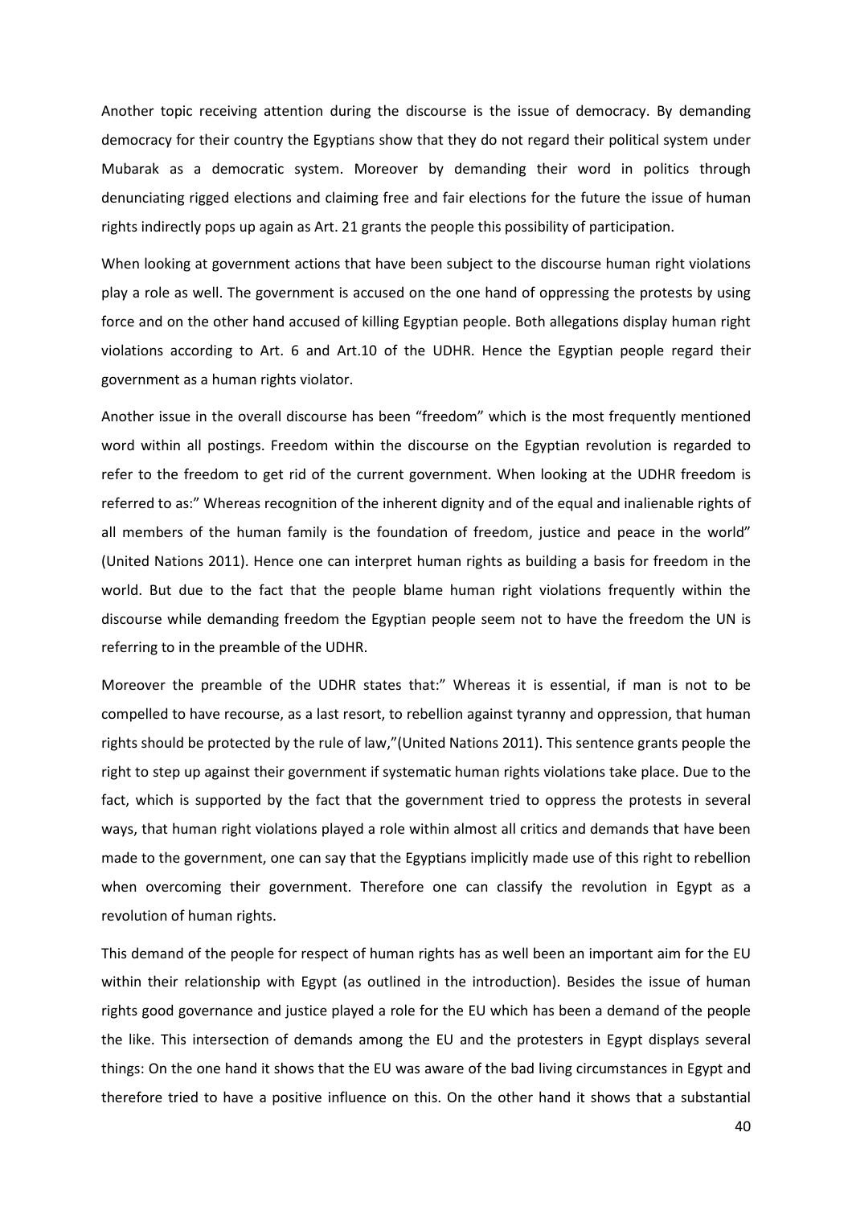Another topic receiving attention during the discourse is the issue of democracy. By demanding democracy for their country the Egyptians show that they do not regard their political system under Mubarak as a democratic system. Moreover by demanding their word in politics through denunciating rigged elections and claiming free and fair elections for the future the issue of human rights indirectly pops up again as Art. 21 grants the people this possibility of participation.

When looking at government actions that have been subject to the discourse human right violations play a role as well. The government is accused on the one hand of oppressing the protests by using force and on the other hand accused of killing Egyptian people. Both allegations display human right violations according to Art. 6 and Art.10 of the UDHR. Hence the Egyptian people regard their government as a human rights violator.

Another issue in the overall discourse has been "freedom" which is the most frequently mentioned word within all postings. Freedom within the discourse on the Egyptian revolution is regarded to refer to the freedom to get rid of the current government. When looking at the UDHR freedom is referred to as:" Whereas recognition of the inherent dignity and of the equal and inalienable rights of all members of the human family is the foundation of freedom, justice and peace in the world" (United Nations 2011). Hence one can interpret human rights as building a basis for freedom in the world. But due to the fact that the people blame human right violations frequently within the discourse while demanding freedom the Egyptian people seem not to have the freedom the UN is referring to in the preamble of the UDHR.

Moreover the preamble of the UDHR states that:" Whereas it is essential, if man is not to be compelled to have recourse, as a last resort, to rebellion against tyranny and oppression, that human rights should be protected by the rule of law,"(United Nations 2011). This sentence grants people the right to step up against their government if systematic human rights violations take place. Due to the fact, which is supported by the fact that the government tried to oppress the protests in several ways, that human right violations played a role within almost all critics and demands that have been made to the government, one can say that the Egyptians implicitly made use of this right to rebellion when overcoming their government. Therefore one can classify the revolution in Egypt as a revolution of human rights.

This demand of the people for respect of human rights has as well been an important aim for the EU within their relationship with Egypt (as outlined in the introduction). Besides the issue of human rights good governance and justice played a role for the EU which has been a demand of the people the like. This intersection of demands among the EU and the protesters in Egypt displays several things: On the one hand it shows that the EU was aware of the bad living circumstances in Egypt and therefore tried to have a positive influence on this. On the other hand it shows that a substantial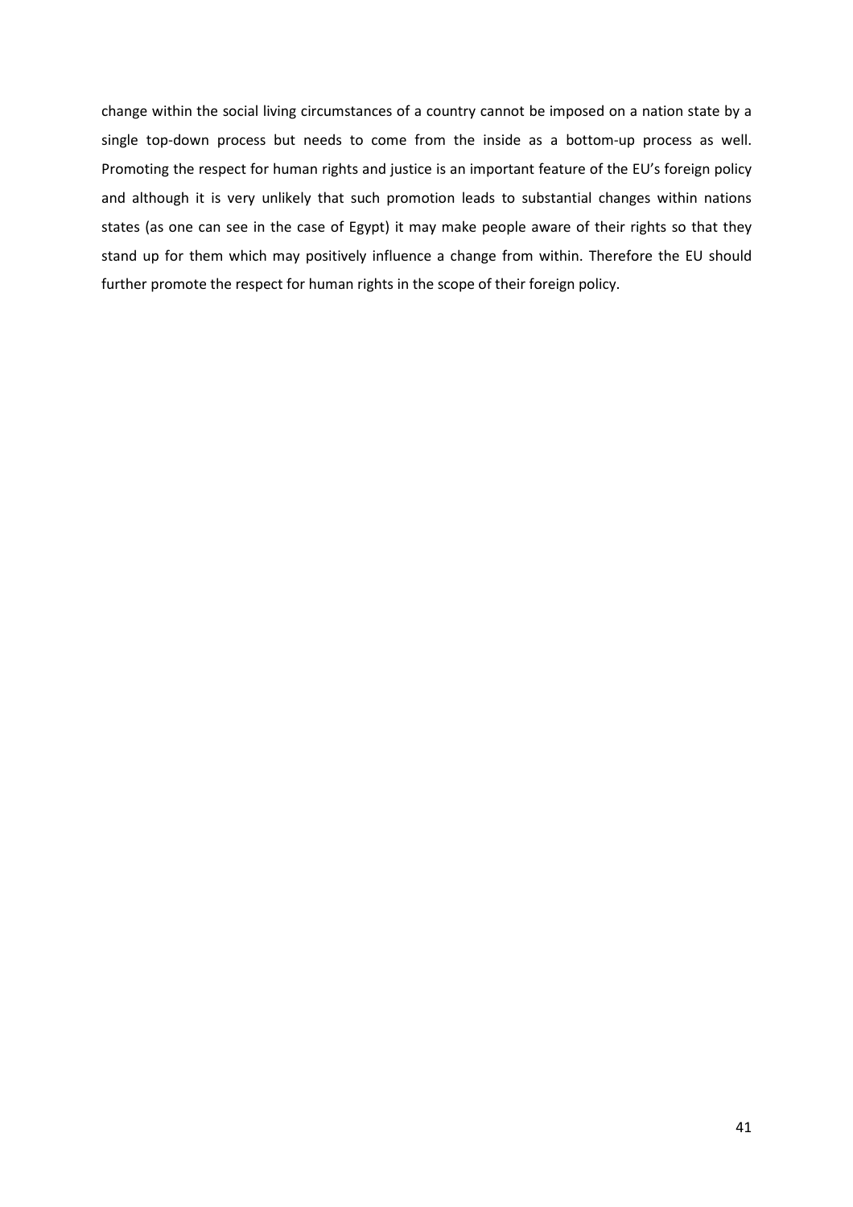change within the social living circumstances of a country cannot be imposed on a nation state by a single top-down process but needs to come from the inside as a bottom-up process as well. Promoting the respect for human rights and justice is an important feature of the EU's foreign policy and although it is very unlikely that such promotion leads to substantial changes within nations states (as one can see in the case of Egypt) it may make people aware of their rights so that they stand up for them which may positively influence a change from within. Therefore the EU should further promote the respect for human rights in the scope of their foreign policy.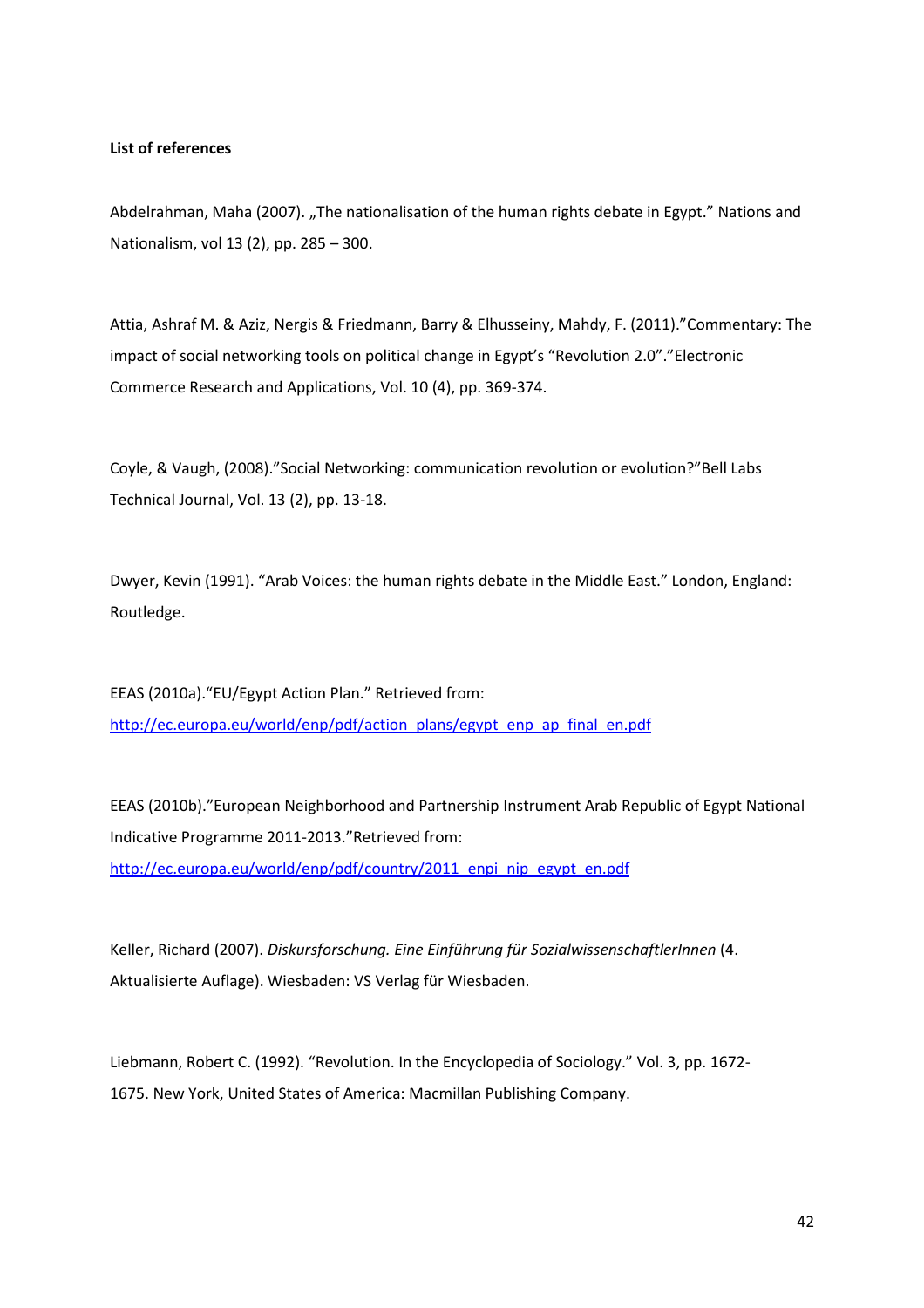**List of references**

Abdelrahman, Maha (2007). „The nationalisation of the human rights debate in Egypt." Nations and Nationalism, vol 13 (2), pp. 285 – 300.

Attia, Ashraf M. & Aziz, Nergis & Friedmann, Barry & Elhusseiny, Mahdy, F. (2011)."Commentary: The impact of social networking tools on political change in Egypt's "Revolution 2.0"."Electronic Commerce Research and Applications, Vol. 10 (4), pp. 369-374.

Coyle, & Vaugh, (2008)."Social Networking: communication revolution or evolution?"Bell Labs Technical Journal, Vol. 13 (2), pp. 13-18.

Dwyer, Kevin (1991). "Arab Voices: the human rights debate in the Middle East." London, England: Routledge.

EEAS (2010a)."EU/Egypt Action Plan." Retrieved from: http://ec.europa.eu/world/enp/pdf/action_plans/egypt_enp_ap_final_en.pdf

EEAS (2010b)."European Neighborhood and Partnership Instrument Arab Republic of Egypt National Indicative Programme 2011-2013."Retrieved from: http://ec.europa.eu/world/enp/pdf/country/2011_enpi_nip_egypt_en.pdf

Keller, Richard (2007). *Diskursforschung. Eine Einführung für SozialwissenschaftlerInnen* (4. Aktualisierte Auflage). Wiesbaden: VS Verlag für Wiesbaden.

Liebmann, Robert C. (1992). "Revolution. In the Encyclopedia of Sociology." Vol. 3, pp. 1672-1675. New York, United States of America: Macmillan Publishing Company.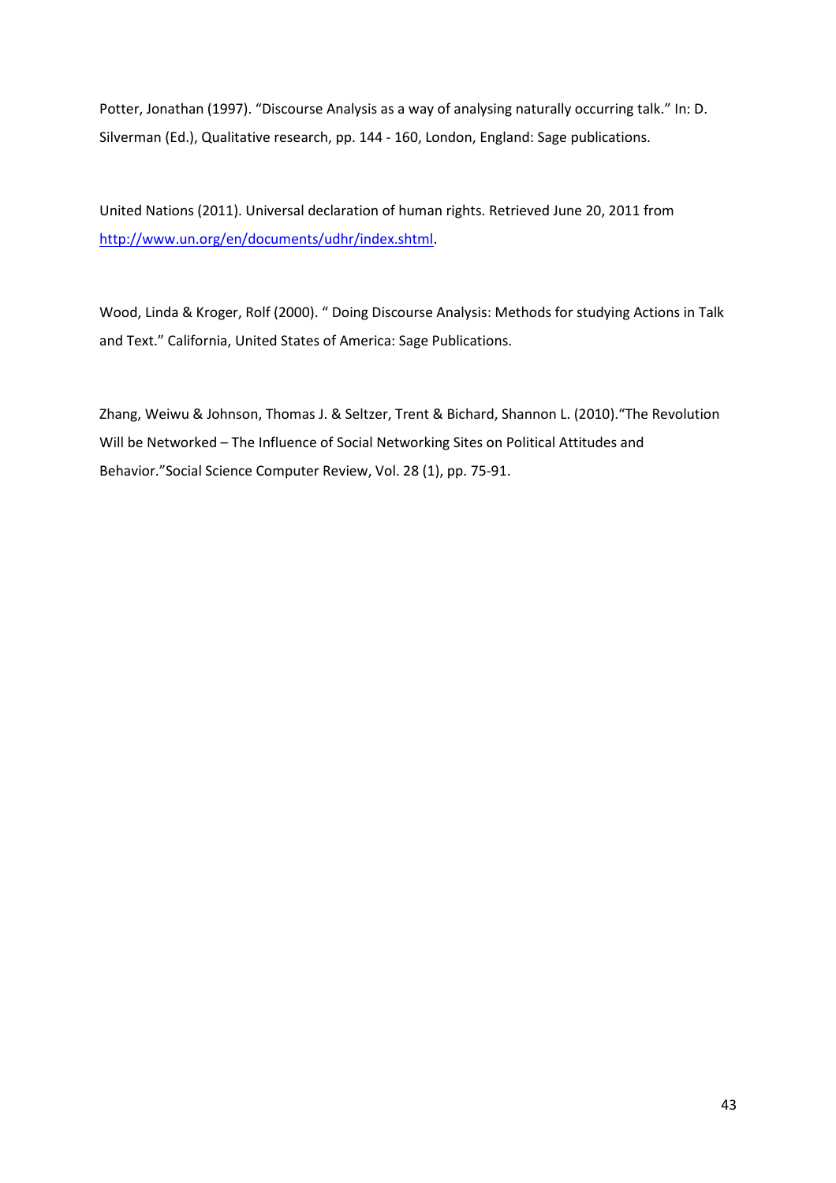Potter, Jonathan (1997). "Discourse Analysis as a way of analysing naturally occurring talk." In: D. Silverman (Ed.), Qualitative research, pp. 144 - 160, London, England: Sage publications.

United Nations (2011). Universal declaration of human rights. Retrieved June 20, 2011 from http://www.un.org/en/documents/udhr/index.shtml.

Wood, Linda & Kroger, Rolf (2000). " Doing Discourse Analysis: Methods for studying Actions in Talk and Text." California, United States of America: Sage Publications.

Zhang, Weiwu & Johnson, Thomas J. & Seltzer, Trent & Bichard, Shannon L. (2010)."The Revolution Will be Networked – The Influence of Social Networking Sites on Political Attitudes and Behavior."Social Science Computer Review, Vol. 28 (1), pp. 75-91.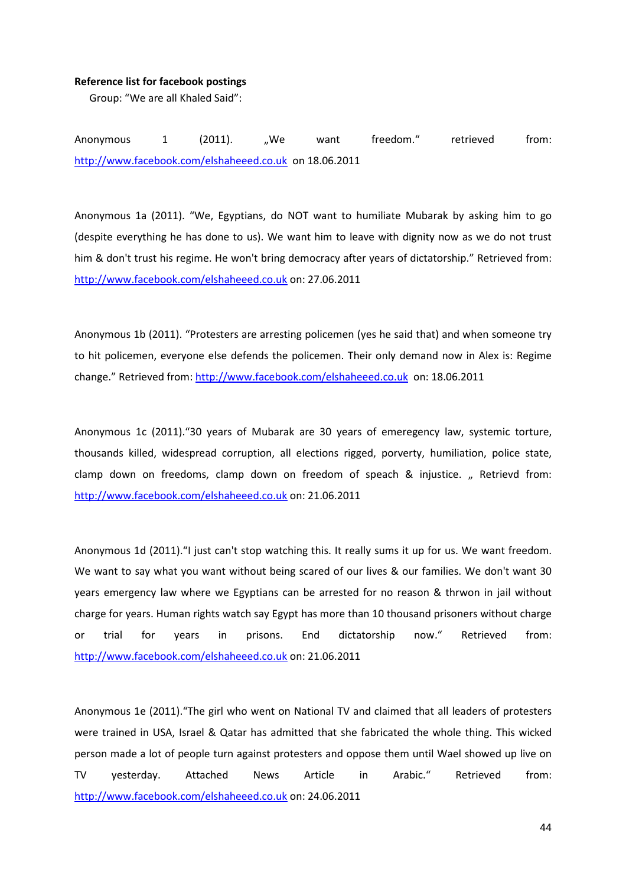**Reference list for facebook postings**

Group: “We are all Khaled Said”:

Anonymous 1 (2011). „We want freedom.“ retrieved from: http://www.facebook.com/elshaheeed.co.uk on 18.06.2011

Anonymous 1a (2011). “We, Egyptians, do NOT want to humiliate Mubarak by asking him to go (despite everything he has done to us). We want him to leave with dignity now as we do not trust him & don't trust his regime. He won't bring democracy after years of dictatorship.” Retrieved from: http://www.facebook.com/elshaheeed.co.uk on: 27.06.2011

Anonymous 1b (2011). “Protesters are arresting policemen (yes he said that) and when someone try to hit policemen, everyone else defends the policemen. Their only demand now in Alex is: Regime change.” Retrieved from: http://www.facebook.com/elshaheeed.co.uk on: 18.06.2011

Anonymous 1c (2011).“30 years of Mubarak are 30 years of emeregency law, systemic torture, thousands killed, widespread corruption, all elections rigged, porverty, humiliation, police state, clamp down on freedoms, clamp down on freedom of speach & injustice. „ Retrievd from: http://www.facebook.com/elshaheeed.co.uk on: 21.06.2011

Anonymous 1d (2011).“I just can't stop watching this. It really sums it up for us. We want freedom. We want to say what you want without being scared of our lives & our families. We don't want 30 years emergency law where we Egyptians can be arrested for no reason & thrwon in jail without charge for years. Human rights watch say Egypt has more than 10 thousand prisoners without charge or trial for years in prisons. End dictatorship now.“ Retrieved from: http://www.facebook.com/elshaheeed.co.uk on: 21.06.2011

Anonymous 1e (2011).“The girl who went on National TV and claimed that all leaders of protesters were trained in USA, Israel & Qatar has admitted that she fabricated the whole thing. This wicked person made a lot of people turn against protesters and oppose them until Wael showed up live on TV yesterday. Attached News Article in Arabic.“ Retrieved from: http://www.facebook.com/elshaheeed.co.uk on: 24.06.2011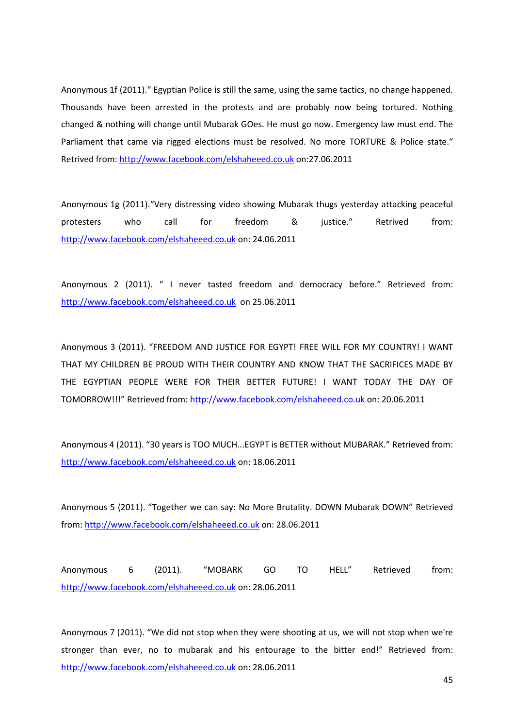Anonymous 1f (2011).“ Egyptian Police is still the same, using the same tactics, no change happened. Thousands have been arrested in the protests and are probably now being tortured. Nothing changed & nothing will change until Mubarak GOes. He must go now. Emergency law must end. The Parliament that came via rigged elections must be resolved. No more TORTURE & Police state.“ Retrived from: http://www.facebook.com/elshaheeed.co.uk on:27.06.2011

Anonymous 1g (2011).“Very distressing video showing Mubarak thugs yesterday attacking peaceful protesters who call for freedom & justice.“ Retrived from: http://www.facebook.com/elshaheeed.co.uk on: 24.06.2011

Anonymous 2 (2011). “ I never tasted freedom and democracy before.” Retrieved from: http://www.facebook.com/elshaheeed.co.uk on 25.06.2011

Anonymous 3 (2011). “FREEDOM AND JUSTICE FOR EGYPT! FREE WILL FOR MY COUNTRY! I WANT THAT MY CHILDREN BE PROUD WITH THEIR COUNTRY AND KNOW THAT THE SACRIFICES MADE BY THE EGYPTIAN PEOPLE WERE FOR THEIR BETTER FUTURE! I WANT TODAY THE DAY OF TOMORROW!!!” Retrieved from: http://www.facebook.com/elshaheeed.co.uk on: 20.06.2011

Anonymous 4 (2011). “30 years is TOO MUCH...EGYPT is BETTER without MUBARAK.” Retrieved from: http://www.facebook.com/elshaheeed.co.uk on: 18.06.2011

Anonymous 5 (2011). “Together we can say: No More Brutality. DOWN Mubarak DOWN” Retrieved from: http://www.facebook.com/elshaheeed.co.uk on: 28.06.2011

Anonymous 6 (2011). “MOBARK GO TO HELL” Retrieved from: http://www.facebook.com/elshaheeed.co.uk on: 28.06.2011

Anonymous 7 (2011). “We did not stop when they were shooting at us, we will not stop when we're stronger than ever, no to mubarak and his entourage to the bitter end!” Retrieved from: http://www.facebook.com/elshaheeed.co.uk on: 28.06.2011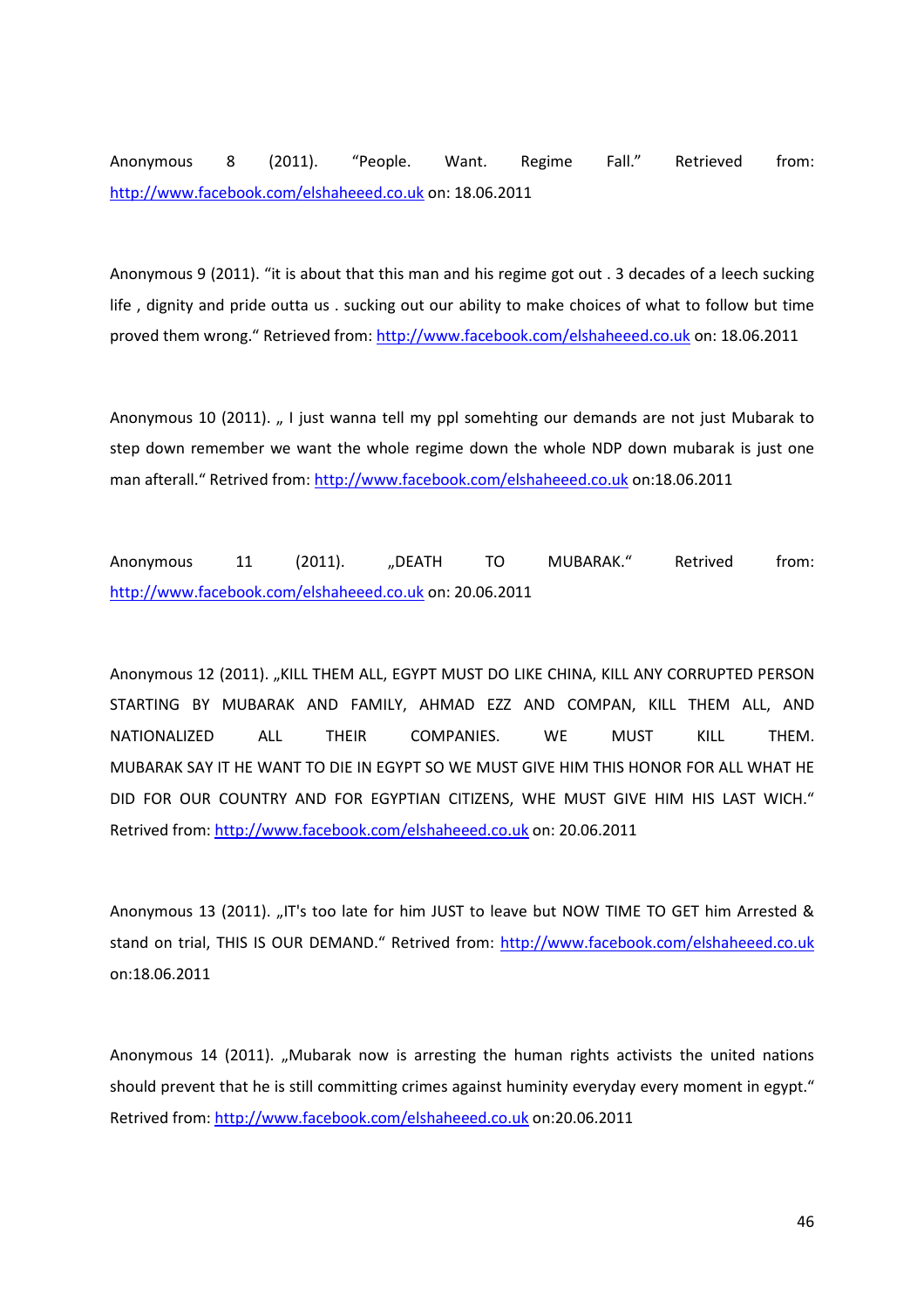Anonymous 8 (2011). "People. Want. Regime Fall." Retrieved from: http://www.facebook.com/elshaheeed.co.uk on: 18.06.2011

Anonymous 9 (2011). "it is about that this man and his regime got out . 3 decades of a leech sucking life , dignity and pride outta us . sucking out our ability to make choices of what to follow but time proved them wrong." Retrieved from: http://www.facebook.com/elshaheeed.co.uk on: 18.06.2011

Anonymous 10 (2011). „ I just wanna tell my ppl somehting our demands are not just Mubarak to step down remember we want the whole regime down the whole NDP down mubarak is just one man afterall." Retrived from: http://www.facebook.com/elshaheeed.co.uk on:18.06.2011

Anonymous 11 (2011). „DEATH TO MUBARAK." Retrived from: http://www.facebook.com/elshaheeed.co.uk on: 20.06.2011

Anonymous 12 (2011). „KILL THEM ALL, EGYPT MUST DO LIKE CHINA, KILL ANY CORRUPTED PERSON STARTING BY MUBARAK AND FAMILY, AHMAD EZZ AND COMPAN, KILL THEM ALL, AND NATIONALIZED ALL THEIR COMPANIES. WE MUST KILL THEM. MUBARAK SAY IT HE WANT TO DIE IN EGYPT SO WE MUST GIVE HIM THIS HONOR FOR ALL WHAT HE DID FOR OUR COUNTRY AND FOR EGYPTIAN CITIZENS, WHE MUST GIVE HIM HIS LAST WICH." Retrived from: http://www.facebook.com/elshaheeed.co.uk on: 20.06.2011

Anonymous 13 (2011). „IT's too late for him JUST to leave but NOW TIME TO GET him Arrested & stand on trial, THIS IS OUR DEMAND." Retrived from: http://www.facebook.com/elshaheeed.co.uk on:18.06.2011

Anonymous 14 (2011). „Mubarak now is arresting the human rights activists the united nations should prevent that he is still committing crimes against huminity everyday every moment in egypt." Retrived from: http://www.facebook.com/elshaheeed.co.uk on:20.06.2011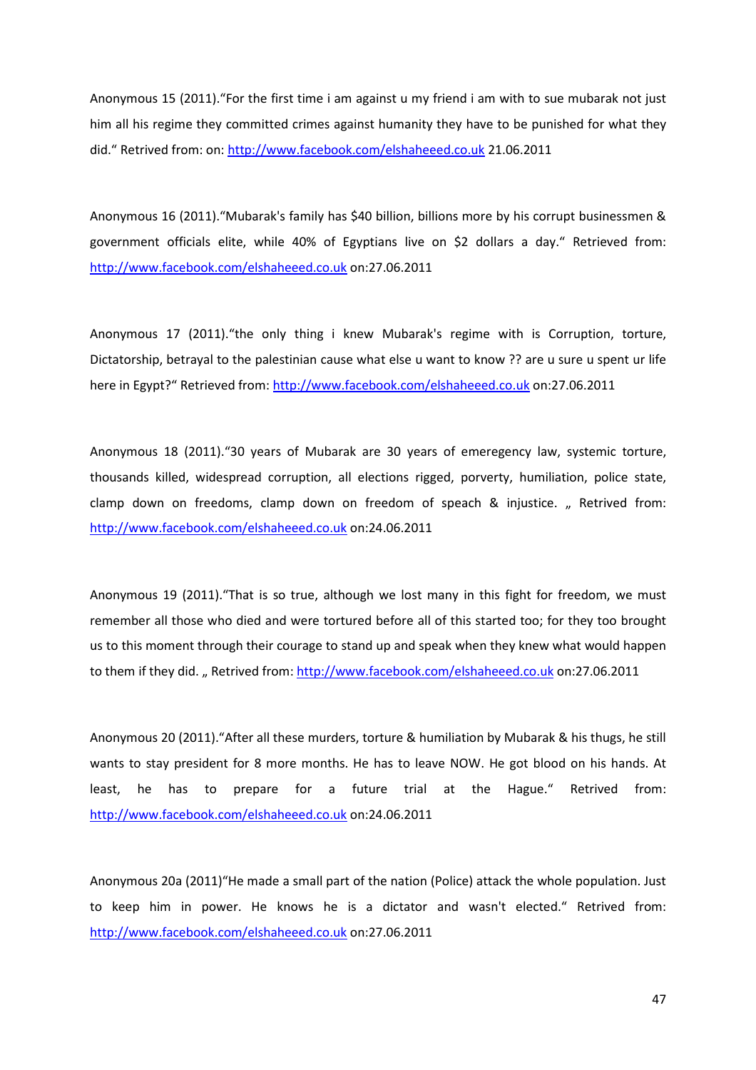Anonymous 15 (2011).“For the first time i am against u my friend i am with to sue mubarak not just him all his regime they committed crimes against humanity they have to be punished for what they did.“ Retrived from: on: http://www.facebook.com/elshaheeed.co.uk 21.06.2011

Anonymous 16 (2011).“Mubarak's family has $40 billion, billions more by his corrupt businessmen & government officials elite, while 40% of Egyptians live on $2 dollars a day.“ Retrieved from: http://www.facebook.com/elshaheeed.co.uk on:27.06.2011

Anonymous 17 (2011).“the only thing i knew Mubarak's regime with is Corruption, torture, Dictatorship, betrayal to the palestinian cause what else u want to know ?? are u sure u spent ur life here in Egypt?“ Retrieved from: http://www.facebook.com/elshaheeed.co.uk on:27.06.2011

Anonymous 18 (2011).“30 years of Mubarak are 30 years of emeregency law, systemic torture, thousands killed, widespread corruption, all elections rigged, porverty, humiliation, police state, clamp down on freedoms, clamp down on freedom of speach & injustice. „ Retrived from: http://www.facebook.com/elshaheeed.co.uk on:24.06.2011

Anonymous 19 (2011).“That is so true, although we lost many in this fight for freedom, we must remember all those who died and were tortured before all of this started too; for they too brought us to this moment through their courage to stand up and speak when they knew what would happen to them if they did. „ Retrived from: http://www.facebook.com/elshaheeed.co.uk on:27.06.2011

Anonymous 20 (2011).“After all these murders, torture & humiliation by Mubarak & his thugs, he still wants to stay president for 8 more months. He has to leave NOW. He got blood on his hands. At least, he has to prepare for a future trial at the Hague.“ Retrived from: http://www.facebook.com/elshaheeed.co.uk on:24.06.2011

Anonymous 20a (2011)“He made a small part of the nation (Police) attack the whole population. Just to keep him in power. He knows he is a dictator and wasn't elected.“ Retrived from: http://www.facebook.com/elshaheeed.co.uk on:27.06.2011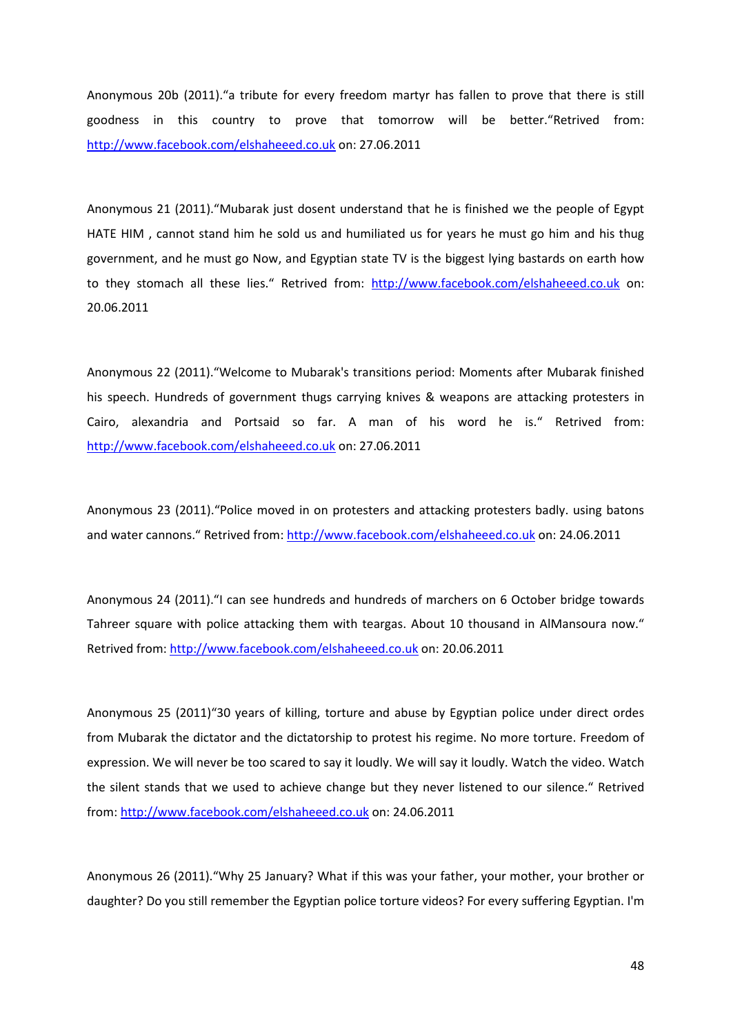Anonymous 20b (2011)."a tribute for every freedom martyr has fallen to prove that there is still goodness in this country to prove that tomorrow will be better."Retrived from: http://www.facebook.com/elshaheeed.co.uk on: 27.06.2011

Anonymous 21 (2011)."Mubarak just dosent understand that he is finished we the people of Egypt HATE HIM , cannot stand him he sold us and humiliated us for years he must go him and his thug government, and he must go Now, and Egyptian state TV is the biggest lying bastards on earth how to they stomach all these lies." Retrived from: http://www.facebook.com/elshaheeed.co.uk on: 20.06.2011

Anonymous 22 (2011)."Welcome to Mubarak's transitions period: Moments after Mubarak finished his speech. Hundreds of government thugs carrying knives & weapons are attacking protesters in Cairo, alexandria and Portsaid so far. A man of his word he is." Retrived from: http://www.facebook.com/elshaheeed.co.uk on: 27.06.2011

Anonymous 23 (2011)."Police moved in on protesters and attacking protesters badly. using batons and water cannons." Retrived from: http://www.facebook.com/elshaheeed.co.uk on: 24.06.2011

Anonymous 24 (2011)."I can see hundreds and hundreds of marchers on 6 October bridge towards Tahreer square with police attacking them with teargas. About 10 thousand in AlMansoura now." Retrived from: http://www.facebook.com/elshaheeed.co.uk on: 20.06.2011

Anonymous 25 (2011)"30 years of killing, torture and abuse by Egyptian police under direct ordes from Mubarak the dictator and the dictatorship to protest his regime. No more torture. Freedom of expression. We will never be too scared to say it loudly. We will say it loudly. Watch the video. Watch the silent stands that we used to achieve change but they never listened to our silence." Retrived from: http://www.facebook.com/elshaheeed.co.uk on: 24.06.2011

Anonymous 26 (2011)."Why 25 January? What if this was your father, your mother, your brother or daughter? Do you still remember the Egyptian police torture videos? For every suffering Egyptian. I'm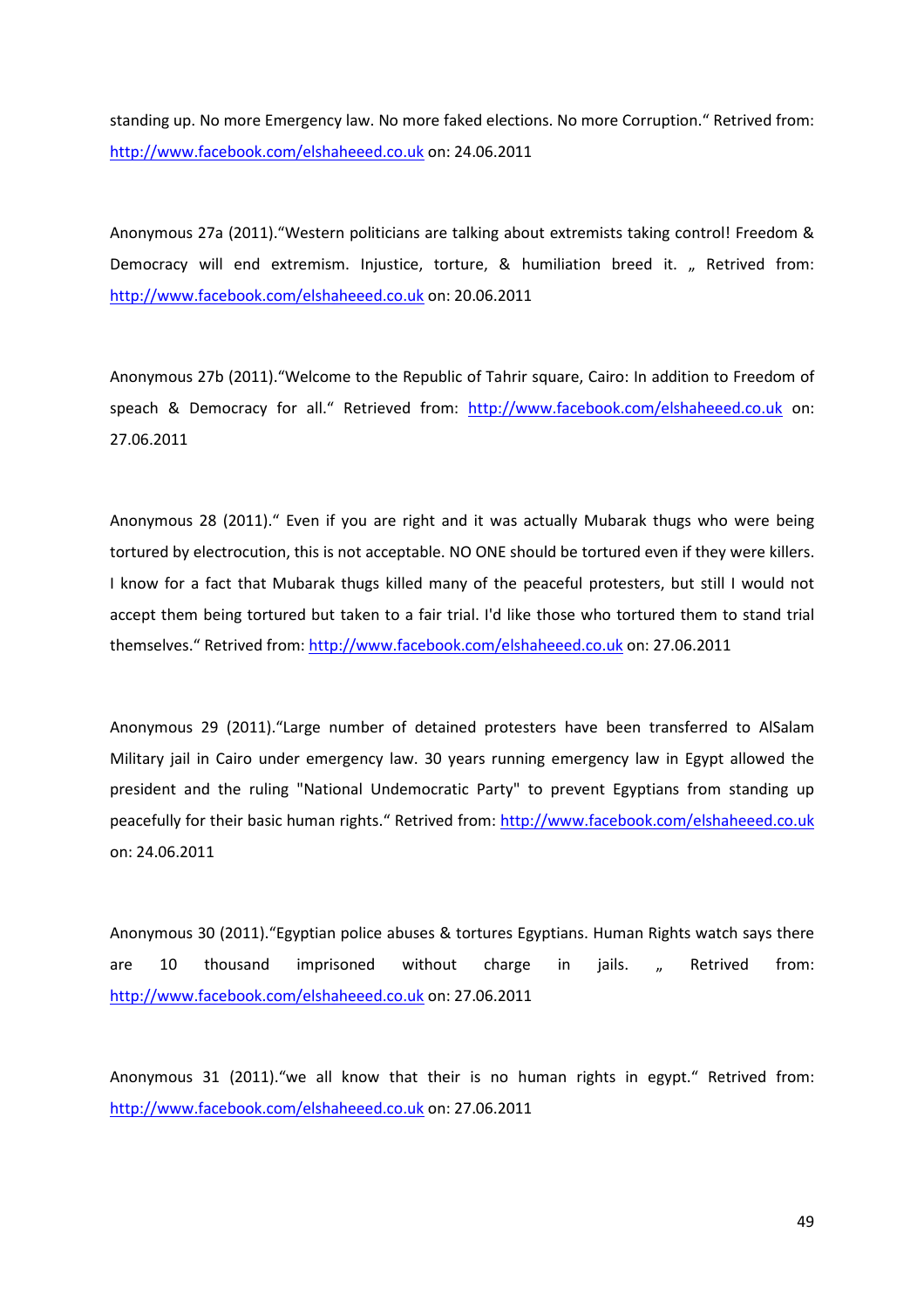standing up. No more Emergency law. No more faked elections. No more Corruption." Retrived from: http://www.facebook.com/elshaheeed.co.uk on: 24.06.2011

Anonymous 27a (2011)."Western politicians are talking about extremists taking control! Freedom & Democracy will end extremism. Injustice, torture, & humiliation breed it. „ Retrived from: http://www.facebook.com/elshaheeed.co.uk on: 20.06.2011

Anonymous 27b (2011)."Welcome to the Republic of Tahrir square, Cairo: In addition to Freedom of speach & Democracy for all." Retrieved from: http://www.facebook.com/elshaheeed.co.uk on: 27.06.2011

Anonymous 28 (2011)." Even if you are right and it was actually Mubarak thugs who were being tortured by electrocution, this is not acceptable. NO ONE should be tortured even if they were killers. I know for a fact that Mubarak thugs killed many of the peaceful protesters, but still I would not accept them being tortured but taken to a fair trial. I'd like those who tortured them to stand trial themselves." Retrived from: http://www.facebook.com/elshaheeed.co.uk on: 27.06.2011

Anonymous 29 (2011)."Large number of detained protesters have been transferred to AlSalam Military jail in Cairo under emergency law. 30 years running emergency law in Egypt allowed the president and the ruling "National Undemocratic Party" to prevent Egyptians from standing up peacefully for their basic human rights." Retrived from: http://www.facebook.com/elshaheeed.co.uk on: 24.06.2011

Anonymous 30 (2011)."Egyptian police abuses & tortures Egyptians. Human Rights watch says there are 10 thousand imprisoned without charge in jails. „ Retrived from: http://www.facebook.com/elshaheeed.co.uk on: 27.06.2011

Anonymous 31 (2011)."we all know that their is no human rights in egypt." Retrived from: http://www.facebook.com/elshaheeed.co.uk on: 27.06.2011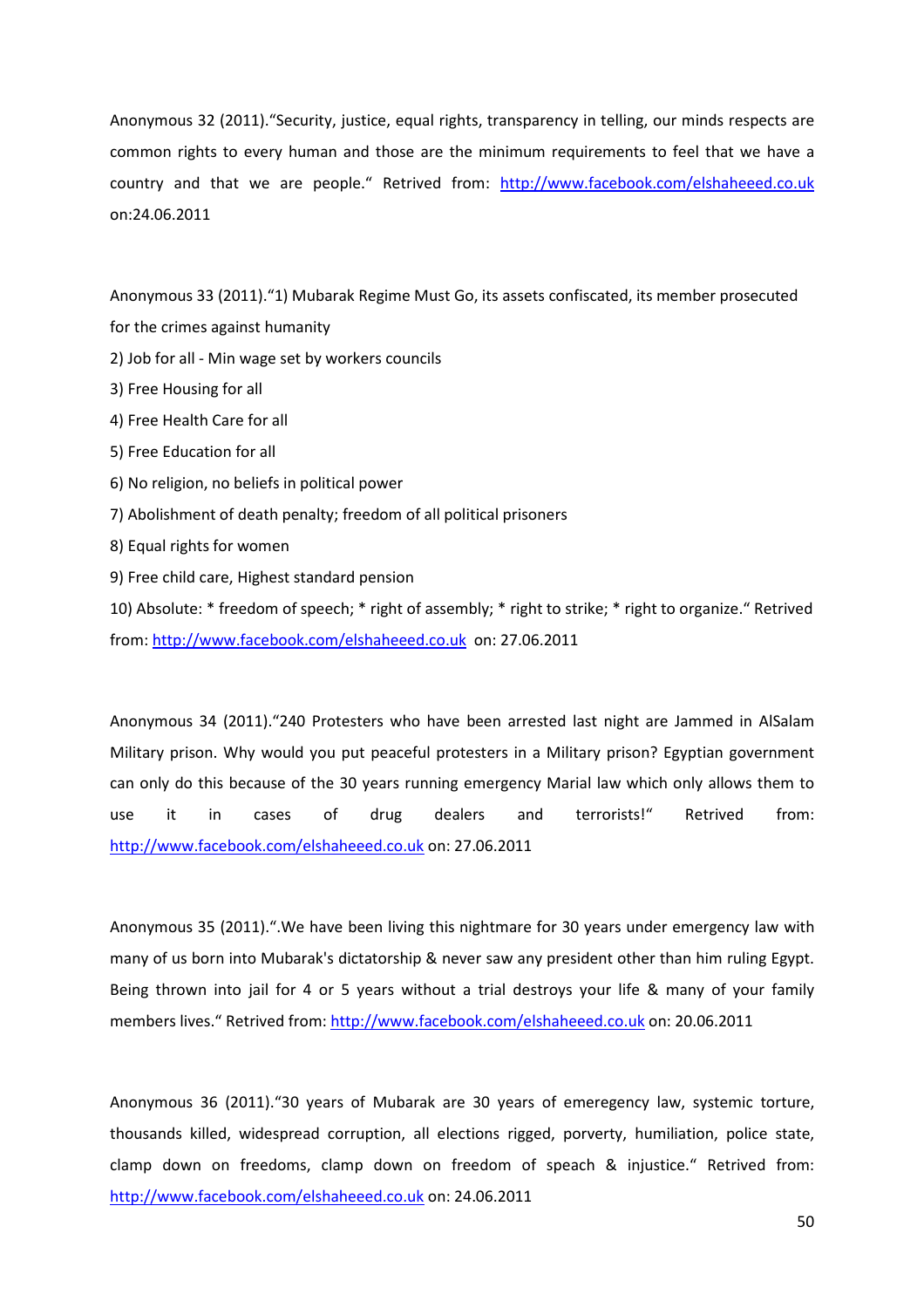Anonymous 32 (2011).“Security, justice, equal rights, transparency in telling, our minds respects are common rights to every human and those are the minimum requirements to feel that we have a country and that we are people.“ Retrived from: http://www.facebook.com/elshaheeed.co.uk on:24.06.2011

Anonymous 33 (2011).“1) Mubarak Regime Must Go, its assets confiscated, its member prosecuted for the crimes against humanity

2) Job for all - Min wage set by workers councils

3) Free Housing for all

4) Free Health Care for all

5) Free Education for all

6) No religion, no beliefs in political power

7) Abolishment of death penalty; freedom of all political prisoners

8) Equal rights for women

9) Free child care, Highest standard pension

10) Absolute: * freedom of speech; * right of assembly; * right to strike; * right to organize.“ Retrived from: http://www.facebook.com/elshaheeed.co.uk on: 27.06.2011

Anonymous 34 (2011).“240 Protesters who have been arrested last night are Jammed in AlSalam Military prison. Why would you put peaceful protesters in a Military prison? Egyptian government can only do this because of the 30 years running emergency Marial law which only allows them to use it in cases of drug dealers and terrorists!“ Retrived from: http://www.facebook.com/elshaheeed.co.uk on: 27.06.2011

Anonymous 35 (2011).“.We have been living this nightmare for 30 years under emergency law with many of us born into Mubarak's dictatorship & never saw any president other than him ruling Egypt. Being thrown into jail for 4 or 5 years without a trial destroys your life & many of your family members lives.“ Retrived from: http://www.facebook.com/elshaheeed.co.uk on: 20.06.2011

Anonymous 36 (2011).“30 years of Mubarak are 30 years of emeregency law, systemic torture, thousands killed, widespread corruption, all elections rigged, porverty, humiliation, police state, clamp down on freedoms, clamp down on freedom of speach & injustice.“ Retrived from: http://www.facebook.com/elshaheeed.co.uk on: 24.06.2011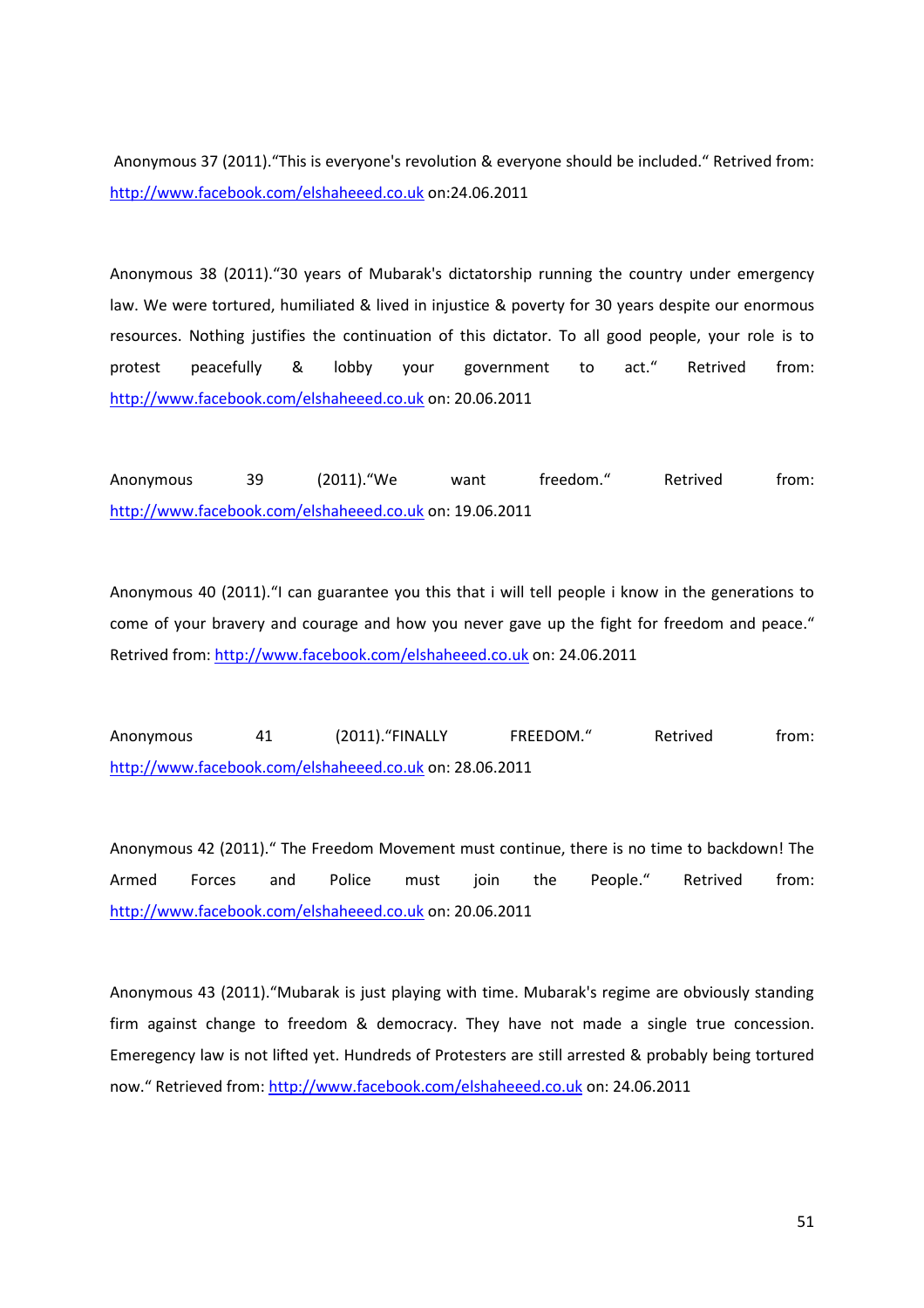Anonymous 37 (2011).“This is everyone's revolution & everyone should be included.“ Retrived from: http://www.facebook.com/elshaheeed.co.uk on:24.06.2011

Anonymous 38 (2011).“30 years of Mubarak's dictatorship running the country under emergency law. We were tortured, humiliated & lived in injustice & poverty for 30 years despite our enormous resources. Nothing justifies the continuation of this dictator. To all good people, your role is to protest peacefully & lobby your government to act.“ Retrived from: http://www.facebook.com/elshaheeed.co.uk on: 20.06.2011

Anonymous 39 (2011).“We want freedom.“ Retrived from: http://www.facebook.com/elshaheeed.co.uk on: 19.06.2011

Anonymous 40 (2011).“I can guarantee you this that i will tell people i know in the generations to come of your bravery and courage and how you never gave up the fight for freedom and peace.“ Retrived from: http://www.facebook.com/elshaheeed.co.uk on: 24.06.2011

Anonymous 41 (2011).“FINALLY FREEDOM.“ Retrived from: http://www.facebook.com/elshaheeed.co.uk on: 28.06.2011

Anonymous 42 (2011).“ The Freedom Movement must continue, there is no time to backdown! The Armed Forces and Police must join the People.“ Retrived from: http://www.facebook.com/elshaheeed.co.uk on: 20.06.2011

Anonymous 43 (2011).“Mubarak is just playing with time. Mubarak's regime are obviously standing firm against change to freedom & democracy. They have not made a single true concession. Emeregency law is not lifted yet. Hundreds of Protesters are still arrested & probably being tortured now.“ Retrieved from: http://www.facebook.com/elshaheeed.co.uk on: 24.06.2011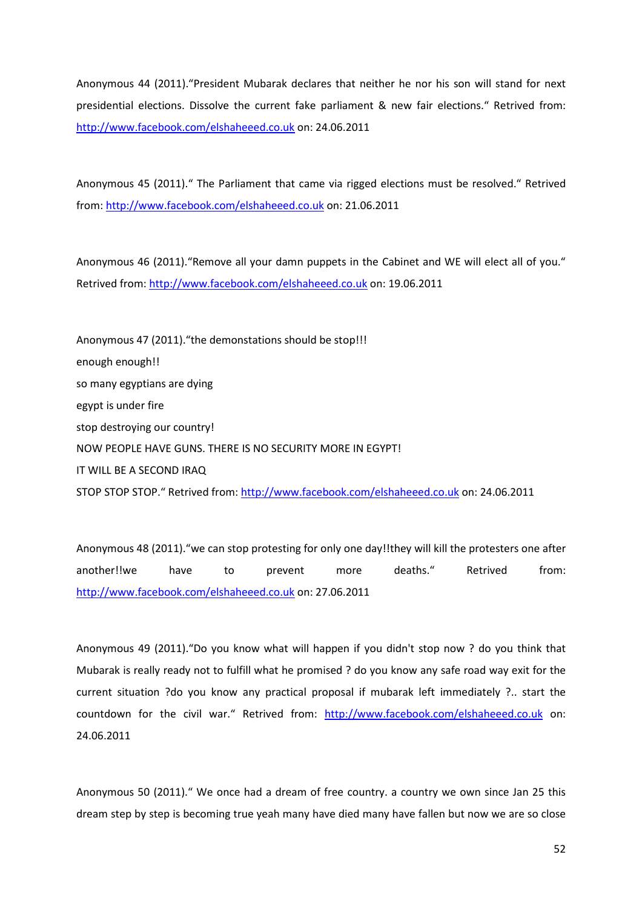Anonymous 44 (2011).“President Mubarak declares that neither he nor his son will stand for next presidential elections. Dissolve the current fake parliament & new fair elections.“ Retrived from: http://www.facebook.com/elshaheeed.co.uk on: 24.06.2011

Anonymous 45 (2011).“ The Parliament that came via rigged elections must be resolved.“ Retrived from: http://www.facebook.com/elshaheeed.co.uk on: 21.06.2011

Anonymous 46 (2011).“Remove all your damn puppets in the Cabinet and WE will elect all of you.“ Retrived from: http://www.facebook.com/elshaheeed.co.uk on: 19.06.2011

Anonymous 47 (2011).“the demonstations should be stop!!!  
enough enough!!  
so many egyptians are dying  
egypt is under fire  
stop destroying our country!  
NOW PEOPLE HAVE GUNS. THERE IS NO SECURITY MORE IN EGYPT!  
IT WILL BE A SECOND IRAQ  
STOP STOP STOP.“ Retrived from: http://www.facebook.com/elshaheeed.co.uk on: 24.06.2011

Anonymous 48 (2011).“we can stop protesting for only one day!!they will kill the protesters one after another!!we have to prevent more deaths.“ Retrived from: http://www.facebook.com/elshaheeed.co.uk on: 27.06.2011

Anonymous 49 (2011).“Do you know what will happen if you didn't stop now ? do you think that Mubarak is really ready not to fulfill what he promised ? do you know any safe road way exit for the current situation ?do you know any practical proposal if mubarak left immediately ?.. start the countdown for the civil war.“ Retrived from: http://www.facebook.com/elshaheeed.co.uk on: 24.06.2011

Anonymous 50 (2011).“ We once had a dream of free country. a country we own since Jan 25 this dream step by step is becoming true yeah many have died many have fallen but now we are so close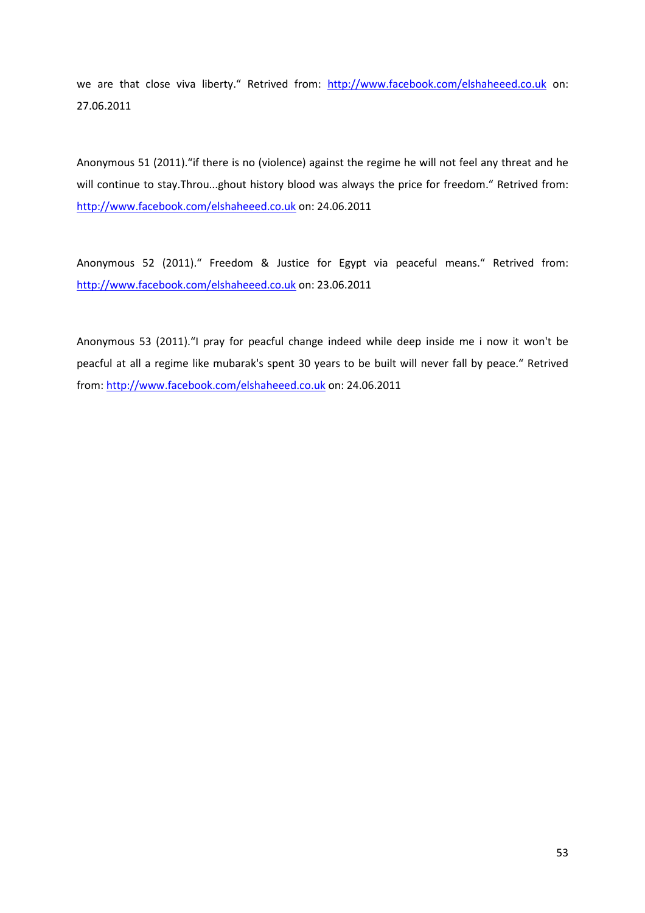we are that close viva liberty." Retrived from: http://www.facebook.com/elshaheeed.co.uk on: 27.06.2011

Anonymous 51 (2011)."if there is no (violence) against the regime he will not feel any threat and he will continue to stay.Throu...ghout history blood was always the price for freedom." Retrived from: http://www.facebook.com/elshaheeed.co.uk on: 24.06.2011

Anonymous 52 (2011)." Freedom & Justice for Egypt via peaceful means." Retrived from: http://www.facebook.com/elshaheeed.co.uk on: 23.06.2011

Anonymous 53 (2011)."I pray for peacful change indeed while deep inside me i now it won't be peacful at all a regime like mubarak's spent 30 years to be built will never fall by peace." Retrived from: http://www.facebook.com/elshaheeed.co.uk on: 24.06.2011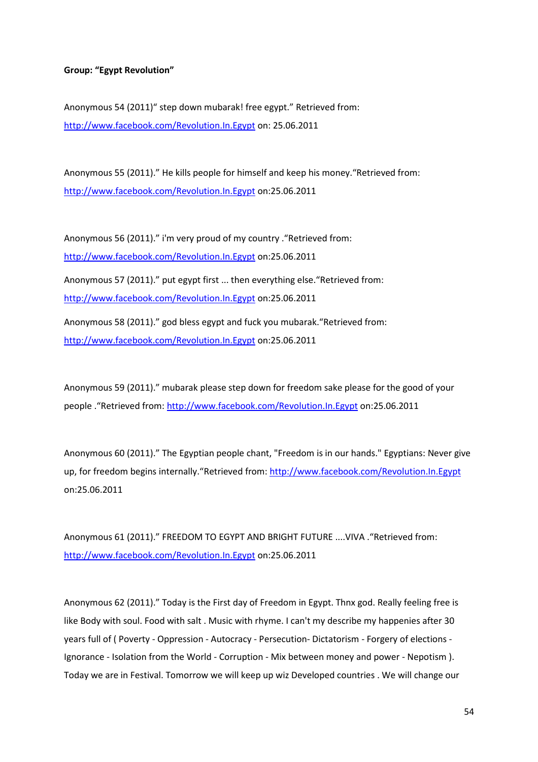**Group: “Egypt Revolution”**

Anonymous 54 (2011)“ step down mubarak! free egypt.” Retrieved from: http://www.facebook.com/Revolution.In.Egypt on: 25.06.2011

Anonymous 55 (2011).” He kills people for himself and keep his money.“Retrieved from: http://www.facebook.com/Revolution.In.Egypt on:25.06.2011

Anonymous 56 (2011).” i'm very proud of my country .“Retrieved from: http://www.facebook.com/Revolution.In.Egypt on:25.06.2011

Anonymous 57 (2011).” put egypt first ... then everything else.“Retrieved from: http://www.facebook.com/Revolution.In.Egypt on:25.06.2011

Anonymous 58 (2011).” god bless egypt and fuck you mubarak.“Retrieved from: http://www.facebook.com/Revolution.In.Egypt on:25.06.2011

Anonymous 59 (2011).” mubarak please step down for freedom sake please for the good of your people .“Retrieved from: http://www.facebook.com/Revolution.In.Egypt on:25.06.2011

Anonymous 60 (2011).” The Egyptian people chant, "Freedom is in our hands." Egyptians: Never give up, for freedom begins internally.“Retrieved from: http://www.facebook.com/Revolution.In.Egypt on:25.06.2011

Anonymous 61 (2011).” FREEDOM TO EGYPT AND BRIGHT FUTURE ....VIVA .“Retrieved from: http://www.facebook.com/Revolution.In.Egypt on:25.06.2011

Anonymous 62 (2011).” Today is the First day of Freedom in Egypt. Thnx god. Really feeling free is like Body with soul. Food with salt . Music with rhyme. I can't my describe my happenies after 30 years full of ( Poverty - Oppression - Autocracy - Persecution- Dictatorism - Forgery of elections - Ignorance - Isolation from the World - Corruption - Mix between money and power - Nepotism ). Today we are in Festival. Tomorrow we will keep up wiz Developed countries . We will change our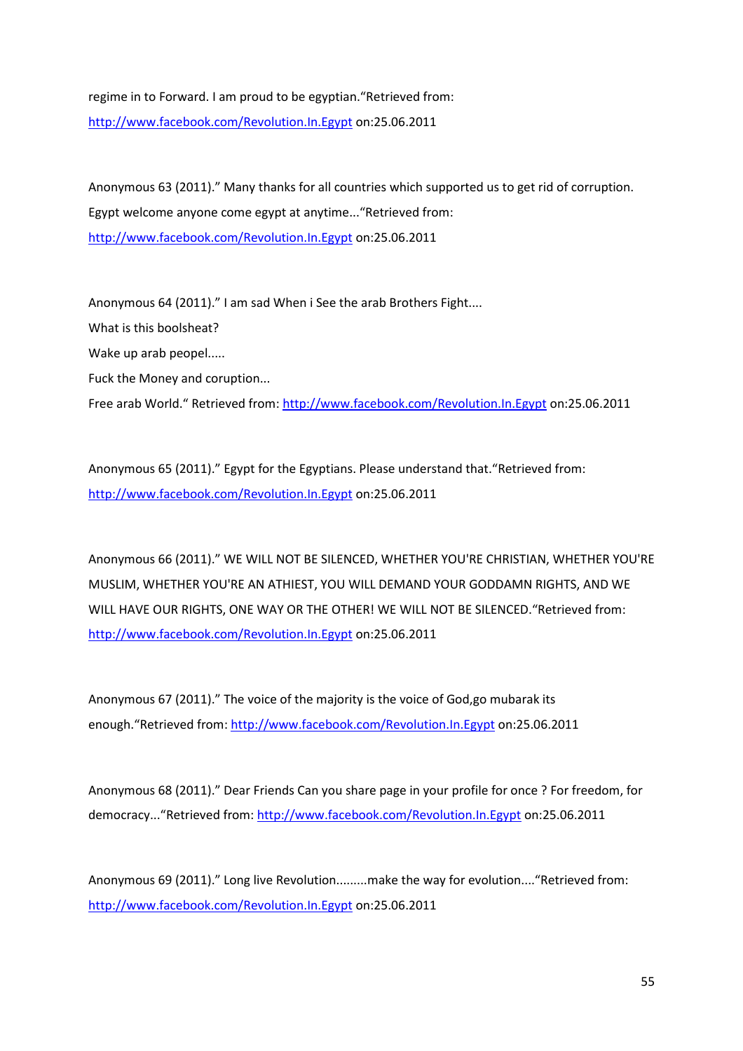regime in to Forward. I am proud to be egyptian."Retrieved from: http://www.facebook.com/Revolution.In.Egypt on:25.06.2011

Anonymous 63 (2011)." Many thanks for all countries which supported us to get rid of corruption. Egypt welcome anyone come egypt at anytime..."Retrieved from: http://www.facebook.com/Revolution.In.Egypt on:25.06.2011

Anonymous 64 (2011)." I am sad When i See the arab Brothers Fight....

What is this boolsheat?

Wake up arab peopel.....

Fuck the Money and coruption...

Free arab World." Retrieved from: http://www.facebook.com/Revolution.In.Egypt on:25.06.2011

Anonymous 65 (2011)." Egypt for the Egyptians. Please understand that."Retrieved from: http://www.facebook.com/Revolution.In.Egypt on:25.06.2011

Anonymous 66 (2011)." WE WILL NOT BE SILENCED, WHETHER YOU'RE CHRISTIAN, WHETHER YOU'RE MUSLIM, WHETHER YOU'RE AN ATHIEST, YOU WILL DEMAND YOUR GODDAMN RIGHTS, AND WE WILL HAVE OUR RIGHTS, ONE WAY OR THE OTHER! WE WILL NOT BE SILENCED."Retrieved from: http://www.facebook.com/Revolution.In.Egypt on:25.06.2011

Anonymous 67 (2011)." The voice of the majority is the voice of God,go mubarak its enough."Retrieved from: http://www.facebook.com/Revolution.In.Egypt on:25.06.2011

Anonymous 68 (2011)." Dear Friends Can you share page in your profile for once ? For freedom, for democracy..."Retrieved from: http://www.facebook.com/Revolution.In.Egypt on:25.06.2011

Anonymous 69 (2011)." Long live Revolution.........make the way for evolution...."Retrieved from: http://www.facebook.com/Revolution.In.Egypt on:25.06.2011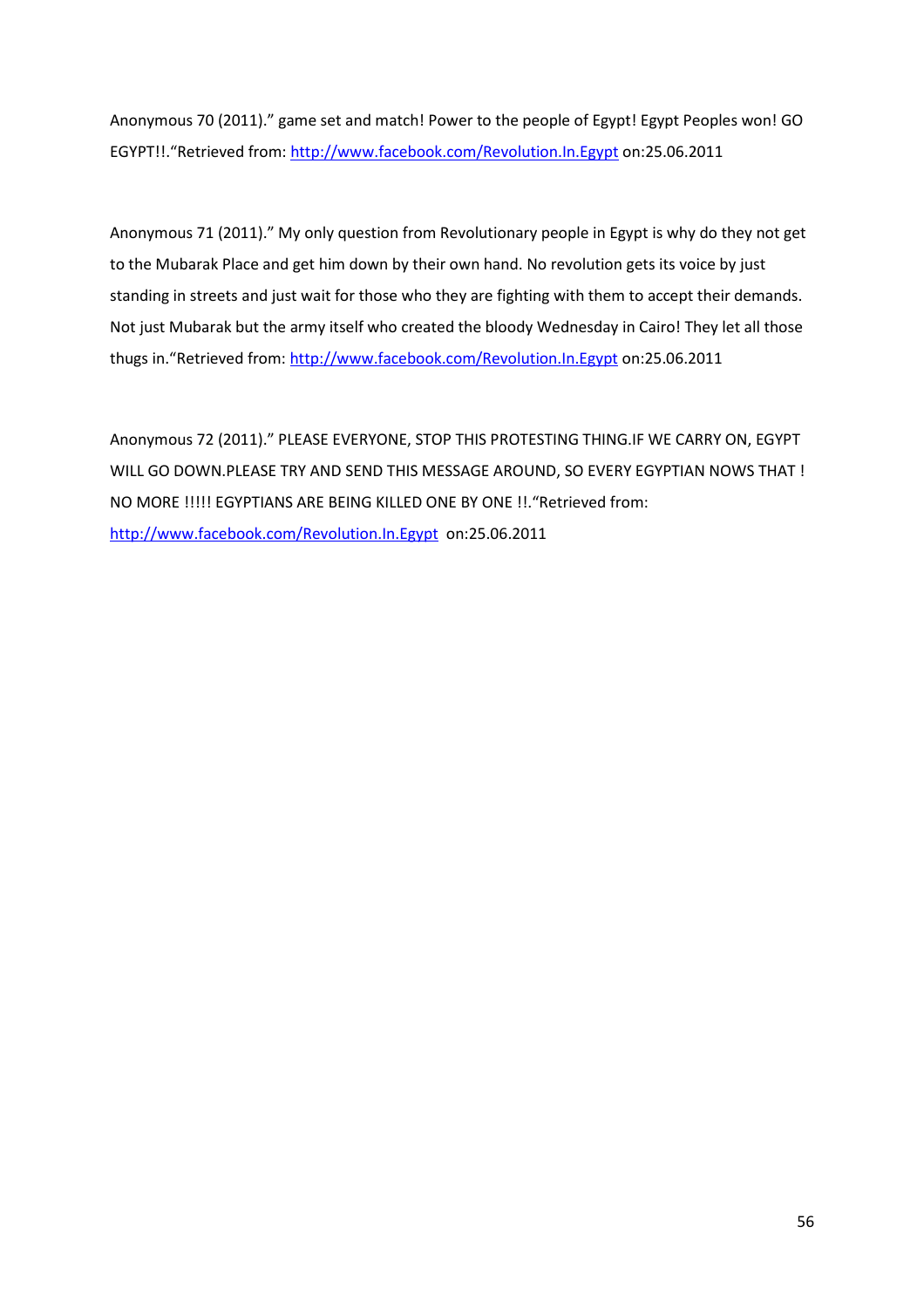Anonymous 70 (2011).” game set and match! Power to the people of Egypt! Egypt Peoples won! GO EGYPT!!.“Retrieved from: http://www.facebook.com/Revolution.In.Egypt on:25.06.2011

Anonymous 71 (2011).” My only question from Revolutionary people in Egypt is why do they not get to the Mubarak Place and get him down by their own hand. No revolution gets its voice by just standing in streets and just wait for those who they are fighting with them to accept their demands. Not just Mubarak but the army itself who created the bloody Wednesday in Cairo! They let all those thugs in.“Retrieved from: http://www.facebook.com/Revolution.In.Egypt on:25.06.2011

Anonymous 72 (2011).” PLEASE EVERYONE, STOP THIS PROTESTING THING.IF WE CARRY ON, EGYPT WILL GO DOWN.PLEASE TRY AND SEND THIS MESSAGE AROUND, SO EVERY EGYPTIAN NOWS THAT ! NO MORE !!!!! EGYPTIANS ARE BEING KILLED ONE BY ONE !!.“Retrieved from: http://www.facebook.com/Revolution.In.Egypt on:25.06.2011